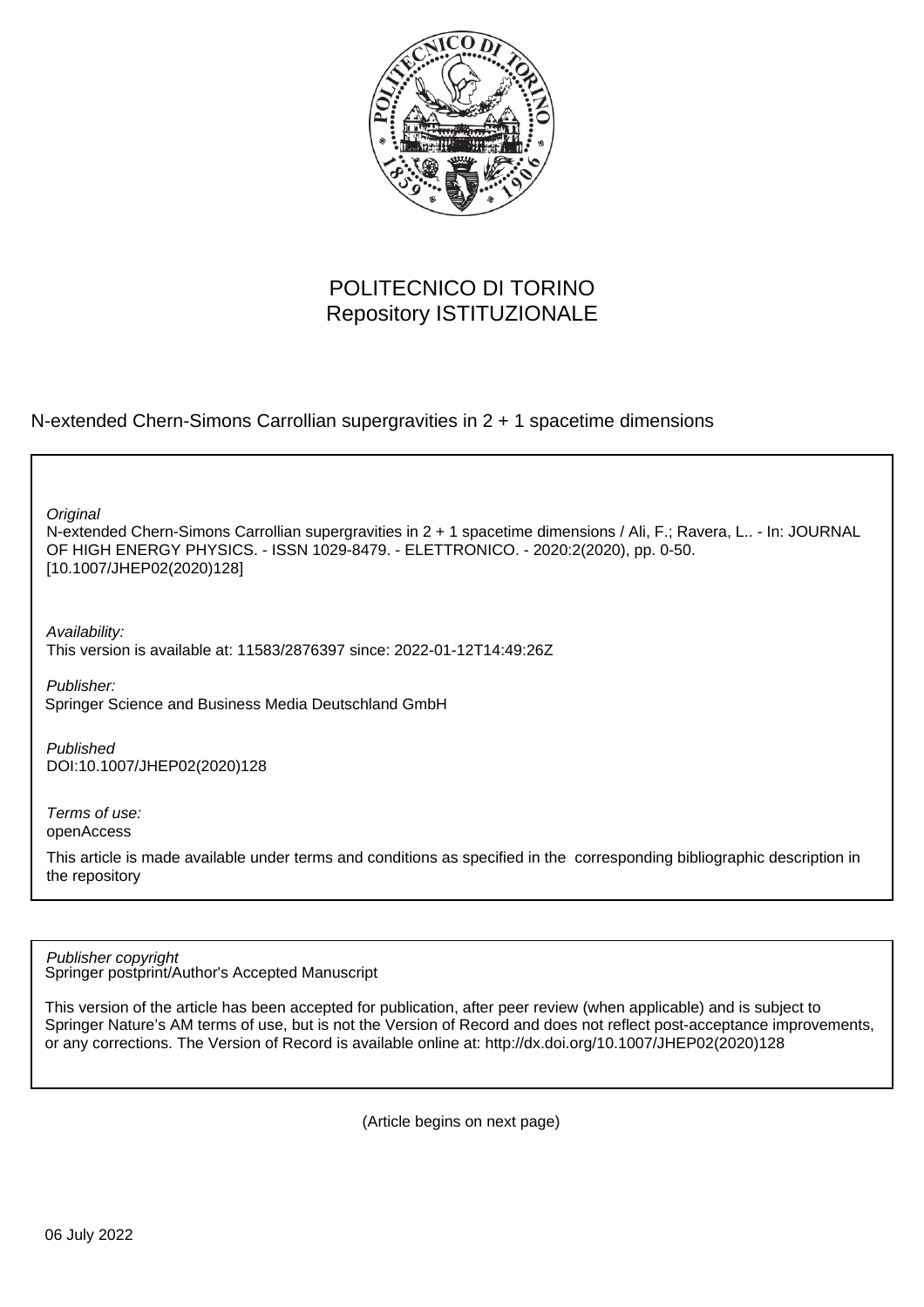POLITECNICO DI TORINO
Repository ISTITUZIONALE

N-extended Chern-Simons Carrollian supergravities in 2 + 1 spacetime dimensions

*Original*
N-extended Chern-Simons Carrollian supergravities in 2 + 1 spacetime dimensions / Ali, F.; Ravera, L.. - In: JOURNAL OF HIGH ENERGY PHYSICS. - ISSN 1029-8479. - ELETTRONICO. - 2020:2(2020), pp. 0-50. [10.1007/JHEP02(2020)128]

*Availability:*
This version is available at: 11583/2876397 since: 2022-01-12T14:49:26Z

*Publisher:*
Springer Science and Business Media Deutschland GmbH

*Published*
DOI:10.1007/JHEP02(2020)128

*Terms of use:*
openAccess

This article is made available under terms and conditions as specified in the corresponding bibliographic description in the repository

*Publisher copyright*
Springer postprint/Author's Accepted Manuscript

This version of the article has been accepted for publication, after peer review (when applicable) and is subject to Springer Nature's AM terms of use, but is not the Version of Record and does not reflect post-acceptance improvements, or any corrections. The Version of Record is available online at: http://dx.doi.org/10.1007/JHEP02(2020)128

(Article begins on next page)

06 July 2022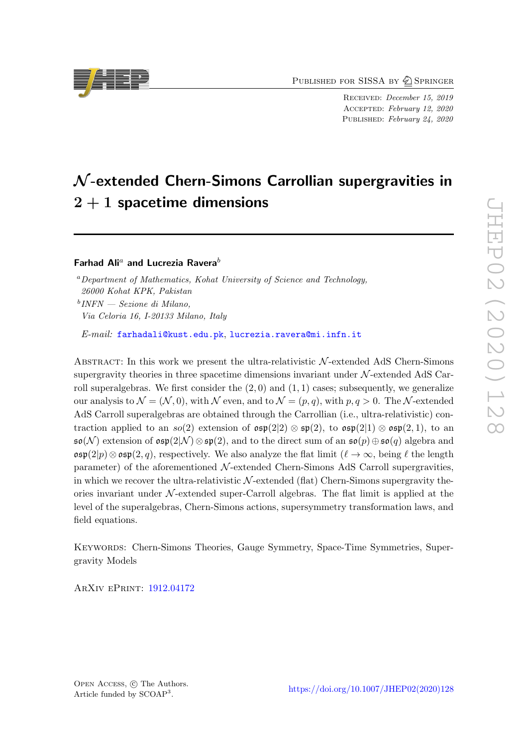# $\mathcal{N}$-extended Chern-Simons Carrollian supergravities in $2+1$ spacetime dimensions

**Farhad Ali**[a] **and Lucrezia Ravera**[b]

[a] *Department of Mathematics, Kohat University of Science and Technology, 26000 Kohat KPK, Pakistan*

[b] *INFN — Sezione di Milano, Via Celoria 16, I-20133 Milano, Italy*

*E-mail:* farhadali@kust.edu.pk, lucrezia.ravera@mi.infn.it

Abstract: In this work we present the ultra-relativistic $\mathcal{N}$-extended AdS Chern-Simons supergravity theories in three spacetime dimensions invariant under $\mathcal{N}$-extended AdS Carroll superalgebras. We first consider the $(2,0)$ and $(1,1)$ cases; subsequently, we generalize our analysis to $\mathcal{N} = (\mathcal{N}, 0)$, with $\mathcal{N}$ even, and to $\mathcal{N} = (p, q)$, with $p, q > 0$. The $\mathcal{N}$-extended AdS Carroll superalgebras are obtained through the Carrollian (i.e., ultra-relativistic) contraction applied to an $so(2)$ extension of $\mathfrak{osp}(2|2) \otimes \mathfrak{sp}(2)$, to $\mathfrak{osp}(2|1) \otimes \mathfrak{osp}(2,1)$, to an $\mathfrak{so}(\mathcal{N})$ extension of $\mathfrak{osp}(2|\mathcal{N}) \otimes \mathfrak{sp}(2)$, and to the direct sum of an $\mathfrak{so}(p) \oplus \mathfrak{so}(q)$ algebra and $\mathfrak{osp}(2|p) \otimes \mathfrak{osp}(2,q)$, respectively. We also analyze the flat limit ($\ell \to \infty$, being $\ell$ the length parameter) of the aforementioned $\mathcal{N}$-extended Chern-Simons AdS Carroll supergravities, in which we recover the ultra-relativistic $\mathcal{N}$-extended (flat) Chern-Simons supergravity theories invariant under $\mathcal{N}$-extended super-Carroll algebras. The flat limit is applied at the level of the superalgebras, Chern-Simons actions, supersymmetry transformation laws, and field equations.

Keywords: Chern-Simons Theories, Gauge Symmetry, Space-Time Symmetries, Supergravity Models

ArXiv ePrint: 1912.04172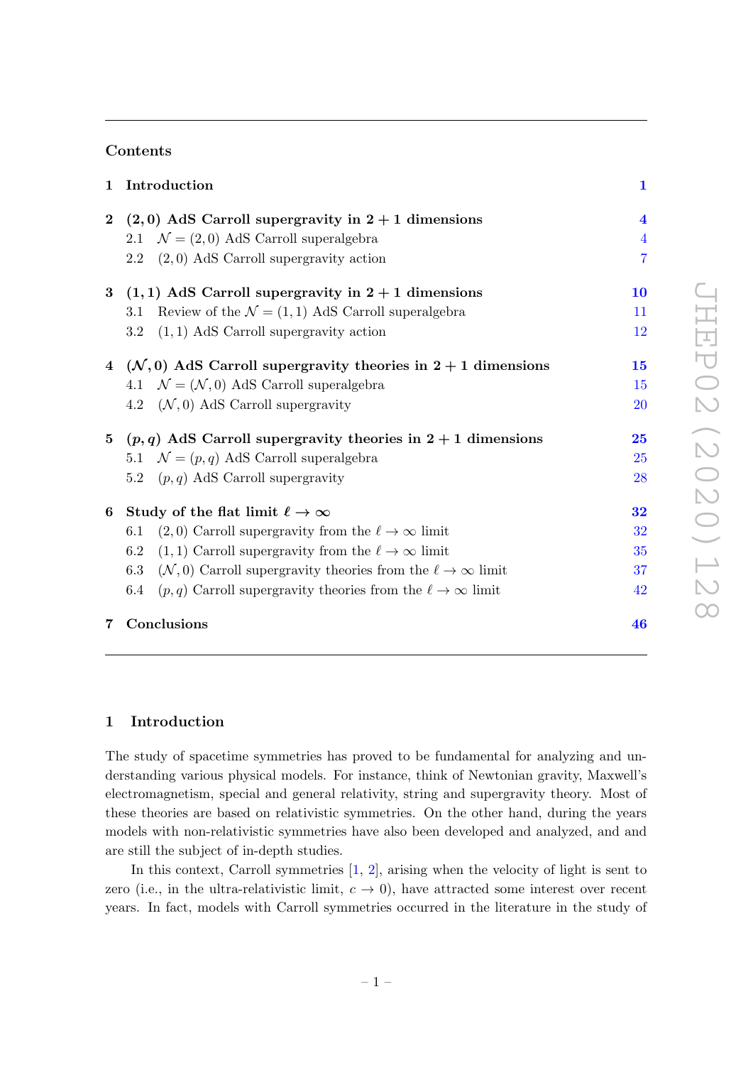## Contents

| | | |
|---|---|---|
| **1** | **Introduction** | **1** |
| **2** | **(2, 0) AdS Carroll supergravity in 2 + 1 dimensions** | **4** |
| | 2.1 $\mathcal{N} = (2,0)$ AdS Carroll superalgebra | 4 |
| | 2.2 $(2,0)$ AdS Carroll supergravity action | 7 |
| **3** | **(1, 1) AdS Carroll supergravity in 2 + 1 dimensions** | **10** |
| | 3.1 Review of the $\mathcal{N} = (1,1)$ AdS Carroll superalgebra | 11 |
| | 3.2 $(1,1)$ AdS Carroll supergravity action | 12 |
| **4** | **($\mathcal{N}$, 0) AdS Carroll supergravity theories in 2 + 1 dimensions** | **15** |
| | 4.1 $\mathcal{N} = (\mathcal{N},0)$ AdS Carroll superalgebra | 15 |
| | 4.2 $(\mathcal{N},0)$ AdS Carroll supergravity | 20 |
| **5** | **(p, q) AdS Carroll supergravity theories in 2 + 1 dimensions** | **25** |
| | 5.1 $\mathcal{N} = (p,q)$ AdS Carroll superalgebra | 25 |
| | 5.2 $(p,q)$ AdS Carroll supergravity | 28 |
| **6** | **Study of the flat limit $\ell \to \infty$** | **32** |
| | 6.1 $(2,0)$ Carroll supergravity from the $\ell \to \infty$ limit | 32 |
| | 6.2 $(1,1)$ Carroll supergravity from the $\ell \to \infty$ limit | 35 |
| | 6.3 $(\mathcal{N},0)$ Carroll supergravity theories from the $\ell \to \infty$ limit | 37 |
| | 6.4 $(p,q)$ Carroll supergravity theories from the $\ell \to \infty$ limit | 42 |
| **7** | **Conclusions** | **46** |

## 1 Introduction

The study of spacetime symmetries has proved to be fundamental for analyzing and understanding various physical models. For instance, think of Newtonian gravity, Maxwell's electromagnetism, special and general relativity, string and supergravity theory. Most of these theories are based on relativistic symmetries. On the other hand, during the years models with non-relativistic symmetries have also been developed and analyzed, and and are still the subject of in-depth studies.

In this context, Carroll symmetries [1, 2], arising when the velocity of light is sent to zero (i.e., in the ultra-relativistic limit, $c \to 0$), have attracted some interest over recent years. In fact, models with Carroll symmetries occurred in the literature in the study of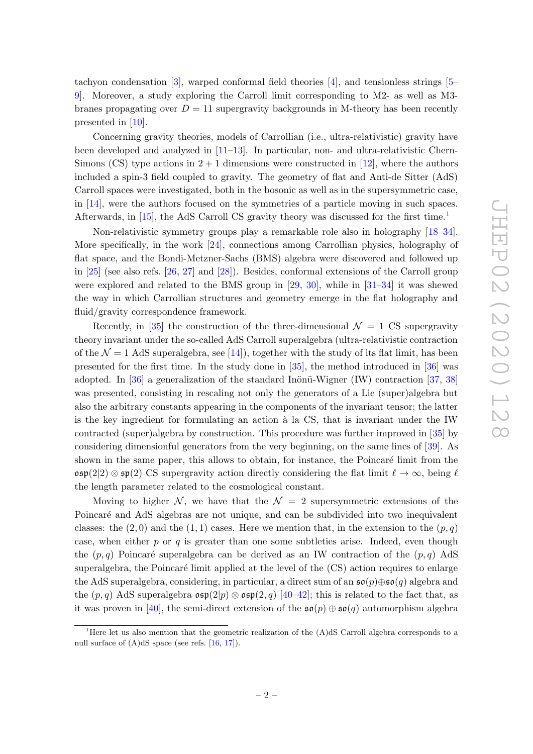tachyon condensation [3], warped conformal field theories [4], and tensionless strings [5–9]. Moreover, a study exploring the Carroll limit corresponding to M2- as well as M3-branes propagating over $D = 11$ supergravity backgrounds in M-theory has been recently presented in [10].

Concerning gravity theories, models of Carrollian (i.e., ultra-relativistic) gravity have been developed and analyzed in [11–13]. In particular, non- and ultra-relativistic Chern-Simons (CS) type actions in $2 + 1$ dimensions were constructed in [12], where the authors included a spin-3 field coupled to gravity. The geometry of flat and Anti-de Sitter (AdS) Carroll spaces were investigated, both in the bosonic as well as in the supersymmetric case, in [14], were the authors focused on the symmetries of a particle moving in such spaces. Afterwards, in [15], the AdS Carroll CS gravity theory was discussed for the first time.[1]

Non-relativistic symmetry groups play a remarkable role also in holography [18–34]. More specifically, in the work [24], connections among Carrollian physics, holography of flat space, and the Bondi-Metzner-Sachs (BMS) algebra were discovered and followed up in [25] (see also refs. [26, 27] and [28]). Besides, conformal extensions of the Carroll group were explored and related to the BMS group in [29, 30], while in [31–34] it was shewed the way in which Carrollian structures and geometry emerge in the flat holography and fluid/gravity correspondence framework.

Recently, in [35] the construction of the three-dimensional $\mathcal{N} = 1$ CS supergravity theory invariant under the so-called AdS Carroll superalgebra (ultra-relativistic contraction of the $\mathcal{N} = 1$ AdS superalgebra, see [14]), together with the study of its flat limit, has been presented for the first time. In the study done in [35], the method introduced in [36] was adopted. In [36] a generalization of the standard Inönü-Wigner (IW) contraction [37, 38] was presented, consisting in rescaling not only the generators of a Lie (super)algebra but also the arbitrary constants appearing in the components of the invariant tensor; the latter is the key ingredient for formulating an action à la CS, that is invariant under the IW contracted (super)algebra by construction. This procedure was further improved in [35] by considering dimensionful generators from the very beginning, on the same lines of [39]. As shown in the same paper, this allows to obtain, for instance, the Poincaré limit from the $\mathfrak{osp}(2|2) \otimes \mathfrak{sp}(2)$ CS supergravity action directly considering the flat limit $\ell \to \infty$, being $\ell$ the length parameter related to the cosmological constant.

Moving to higher $\mathcal{N}$, we have that the $\mathcal{N} = 2$ supersymmetric extensions of the Poincaré and AdS algebras are not unique, and can be subdivided into two inequivalent classes: the $(2, 0)$ and the $(1, 1)$ cases. Here we mention that, in the extension to the $(p, q)$ case, when either $p$ or $q$ is greater than one some subtleties arise. Indeed, even though the $(p, q)$ Poincaré superalgebra can be derived as an IW contraction of the $(p, q)$ AdS superalgebra, the Poincaré limit applied at the level of the (CS) action requires to enlarge the AdS superalgebra, considering, in particular, a direct sum of an $\mathfrak{so}(p)\oplus\mathfrak{so}(q)$ algebra and the $(p, q)$ AdS superalgebra $\mathfrak{osp}(2|p) \otimes \mathfrak{osp}(2, q)$ [40–42]; this is related to the fact that, as it was proven in [40], the semi-direct extension of the $\mathfrak{so}(p) \oplus \mathfrak{so}(q)$ automorphism algebra

[1] Here let us also mention that the geometric realization of the (A)dS Carroll algebra corresponds to a null surface of (A)dS space (see refs. [16, 17]).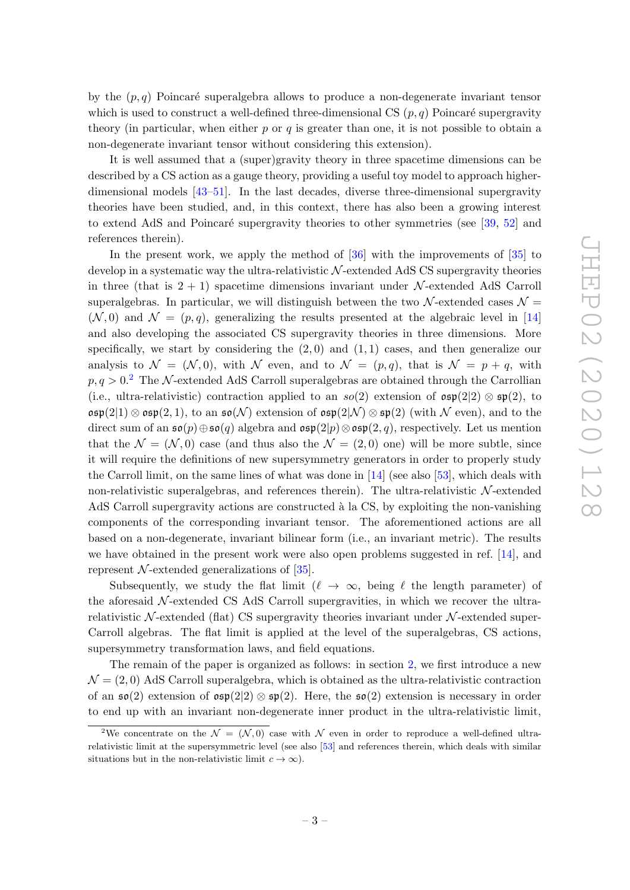by the $(p,q)$ Poincaré superalgebra allows to produce a non-degenerate invariant tensor which is used to construct a well-defined three-dimensional CS $(p,q)$ Poincaré supergravity theory (in particular, when either $p$ or $q$ is greater than one, it is not possible to obtain a non-degenerate invariant tensor without considering this extension).

It is well assumed that a (super)gravity theory in three spacetime dimensions can be described by a CS action as a gauge theory, providing a useful toy model to approach higher-dimensional models [43–51]. In the last decades, diverse three-dimensional supergravity theories have been studied, and, in this context, there has also been a growing interest to extend AdS and Poincaré supergravity theories to other symmetries (see [39, 52] and references therein).

In the present work, we apply the method of [36] with the improvements of [35] to develop in a systematic way the ultra-relativistic $\mathcal{N}$-extended AdS CS supergravity theories in three (that is $2+1$) spacetime dimensions invariant under $\mathcal{N}$-extended AdS Carroll superalgebras. In particular, we will distinguish between the two $\mathcal{N}$-extended cases $\mathcal{N} = (\mathcal{N},0)$ and $\mathcal{N} = (p,q)$, generalizing the results presented at the algebraic level in [14] and also developing the associated CS supergravity theories in three dimensions. More specifically, we start by considering the $(2,0)$ and $(1,1)$ cases, and then generalize our analysis to $\mathcal{N} = (\mathcal{N},0)$, with $\mathcal{N}$ even, and to $\mathcal{N} = (p,q)$, that is $\mathcal{N} = p+q$, with $p,q > 0$.[2] The $\mathcal{N}$-extended AdS Carroll superalgebras are obtained through the Carrollian (i.e., ultra-relativistic) contraction applied to an $so(2)$ extension of $\mathfrak{osp}(2|2) \otimes \mathfrak{sp}(2)$, to $\mathfrak{osp}(2|1) \otimes \mathfrak{osp}(2,1)$, to an $\mathfrak{so}(\mathcal{N})$ extension of $\mathfrak{osp}(2|\mathcal{N}) \otimes \mathfrak{sp}(2)$ (with $\mathcal{N}$ even), and to the direct sum of an $\mathfrak{so}(p) \oplus \mathfrak{so}(q)$ algebra and $\mathfrak{osp}(2|p) \otimes \mathfrak{osp}(2,q)$, respectively. Let us mention that the $\mathcal{N} = (\mathcal{N},0)$ case (and thus also the $\mathcal{N} = (2,0)$ one) will be more subtle, since it will require the definitions of new supersymmetry generators in order to properly study the Carroll limit, on the same lines of what was done in [14] (see also [53], which deals with non-relativistic superalgebras, and references therein). The ultra-relativistic $\mathcal{N}$-extended AdS Carroll supergravity actions are constructed à la CS, by exploiting the non-vanishing components of the corresponding invariant tensor. The aforementioned actions are all based on a non-degenerate, invariant bilinear form (i.e., an invariant metric). The results we have obtained in the present work were also open problems suggested in ref. [14], and represent $\mathcal{N}$-extended generalizations of [35].

Subsequently, we study the flat limit ($\ell \to \infty$, being $\ell$ the length parameter) of the aforesaid $\mathcal{N}$-extended CS AdS Carroll supergravities, in which we recover the ultra-relativistic $\mathcal{N}$-extended (flat) CS supergravity theories invariant under $\mathcal{N}$-extended super-Carroll algebras. The flat limit is applied at the level of the superalgebras, CS actions, supersymmetry transformation laws, and field equations.

The remain of the paper is organized as follows: in section 2, we first introduce a new $\mathcal{N} = (2,0)$ AdS Carroll superalgebra, which is obtained as the ultra-relativistic contraction of an $\mathfrak{so}(2)$ extension of $\mathfrak{osp}(2|2) \otimes \mathfrak{sp}(2)$. Here, the $\mathfrak{so}(2)$ extension is necessary in order to end up with an invariant non-degenerate inner product in the ultra-relativistic limit,

[2] We concentrate on the $\mathcal{N} = (\mathcal{N},0)$ case with $\mathcal{N}$ even in order to reproduce a well-defined ultra-relativistic limit at the supersymmetric level (see also [53] and references therein, which deals with similar situations but in the non-relativistic limit $c \to \infty$).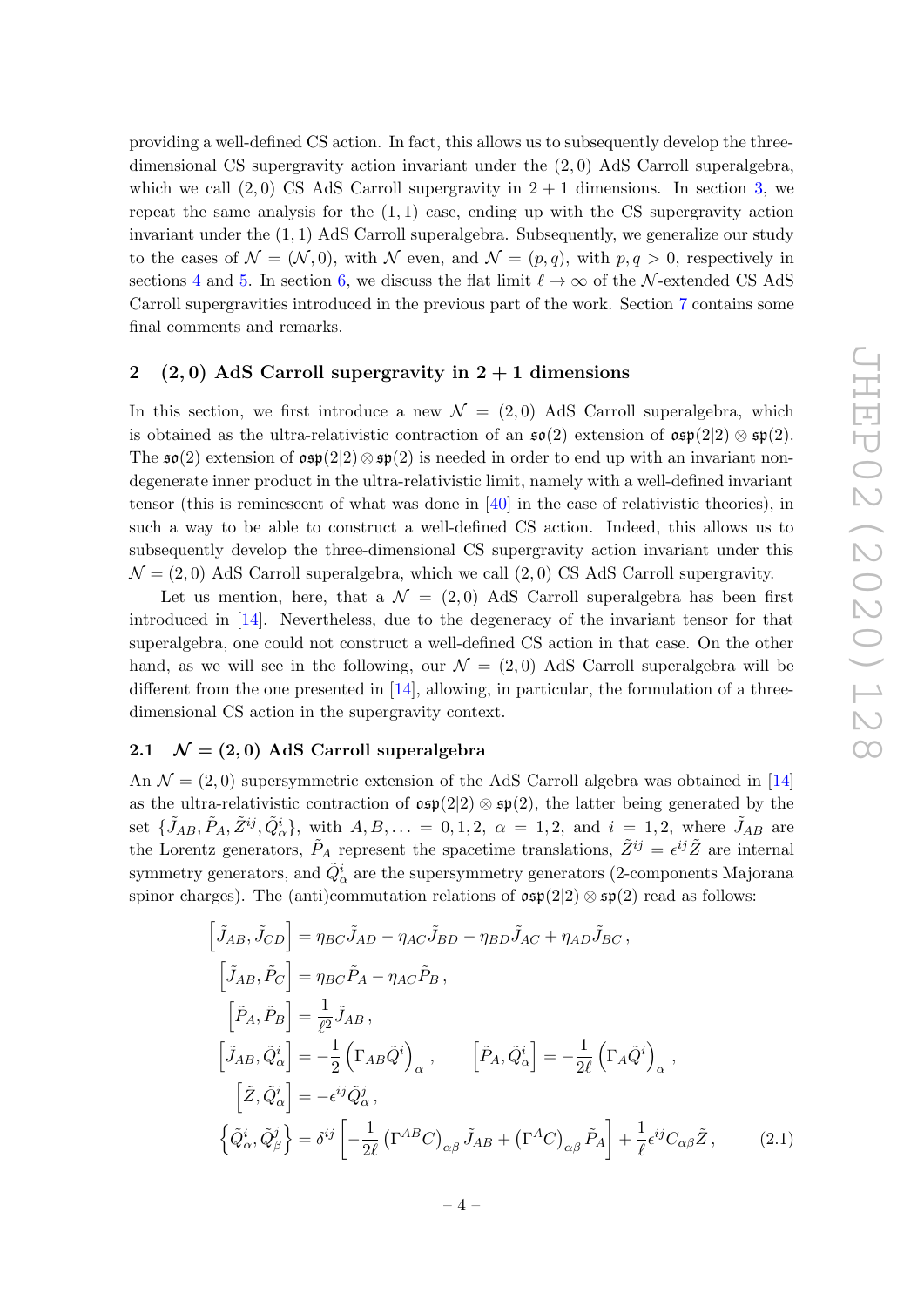providing a well-defined CS action. In fact, this allows us to subsequently develop the three-dimensional CS supergravity action invariant under the $(2,0)$ AdS Carroll superalgebra, which we call $(2,0)$ CS AdS Carroll supergravity in $2+1$ dimensions. In section 3, we repeat the same analysis for the $(1,1)$ case, ending up with the CS supergravity action invariant under the $(1,1)$ AdS Carroll superalgebra. Subsequently, we generalize our study to the cases of $\mathcal{N}=(\mathcal{N},0)$, with $\mathcal{N}$ even, and $\mathcal{N}=(p,q)$, with $p,q>0$, respectively in sections 4 and 5. In section 6, we discuss the flat limit $\ell \to \infty$ of the $\mathcal{N}$-extended CS AdS Carroll supergravities introduced in the previous part of the work. Section 7 contains some final comments and remarks.

## 2 $(2,0)$ AdS Carroll supergravity in $2+1$ dimensions

In this section, we first introduce a new $\mathcal{N}=(2,0)$ AdS Carroll superalgebra, which is obtained as the ultra-relativistic contraction of an $\mathfrak{so}(2)$ extension of $\mathfrak{osp}(2|2)\otimes\mathfrak{sp}(2)$. The $\mathfrak{so}(2)$ extension of $\mathfrak{osp}(2|2)\otimes\mathfrak{sp}(2)$ is needed in order to end up with an invariant non-degenerate inner product in the ultra-relativistic limit, namely with a well-defined invariant tensor (this is reminescent of what was done in [40] in the case of relativistic theories), in such a way to be able to construct a well-defined CS action. Indeed, this allows us to subsequently develop the three-dimensional CS supergravity action invariant under this $\mathcal{N}=(2,0)$ AdS Carroll superalgebra, which we call $(2,0)$ CS AdS Carroll supergravity.

Let us mention, here, that a $\mathcal{N}=(2,0)$ AdS Carroll superalgebra has been first introduced in [14]. Nevertheless, due to the degeneracy of the invariant tensor for that superalgebra, one could not construct a well-defined CS action in that case. On the other hand, as we will see in the following, our $\mathcal{N}=(2,0)$ AdS Carroll superalgebra will be different from the one presented in [14], allowing, in particular, the formulation of a three-dimensional CS action in the supergravity context.

### 2.1 $\mathcal{N}=(2,0)$ AdS Carroll superalgebra

An $\mathcal{N}=(2,0)$ supersymmetric extension of the AdS Carroll algebra was obtained in [14] as the ultra-relativistic contraction of $\mathfrak{osp}(2|2)\otimes\mathfrak{sp}(2)$, the latter being generated by the set $\{\tilde{J}_{AB},\tilde{P}_A,\tilde{Z}^{ij},\tilde{Q}^i_\alpha\}$, with $A,B,\ldots=0,1,2$, $\alpha=1,2$, and $i=1,2$, where $\tilde{J}_{AB}$ are the Lorentz generators, $\tilde{P}_A$ represent the spacetime translations, $\tilde{Z}^{ij}=\epsilon^{ij}\tilde{Z}$ are internal symmetry generators, and $\tilde{Q}^i_\alpha$ are the supersymmetry generators (2-components Majorana spinor charges). The (anti)commutation relations of $\mathfrak{osp}(2|2)\otimes\mathfrak{sp}(2)$ read as follows:

$$
\begin{aligned}
\left[\tilde{J}_{AB},\tilde{J}_{CD}\right] &= \eta_{BC}\tilde{J}_{AD}-\eta_{AC}\tilde{J}_{BD}-\eta_{BD}\tilde{J}_{AC}+\eta_{AD}\tilde{J}_{BC}\,,\\
\left[\tilde{J}_{AB},\tilde{P}_C\right] &= \eta_{BC}\tilde{P}_A-\eta_{AC}\tilde{P}_B\,,\\
\left[\tilde{P}_A,\tilde{P}_B\right] &= \frac{1}{\ell^2}\tilde{J}_{AB}\,,\\
\left[\tilde{J}_{AB},\tilde{Q}^i_\alpha\right] &= -\frac{1}{2}\left(\Gamma_{AB}\tilde{Q}^i\right)_\alpha\,,\qquad \left[\tilde{P}_A,\tilde{Q}^i_\alpha\right]=-\frac{1}{2\ell}\left(\Gamma_A\tilde{Q}^i\right)_\alpha\,,\\
\left[\tilde{Z},\tilde{Q}^i_\alpha\right] &= -\epsilon^{ij}\tilde{Q}^j_\alpha\,,\\
\left\{\tilde{Q}^i_\alpha,\tilde{Q}^j_\beta\right\} &= \delta^{ij}\left[-\frac{1}{2\ell}\left(\Gamma^{AB}C\right)_{\alpha\beta}\tilde{J}_{AB}+\left(\Gamma^A C\right)_{\alpha\beta}\tilde{P}_A\right]+\frac{1}{\ell}\epsilon^{ij}C_{\alpha\beta}\tilde{Z}\,,
\end{aligned}
\tag{2.1}
$$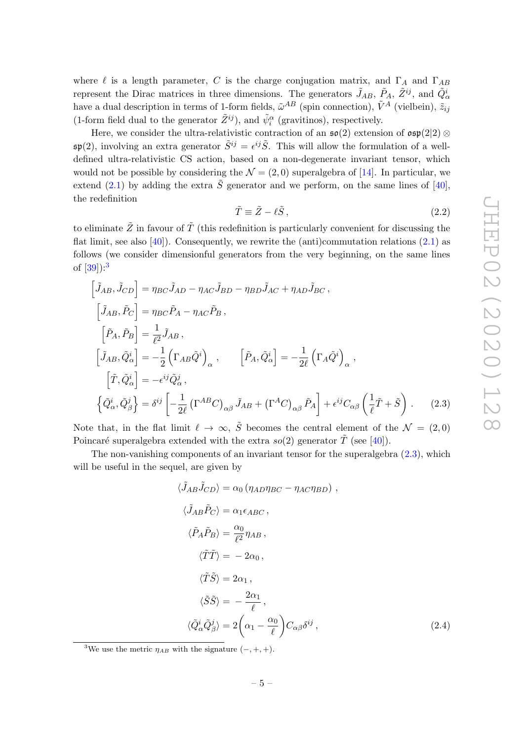where $\ell$ is a length parameter, $C$ is the charge conjugation matrix, and $\Gamma_A$ and $\Gamma_{AB}$ represent the Dirac matrices in three dimensions. The generators $\tilde{J}_{AB}$, $\tilde{P}_A$, $\tilde{Z}^{ij}$, and $\tilde{Q}^i_\alpha$ have a dual description in terms of 1-form fields, $\tilde{\omega}^{AB}$ (spin connection), $\tilde{V}^A$ (vielbein), $\tilde{z}_{ij}$ (1-form field dual to the generator $\tilde{Z}^{ij}$), and $\tilde{\psi}^\alpha_i$ (gravitinos), respectively.

Here, we consider the ultra-relativistic contraction of an $\mathfrak{so}(2)$ extension of $\mathfrak{osp}(2|2) \otimes \mathfrak{sp}(2)$, involving an extra generator $\tilde{S}^{ij} = \epsilon^{ij}\tilde{S}$. This will allow the formulation of a well-defined ultra-relativistic CS action, based on a non-degenerate invariant tensor, which would not be possible by considering the $\mathcal{N} = (2,0)$ superalgebra of [14]. In particular, we extend (2.1) by adding the extra $\tilde{S}$ generator and we perform, on the same lines of [40], the redefinition

$$\tilde{T} \equiv \tilde{Z} - \ell \tilde{S} \,, \tag{2.2}$$

to eliminate $\tilde{Z}$ in favour of $\tilde{T}$ (this redefinition is particularly convenient for discussing the flat limit, see also [40]). Consequently, we rewrite the (anti)commutation relations (2.1) as follows (we consider dimensionful generators from the very beginning, on the same lines of [39]):[3]

$$\begin{aligned}
\left[\tilde{J}_{AB}, \tilde{J}_{CD}\right] &= \eta_{BC}\tilde{J}_{AD} - \eta_{AC}\tilde{J}_{BD} - \eta_{BD}\tilde{J}_{AC} + \eta_{AD}\tilde{J}_{BC} \,, \\
\left[\tilde{J}_{AB}, \tilde{P}_C\right] &= \eta_{BC}\tilde{P}_A - \eta_{AC}\tilde{P}_B \,, \\
\left[\tilde{P}_A, \tilde{P}_B\right] &= \frac{1}{\ell^2}\tilde{J}_{AB} \,, \\
\left[\tilde{J}_{AB}, \tilde{Q}^i_\alpha\right] &= -\frac{1}{2}\left(\Gamma_{AB}\tilde{Q}^i\right)_\alpha \,, \qquad \left[\tilde{P}_A, \tilde{Q}^i_\alpha\right] = -\frac{1}{2\ell}\left(\Gamma_A \tilde{Q}^i\right)_\alpha \,, \\
\left[\tilde{T}, \tilde{Q}^i_\alpha\right] &= -\epsilon^{ij}\tilde{Q}^j_\alpha \,, \\
\left\{\tilde{Q}^i_\alpha, \tilde{Q}^j_\beta\right\} &= \delta^{ij}\left[-\frac{1}{2\ell}\left(\Gamma^{AB}C\right)_{\alpha\beta}\tilde{J}_{AB} + \left(\Gamma^A C\right)_{\alpha\beta}\tilde{P}_A\right] + \epsilon^{ij}C_{\alpha\beta}\left(\frac{1}{\ell}\tilde{T} + \tilde{S}\right) \,.
\end{aligned} \tag{2.3}$$

Note that, in the flat limit $\ell \to \infty$, $\tilde{S}$ becomes the central element of the $\mathcal{N} = (2,0)$ Poincaré superalgebra extended with the extra $so(2)$ generator $\tilde{T}$ (see [40]).

The non-vanishing components of an invariant tensor for the superalgebra (2.3), which will be useful in the sequel, are given by

$$\begin{aligned}
\langle \tilde{J}_{AB}\tilde{J}_{CD}\rangle &= \alpha_0\left(\eta_{AD}\eta_{BC} - \eta_{AC}\eta_{BD}\right) \,, \\
\langle \tilde{J}_{AB}\tilde{P}_C\rangle &= \alpha_1 \epsilon_{ABC} \,, \\
\langle \tilde{P}_A\tilde{P}_B\rangle &= \frac{\alpha_0}{\ell^2}\eta_{AB} \,, \\
\langle \tilde{T}\tilde{T}\rangle &= -2\alpha_0 \,, \\
\langle \tilde{T}\tilde{S}\rangle &= 2\alpha_1 \,, \\
\langle \tilde{S}\tilde{S}\rangle &= -\frac{2\alpha_1}{\ell} \,, \\
\langle \tilde{Q}^i_\alpha \tilde{Q}^j_\beta\rangle &= 2\left(\alpha_1 - \frac{\alpha_0}{\ell}\right)C_{\alpha\beta}\delta^{ij} \,,
\end{aligned} \tag{2.4}$$

[3] We use the metric $\eta_{AB}$ with the signature $(-,+,+)$.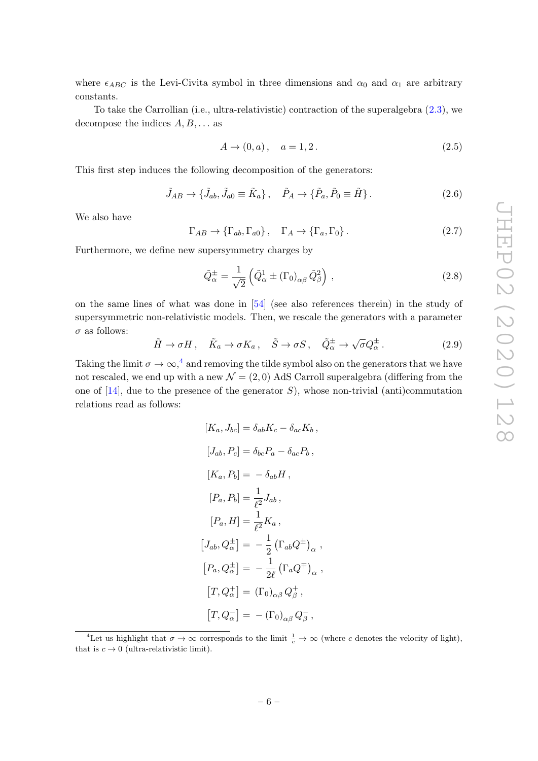where $\epsilon_{ABC}$ is the Levi-Civita symbol in three dimensions and $\alpha_0$ and $\alpha_1$ are arbitrary constants.

To take the Carrollian (i.e., ultra-relativistic) contraction of the superalgebra (2.3), we decompose the indices $A, B, \dots$ as

$$A \to (0, a)\,, \quad a = 1, 2\,. \tag{2.5}$$

This first step induces the following decomposition of the generators:

$$\tilde{J}_{AB} \to \{\tilde{J}_{ab}, \tilde{J}_{a0} \equiv \tilde{K}_a\}\,, \quad \tilde{P}_A \to \{\tilde{P}_a, \tilde{P}_0 \equiv \tilde{H}\}\,. \tag{2.6}$$

We also have

$$\Gamma_{AB} \to \{\Gamma_{ab}, \Gamma_{a0}\}\,, \quad \Gamma_A \to \{\Gamma_a, \Gamma_0\}\,. \tag{2.7}$$

Furthermore, we define new supersymmetry charges by

$$\tilde{Q}^{\pm}_{\alpha} = \frac{1}{\sqrt{2}}\left(\tilde{Q}^1_{\alpha} \pm (\Gamma_0)_{\alpha\beta}\,\tilde{Q}^2_{\beta}\right)\,, \tag{2.8}$$

on the same lines of what was done in [54] (see also references therein) in the study of supersymmetric non-relativistic models. Then, we rescale the generators with a parameter $\sigma$ as follows:

$$\tilde{H} \to \sigma H\,, \quad \tilde{K}_a \to \sigma K_a\,, \quad \tilde{S} \to \sigma S\,, \quad \tilde{Q}^{\pm}_{\alpha} \to \sqrt{\sigma} Q^{\pm}_{\alpha}\,. \tag{2.9}$$

Taking the limit $\sigma \to \infty$,[4] and removing the tilde symbol also on the generators that we have not rescaled, we end up with a new $\mathcal{N} = (2, 0)$ AdS Carroll superalgebra (differing from the one of [14], due to the presence of the generator $S$), whose non-trivial (anti)commutation relations read as follows:

$$
\begin{aligned}
[K_a, J_{bc}] &= \delta_{ab} K_c - \delta_{ac} K_b\,,\\
[J_{ab}, P_c] &= \delta_{bc} P_a - \delta_{ac} P_b\,,\\
[K_a, P_b] &= -\delta_{ab} H\,,\\
[P_a, P_b] &= \frac{1}{\ell^2} J_{ab}\,,\\
[P_a, H] &= \frac{1}{\ell^2} K_a\,,\\
\left[J_{ab}, Q^{\pm}_{\alpha}\right] &= -\frac{1}{2}\left(\Gamma_{ab} Q^{\pm}\right)_{\alpha}\,,\\
\left[P_a, Q^{\pm}_{\alpha}\right] &= -\frac{1}{2\ell}\left(\Gamma_a Q^{\mp}\right)_{\alpha}\,,\\
\left[T, Q^{+}_{\alpha}\right] &= (\Gamma_0)_{\alpha\beta}\, Q^{+}_{\beta}\,,\\
\left[T, Q^{-}_{\alpha}\right] &= -(\Gamma_0)_{\alpha\beta}\, Q^{-}_{\beta}\,,
\end{aligned}
$$

[4] Let us highlight that $\sigma \to \infty$ corresponds to the limit $\frac{1}{c} \to \infty$ (where $c$ denotes the velocity of light), that is $c \to 0$ (ultra-relativistic limit).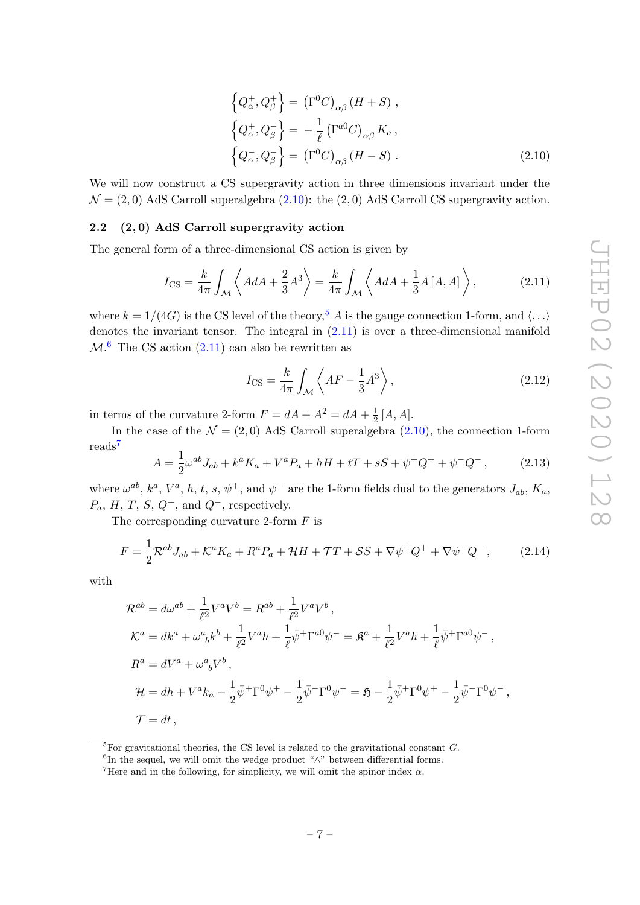$$
\begin{aligned}
\left\{ Q^{+}_{\alpha}, Q^{+}_{\beta} \right\} &= \left(\Gamma^{0} C\right)_{\alpha\beta} (H + S) \, , \\
\left\{ Q^{+}_{\alpha}, Q^{-}_{\beta} \right\} &= -\frac{1}{\ell} \left(\Gamma^{a0} C\right)_{\alpha\beta} K_{a} \, , \\
\left\{ Q^{-}_{\alpha}, Q^{-}_{\beta} \right\} &= \left(\Gamma^{0} C\right)_{\alpha\beta} (H - S) \, .
\end{aligned} \tag{2.10}
$$

We will now construct a CS supergravity action in three dimensions invariant under the $\mathcal{N} = (2,0)$ AdS Carroll superalgebra (2.10): the $(2,0)$ AdS Carroll CS supergravity action.

### 2.2 $(2,0)$ AdS Carroll supergravity action

The general form of a three-dimensional CS action is given by

$$
I_{\mathrm{CS}} = \frac{k}{4\pi} \int_{\mathcal{M}} \left\langle A dA + \frac{2}{3} A^{3} \right\rangle = \frac{k}{4\pi} \int_{\mathcal{M}} \left\langle A dA + \frac{1}{3} A \left[A, A\right] \right\rangle , \tag{2.11}
$$

where $k = 1/(4G)$ is the CS level of the theory,[5] $A$ is the gauge connection 1-form, and $\langle \dots \rangle$ denotes the invariant tensor. The integral in (2.11) is over a three-dimensional manifold $\mathcal{M}$.[6] The CS action (2.11) can also be rewritten as

$$
I_{\mathrm{CS}} = \frac{k}{4\pi} \int_{\mathcal{M}} \left\langle A F - \frac{1}{3} A^{3} \right\rangle , \tag{2.12}
$$

in terms of the curvature 2-form $F = dA + A^{2} = dA + \frac{1}{2}\left[A, A\right]$.

In the case of the $\mathcal{N} = (2,0)$ AdS Carroll superalgebra (2.10), the connection 1-form reads[7]

$$
A = \frac{1}{2} \omega^{ab} J_{ab} + k^{a} K_{a} + V^{a} P_{a} + h H + t T + s S + \psi^{+} Q^{+} + \psi^{-} Q^{-} \, , \tag{2.13}
$$

where $\omega^{ab}$, $k^{a}$, $V^{a}$, $h$, $t$, $s$, $\psi^{+}$, and $\psi^{-}$ are the 1-form fields dual to the generators $J_{ab}$, $K_{a}$, $P_{a}$, $H$, $T$, $S$, $Q^{+}$, and $Q^{-}$, respectively.

The corresponding curvature 2-form $F$ is

$$
F = \frac{1}{2} \mathcal{R}^{ab} J_{ab} + \mathcal{K}^{a} K_{a} + R^{a} P_{a} + \mathcal{H} H + \mathcal{T} T + \mathcal{S} S + \nabla \psi^{+} Q^{+} + \nabla \psi^{-} Q^{-} \, , \tag{2.14}
$$

with

$$
\begin{aligned}
\mathcal{R}^{ab} &= d\omega^{ab} + \frac{1}{\ell^{2}} V^{a} V^{b} = R^{ab} + \frac{1}{\ell^{2}} V^{a} V^{b} \, , \\
\mathcal{K}^{a} &= dk^{a} + \omega^{a}{}_{b} k^{b} + \frac{1}{\ell^{2}} V^{a} h + \frac{1}{\ell} \bar{\psi}^{+} \Gamma^{a0} \psi^{-} = \mathfrak{K}^{a} + \frac{1}{\ell^{2}} V^{a} h + \frac{1}{\ell} \bar{\psi}^{+} \Gamma^{a0} \psi^{-} \, , \\
R^{a} &= dV^{a} + \omega^{a}{}_{b} V^{b} \, , \\
\mathcal{H} &= dh + V^{a} k_{a} - \frac{1}{2} \bar{\psi}^{+} \Gamma^{0} \psi^{+} - \frac{1}{2} \bar{\psi}^{-} \Gamma^{0} \psi^{-} = \mathfrak{H} - \frac{1}{2} \bar{\psi}^{+} \Gamma^{0} \psi^{+} - \frac{1}{2} \bar{\psi}^{-} \Gamma^{0} \psi^{-} \, , \\
\mathcal{T} &= dt \, ,
\end{aligned}
$$

---

[5] For gravitational theories, the CS level is related to the gravitational constant $G$.

[6] In the sequel, we will omit the wedge product "$\wedge$" between differential forms.

[7] Here and in the following, for simplicity, we will omit the spinor index $\alpha$.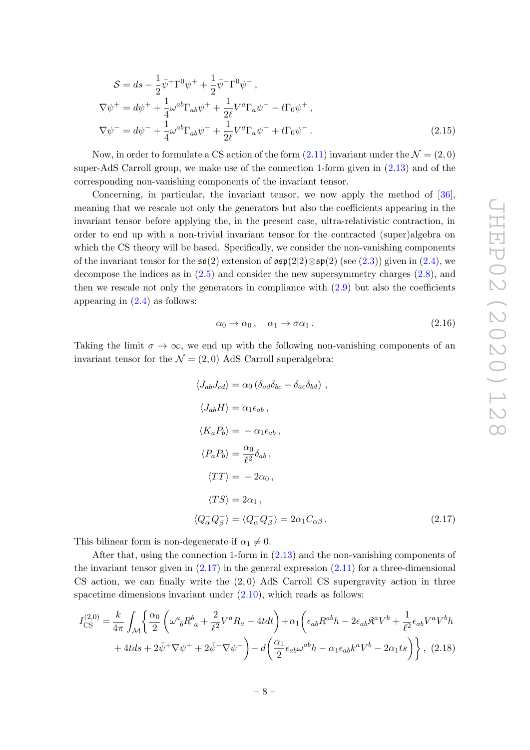$$
\begin{aligned}
\mathcal{S} &= ds - \frac{1}{2}\bar{\psi}^+\Gamma^0\psi^+ + \frac{1}{2}\bar{\psi}^-\Gamma^0\psi^- \,, \\
\nabla\psi^+ &= d\psi^+ + \frac{1}{4}\omega^{ab}\Gamma_{ab}\psi^+ + \frac{1}{2\ell}V^a\Gamma_a\psi^- - t\Gamma_0\psi^+ \,, \\
\nabla\psi^- &= d\psi^- + \frac{1}{4}\omega^{ab}\Gamma_{ab}\psi^- + \frac{1}{2\ell}V^a\Gamma_a\psi^+ + t\Gamma_0\psi^- \,.
\end{aligned}
\tag{2.15}
$$

Now, in order to formulate a CS action of the form (2.11) invariant under the $\mathcal{N}=(2,0)$ super-AdS Carroll group, we make use of the connection 1-form given in (2.13) and of the corresponding non-vanishing components of the invariant tensor.

Concerning, in particular, the invariant tensor, we now apply the method of [36], meaning that we rescale not only the generators but also the coefficients appearing in the invariant tensor before applying the, in the present case, ultra-relativistic contraction, in order to end up with a non-trivial invariant tensor for the contracted (super)algebra on which the CS theory will be based. Specifically, we consider the non-vanishing components of the invariant tensor for the $\mathfrak{so}(2)$ extension of $\mathfrak{osp}(2|2)\otimes\mathfrak{sp}(2)$ (see (2.3)) given in (2.4), we decompose the indices as in (2.5) and consider the new supersymmetry charges (2.8), and then we rescale not only the generators in compliance with (2.9) but also the coefficients appearing in (2.4) as follows:

$$
\alpha_0 \to \alpha_0 \,, \quad \alpha_1 \to \sigma\alpha_1 \,.
\tag{2.16}
$$

Taking the limit $\sigma\to\infty$, we end up with the following non-vanishing components of an invariant tensor for the $\mathcal{N}=(2,0)$ AdS Carroll superalgebra:

$$
\begin{aligned}
\langle J_{ab}J_{cd}\rangle &= \alpha_0\left(\delta_{ad}\delta_{bc}-\delta_{ac}\delta_{bd}\right) \,, \\
\langle J_{ab}H\rangle &= \alpha_1\epsilon_{ab} \,, \\
\langle K_aP_b\rangle &= -\alpha_1\epsilon_{ab} \,, \\
\langle P_aP_b\rangle &= \frac{\alpha_0}{\ell^2}\delta_{ab} \,, \\
\langle TT\rangle &= -2\alpha_0 \,, \\
\langle TS\rangle &= 2\alpha_1 \,, \\
\langle Q^+_\alpha Q^+_\beta\rangle &= \langle Q^-_\alpha Q^-_\beta\rangle = 2\alpha_1 C_{\alpha\beta} \,.
\end{aligned}
\tag{2.17}
$$

This bilinear form is non-degenerate if $\alpha_1\neq 0$.

After that, using the connection 1-form in (2.13) and the non-vanishing components of the invariant tensor given in (2.17) in the general expression (2.11) for a three-dimensional CS action, we can finally write the $(2,0)$ AdS Carroll CS supergravity action in three spacetime dimensions invariant under (2.10), which reads as follows:

$$
\begin{aligned}
I^{(2,0)}_{\text{CS}} = \frac{k}{4\pi}\int_{\mathcal{M}}\Bigg\{ &\frac{\alpha_0}{2}\left(\omega^a{}_bR^b{}_a + \frac{2}{\ell^2}V^aR_a - 4tdt\right) + \alpha_1\Bigg(\epsilon_{ab}R^{ab}h - 2\epsilon_{ab}\mathfrak{K}^aV^b + \frac{1}{\ell^2}\epsilon_{ab}V^aV^bh \\
&+ 4tds + 2\bar{\psi}^+\nabla\psi^+ + 2\bar{\psi}^-\nabla\psi^-\Bigg) - d\left(\frac{\alpha_1}{2}\epsilon_{ab}\omega^{ab}h - \alpha_1\epsilon_{ab}k^aV^b - 2\alpha_1 ts\right)\Bigg\} \,,
\end{aligned}
\tag{2.18}
$$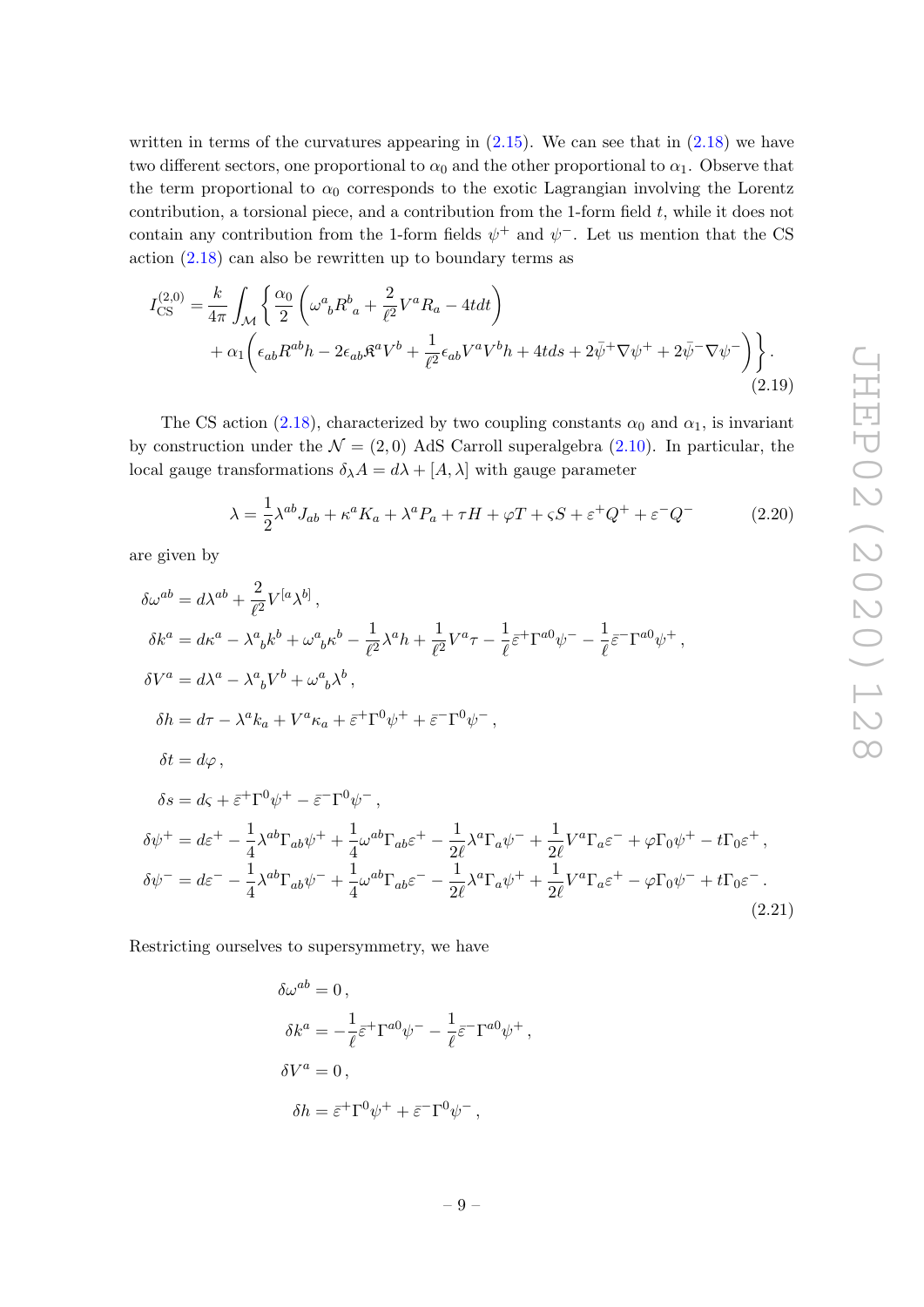written in terms of the curvatures appearing in (2.15). We can see that in (2.18) we have two different sectors, one proportional to $\alpha_0$ and the other proportional to $\alpha_1$. Observe that the term proportional to $\alpha_0$ corresponds to the exotic Lagrangian involving the Lorentz contribution, a torsional piece, and a contribution from the 1-form field $t$, while it does not contain any contribution from the 1-form fields $\psi^+$ and $\psi^-$. Let us mention that the CS action (2.18) can also be rewritten up to boundary terms as

$$
\begin{aligned}
I_{\rm CS}^{(2,0)} = \frac{k}{4\pi}\int_{\mathcal{M}} \Bigg\{ & \frac{\alpha_0}{2}\left(\omega^a{}_b R^b{}_a + \frac{2}{\ell^2}V^a R_a - 4t dt\right) \\
& + \alpha_1\Bigg(\epsilon_{ab}R^{ab}h - 2\epsilon_{ab}\mathfrak{K}^a V^b + \frac{1}{\ell^2}\epsilon_{ab}V^aV^b h + 4t ds + 2\bar{\psi}^+\nabla\psi^+ + 2\bar{\psi}^-\nabla\psi^-\Bigg)\Bigg\}\,.
\end{aligned}
\tag{2.19}
$$

The CS action (2.18), characterized by two coupling constants $\alpha_0$ and $\alpha_1$, is invariant by construction under the $\mathcal{N} = (2,0)$ AdS Carroll superalgebra (2.10). In particular, the local gauge transformations $\delta_\lambda A = d\lambda + [A,\lambda]$ with gauge parameter

$$
\lambda = \frac{1}{2}\lambda^{ab}J_{ab} + \kappa^a K_a + \lambda^a P_a + \tau H + \varphi T + \varsigma S + \varepsilon^+ Q^+ + \varepsilon^- Q^- \tag{2.20}
$$

are given by

$$
\begin{aligned}
\delta\omega^{ab} &= d\lambda^{ab} + \frac{2}{\ell^2}V^{[a}\lambda^{b]}\,,\\
\delta k^a &= d\kappa^a - \lambda^a{}_b k^b + \omega^a{}_b\kappa^b - \frac{1}{\ell^2}\lambda^a h + \frac{1}{\ell^2}V^a\tau - \frac{1}{\ell}\bar{\varepsilon}^+\Gamma^{a0}\psi^- - \frac{1}{\ell}\bar{\varepsilon}^-\Gamma^{a0}\psi^+\,,\\
\delta V^a &= d\lambda^a - \lambda^a{}_b V^b + \omega^a{}_b\lambda^b\,,\\
\delta h &= d\tau - \lambda^a k_a + V^a\kappa_a + \bar{\varepsilon}^+\Gamma^0\psi^+ + \bar{\varepsilon}^-\Gamma^0\psi^-\,,\\
\delta t &= d\varphi\,,\\
\delta s &= d\varsigma + \bar{\varepsilon}^+\Gamma^0\psi^+ - \bar{\varepsilon}^-\Gamma^0\psi^-\,,\\
\delta\psi^+ &= d\varepsilon^+ - \frac{1}{4}\lambda^{ab}\Gamma_{ab}\psi^+ + \frac{1}{4}\omega^{ab}\Gamma_{ab}\varepsilon^+ - \frac{1}{2\ell}\lambda^a\Gamma_a\psi^- + \frac{1}{2\ell}V^a\Gamma_a\varepsilon^- + \varphi\Gamma_0\psi^+ - t\Gamma_0\varepsilon^+\,,\\
\delta\psi^- &= d\varepsilon^- - \frac{1}{4}\lambda^{ab}\Gamma_{ab}\psi^- + \frac{1}{4}\omega^{ab}\Gamma_{ab}\varepsilon^- - \frac{1}{2\ell}\lambda^a\Gamma_a\psi^+ + \frac{1}{2\ell}V^a\Gamma_a\varepsilon^+ - \varphi\Gamma_0\psi^- + t\Gamma_0\varepsilon^-\,.
\end{aligned}
\tag{2.21}
$$

Restricting ourselves to supersymmetry, we have

$$
\begin{aligned}
\delta\omega^{ab} &= 0\,,\\
\delta k^a &= -\frac{1}{\ell}\bar{\varepsilon}^+\Gamma^{a0}\psi^- - \frac{1}{\ell}\bar{\varepsilon}^-\Gamma^{a0}\psi^+\,,\\
\delta V^a &= 0\,,\\
\delta h &= \bar{\varepsilon}^+\Gamma^0\psi^+ + \bar{\varepsilon}^-\Gamma^0\psi^-\,,
\end{aligned}
$$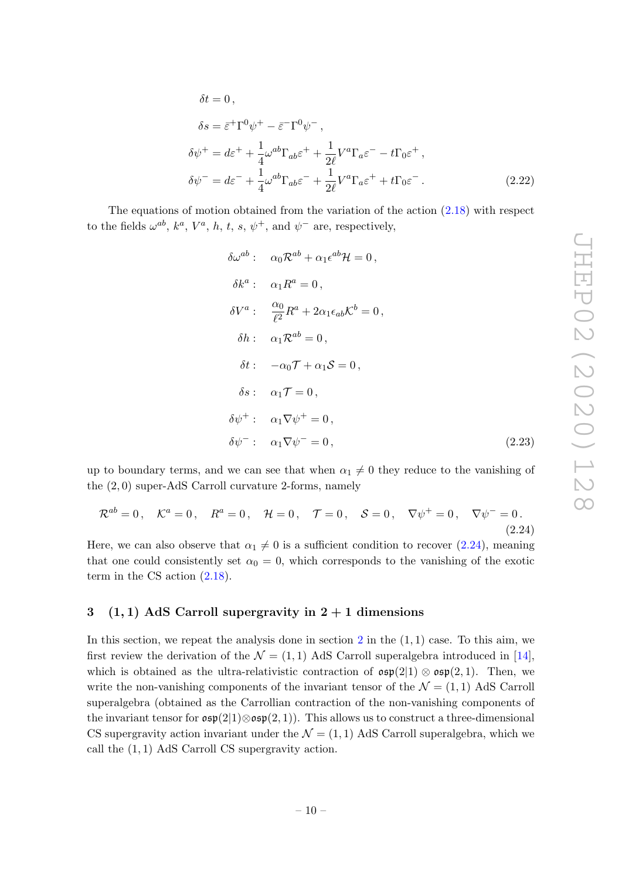$$
\begin{aligned}
\delta t &= 0\,, \\
\delta s &= \bar{\varepsilon}^{+}\Gamma^{0}\psi^{+} - \bar{\varepsilon}^{-}\Gamma^{0}\psi^{-}\,, \\
\delta\psi^{+} &= d\varepsilon^{+} + \frac{1}{4}\omega^{ab}\Gamma_{ab}\varepsilon^{+} + \frac{1}{2\ell}V^{a}\Gamma_{a}\varepsilon^{-} - t\Gamma_{0}\varepsilon^{+}\,, \\
\delta\psi^{-} &= d\varepsilon^{-} + \frac{1}{4}\omega^{ab}\Gamma_{ab}\varepsilon^{-} + \frac{1}{2\ell}V^{a}\Gamma_{a}\varepsilon^{+} + t\Gamma_{0}\varepsilon^{-}\,.
\end{aligned}
\tag{2.22}
$$

The equations of motion obtained from the variation of the action (2.18) with respect to the fields $\omega^{ab}$, $k^a$, $V^a$, $h$, $t$, $s$, $\psi^+$, and $\psi^-$ are, respectively,

$$
\begin{aligned}
\delta\omega^{ab}: &\quad \alpha_0\mathcal{R}^{ab} + \alpha_1\epsilon^{ab}\mathcal{H} = 0\,, \\
\delta k^{a}: &\quad \alpha_1 R^{a} = 0\,, \\
\delta V^{a}: &\quad \frac{\alpha_0}{\ell^2}R^{a} + 2\alpha_1\epsilon_{ab}\mathcal{K}^{b} = 0\,, \\
\delta h: &\quad \alpha_1\mathcal{R}^{ab} = 0\,, \\
\delta t: &\quad -\alpha_0\mathcal{T} + \alpha_1\mathcal{S} = 0\,, \\
\delta s: &\quad \alpha_1\mathcal{T} = 0\,, \\
\delta\psi^{+}: &\quad \alpha_1\nabla\psi^{+} = 0\,, \\
\delta\psi^{-}: &\quad \alpha_1\nabla\psi^{-} = 0\,,
\end{aligned}
\tag{2.23}
$$

up to boundary terms, and we can see that when $\alpha_1 \neq 0$ they reduce to the vanishing of the $(2,0)$ super-AdS Carroll curvature 2-forms, namely

$$
\mathcal{R}^{ab} = 0\,, \quad \mathcal{K}^{a} = 0\,, \quad R^{a} = 0\,, \quad \mathcal{H} = 0\,, \quad \mathcal{T} = 0\,, \quad \mathcal{S} = 0\,, \quad \nabla\psi^{+} = 0\,, \quad \nabla\psi^{-} = 0\,.
\tag{2.24}
$$

Here, we can also observe that $\alpha_1 \neq 0$ is a sufficient condition to recover (2.24), meaning that one could consistently set $\alpha_0 = 0$, which corresponds to the vanishing of the exotic term in the CS action (2.18).

## 3 $(1,1)$ AdS Carroll supergravity in $2+1$ dimensions

In this section, we repeat the analysis done in section 2 in the $(1,1)$ case. To this aim, we first review the derivation of the $\mathcal{N} = (1,1)$ AdS Carroll superalgebra introduced in [14], which is obtained as the ultra-relativistic contraction of $\mathfrak{osp}(2|1) \otimes \mathfrak{osp}(2,1)$. Then, we write the non-vanishing components of the invariant tensor of the $\mathcal{N} = (1,1)$ AdS Carroll superalgebra (obtained as the Carrollian contraction of the non-vanishing components of the invariant tensor for $\mathfrak{osp}(2|1)\otimes\mathfrak{osp}(2,1)$). This allows us to construct a three-dimensional CS supergravity action invariant under the $\mathcal{N} = (1,1)$ AdS Carroll superalgebra, which we call the $(1,1)$ AdS Carroll CS supergravity action.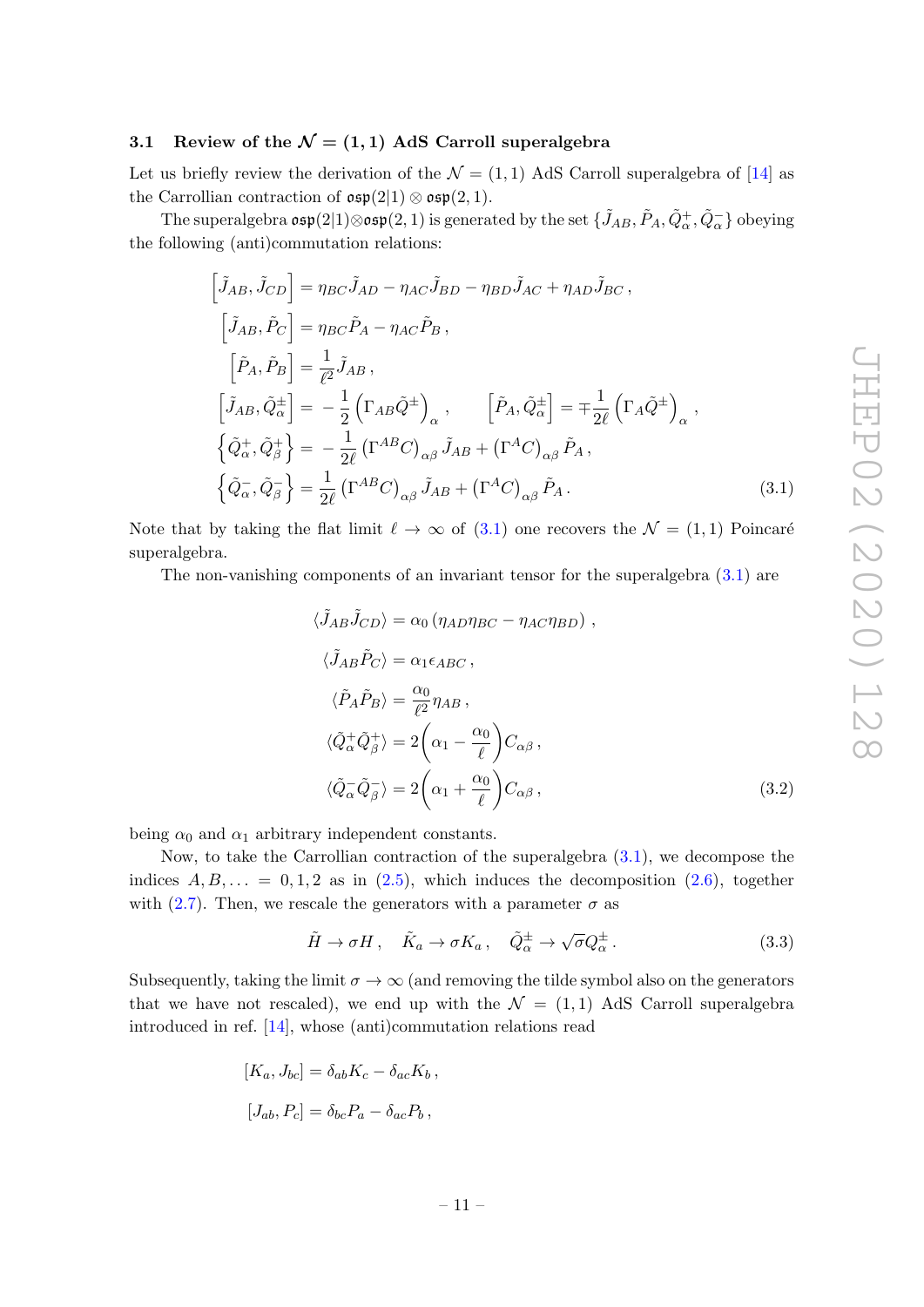### 3.1 Review of the $\mathcal{N} = (1, 1)$ AdS Carroll superalgebra

Let us briefly review the derivation of the $\mathcal{N} = (1, 1)$ AdS Carroll superalgebra of [14] as the Carrollian contraction of $\mathfrak{osp}(2|1) \otimes \mathfrak{osp}(2, 1)$.

The superalgebra $\mathfrak{osp}(2|1)\otimes\mathfrak{osp}(2, 1)$ is generated by the set $\{\tilde{J}_{AB}, \tilde{P}_A, \tilde{Q}^+_\alpha, \tilde{Q}^-_\alpha\}$ obeying the following (anti)commutation relations:

$$
\begin{aligned}
\left[\tilde{J}_{AB}, \tilde{J}_{CD}\right] &= \eta_{BC}\tilde{J}_{AD} - \eta_{AC}\tilde{J}_{BD} - \eta_{BD}\tilde{J}_{AC} + \eta_{AD}\tilde{J}_{BC} \,, \\
\left[\tilde{J}_{AB}, \tilde{P}_C\right] &= \eta_{BC}\tilde{P}_A - \eta_{AC}\tilde{P}_B \,, \\
\left[\tilde{P}_A, \tilde{P}_B\right] &= \frac{1}{\ell^2}\tilde{J}_{AB} \,, \\
\left[\tilde{J}_{AB}, \tilde{Q}^\pm_\alpha\right] &= -\frac{1}{2}\left(\Gamma_{AB}\tilde{Q}^\pm\right)_\alpha \,, \qquad \left[\tilde{P}_A, \tilde{Q}^\pm_\alpha\right] = \mp\frac{1}{2\ell}\left(\Gamma_A\tilde{Q}^\pm\right)_\alpha \,, \\
\left\{\tilde{Q}^+_\alpha, \tilde{Q}^+_\beta\right\} &= -\frac{1}{2\ell}\left(\Gamma^{AB}C\right)_{\alpha\beta}\tilde{J}_{AB} + \left(\Gamma^A C\right)_{\alpha\beta}\tilde{P}_A \,, \\
\left\{\tilde{Q}^-_\alpha, \tilde{Q}^-_\beta\right\} &= \frac{1}{2\ell}\left(\Gamma^{AB}C\right)_{\alpha\beta}\tilde{J}_{AB} + \left(\Gamma^A C\right)_{\alpha\beta}\tilde{P}_A \,.
\end{aligned}
\tag{3.1}
$$

Note that by taking the flat limit $\ell \to \infty$ of (3.1) one recovers the $\mathcal{N} = (1, 1)$ Poincaré superalgebra.

The non-vanishing components of an invariant tensor for the superalgebra (3.1) are

$$
\begin{aligned}
\langle\tilde{J}_{AB}\tilde{J}_{CD}\rangle &= \alpha_0\left(\eta_{AD}\eta_{BC} - \eta_{AC}\eta_{BD}\right) \,, \\
\langle\tilde{J}_{AB}\tilde{P}_C\rangle &= \alpha_1\epsilon_{ABC} \,, \\
\langle\tilde{P}_A\tilde{P}_B\rangle &= \frac{\alpha_0}{\ell^2}\eta_{AB} \,, \\
\langle\tilde{Q}^+_\alpha\tilde{Q}^+_\beta\rangle &= 2\left(\alpha_1 - \frac{\alpha_0}{\ell}\right)C_{\alpha\beta} \,, \\
\langle\tilde{Q}^-_\alpha\tilde{Q}^-_\beta\rangle &= 2\left(\alpha_1 + \frac{\alpha_0}{\ell}\right)C_{\alpha\beta} \,,
\end{aligned}
\tag{3.2}
$$

being $\alpha_0$ and $\alpha_1$ arbitrary independent constants.

Now, to take the Carrollian contraction of the superalgebra (3.1), we decompose the indices $A, B, \ldots = 0, 1, 2$ as in (2.5), which induces the decomposition (2.6), together with (2.7). Then, we rescale the generators with a parameter $\sigma$ as

$$
\tilde{H} \to \sigma H \,, \quad \tilde{K}_a \to \sigma K_a \,, \quad \tilde{Q}^\pm_\alpha \to \sqrt{\sigma}Q^\pm_\alpha \,. \tag{3.3}
$$

Subsequently, taking the limit $\sigma \to \infty$ (and removing the tilde symbol also on the generators that we have not rescaled), we end up with the $\mathcal{N} = (1, 1)$ AdS Carroll superalgebra introduced in ref. [14], whose (anti)commutation relations read

$$
\begin{aligned}
\left[K_a, J_{bc}\right] &= \delta_{ab}K_c - \delta_{ac}K_b \,, \\
\left[J_{ab}, P_c\right] &= \delta_{bc}P_a - \delta_{ac}P_b \,,
\end{aligned}
$$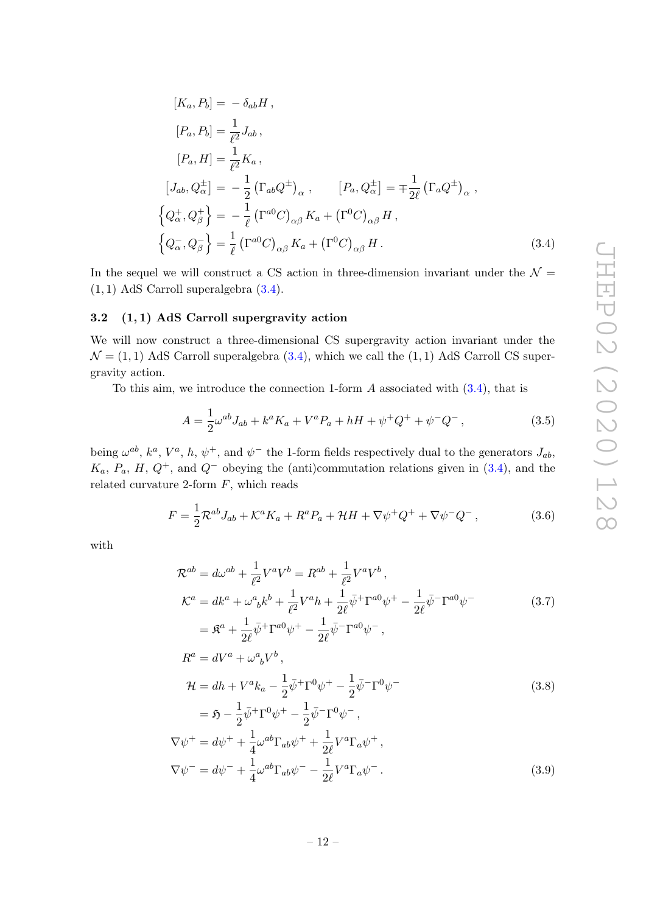$$
\begin{aligned}
[K_a, P_b] &= -\delta_{ab} H \,, \\
[P_a, P_b] &= \frac{1}{\ell^2} J_{ab} \,, \\
[P_a, H] &= \frac{1}{\ell^2} K_a \,, \\
\left[J_{ab}, Q^{\pm}_{\alpha}\right] &= -\frac{1}{2} \left(\Gamma_{ab} Q^{\pm}\right)_{\alpha} \,, \qquad \left[P_a, Q^{\pm}_{\alpha}\right] = \mp \frac{1}{2\ell} \left(\Gamma_a Q^{\pm}\right)_{\alpha} \,, \\
\left\{Q^{+}_{\alpha}, Q^{+}_{\beta}\right\} &= -\frac{1}{\ell} \left(\Gamma^{a0} C\right)_{\alpha\beta} K_a + \left(\Gamma^{0} C\right)_{\alpha\beta} H \,, \\
\left\{Q^{-}_{\alpha}, Q^{-}_{\beta}\right\} &= \frac{1}{\ell} \left(\Gamma^{a0} C\right)_{\alpha\beta} K_a + \left(\Gamma^{0} C\right)_{\alpha\beta} H \,.
\end{aligned}
\tag{3.4}
$$

In the sequel we will construct a CS action in three-dimension invariant under the $\mathcal{N} = (1,1)$ AdS Carroll superalgebra (3.4).

### 3.2 $(1,1)$ AdS Carroll supergravity action

We will now construct a three-dimensional CS supergravity action invariant under the $\mathcal{N} = (1,1)$ AdS Carroll superalgebra (3.4), which we call the $(1,1)$ AdS Carroll CS supergravity action.

To this aim, we introduce the connection 1-form $A$ associated with (3.4), that is

$$
A = \frac{1}{2} \omega^{ab} J_{ab} + k^a K_a + V^a P_a + hH + \psi^{+} Q^{+} + \psi^{-} Q^{-} \,,
\tag{3.5}
$$

being $\omega^{ab}$, $k^a$, $V^a$, $h$, $\psi^{+}$, and $\psi^{-}$ the 1-form fields respectively dual to the generators $J_{ab}$, $K_a$, $P_a$, $H$, $Q^{+}$, and $Q^{-}$ obeying the (anti)commutation relations given in (3.4), and the related curvature 2-form $F$, which reads

$$
F = \frac{1}{2} \mathcal{R}^{ab} J_{ab} + \mathcal{K}^a K_a + R^a P_a + \mathcal{H} H + \nabla \psi^{+} Q^{+} + \nabla \psi^{-} Q^{-} \,,
\tag{3.6}
$$

with

$$
\begin{aligned}
\mathcal{R}^{ab} &= d\omega^{ab} + \frac{1}{\ell^2} V^a V^b = R^{ab} + \frac{1}{\ell^2} V^a V^b \,, \\
\mathcal{K}^a &= dk^a + \omega^{a}{}_{b} k^b + \frac{1}{\ell^2} V^a h + \frac{1}{2\ell} \bar{\psi}^{+} \Gamma^{a0} \psi^{+} - \frac{1}{2\ell} \bar{\psi}^{-} \Gamma^{a0} \psi^{-} \\
&= \mathfrak{K}^a + \frac{1}{2\ell} \bar{\psi}^{+} \Gamma^{a0} \psi^{+} - \frac{1}{2\ell} \bar{\psi}^{-} \Gamma^{a0} \psi^{-} \,,
\end{aligned}
\tag{3.7}
$$

$$
\begin{aligned}
R^a &= dV^a + \omega^{a}{}_{b} V^b \,, \\
\mathcal{H} &= dh + V^a k_a - \frac{1}{2} \bar{\psi}^{+} \Gamma^{0} \psi^{+} - \frac{1}{2} \bar{\psi}^{-} \Gamma^{0} \psi^{-} \\
&= \mathfrak{H} - \frac{1}{2} \bar{\psi}^{+} \Gamma^{0} \psi^{+} - \frac{1}{2} \bar{\psi}^{-} \Gamma^{0} \psi^{-} \,,
\end{aligned}
\tag{3.8}
$$

$$
\begin{aligned}
\nabla \psi^{+} &= d\psi^{+} + \frac{1}{4} \omega^{ab} \Gamma_{ab} \psi^{+} + \frac{1}{2\ell} V^a \Gamma_a \psi^{+} \,, \\
\nabla \psi^{-} &= d\psi^{-} + \frac{1}{4} \omega^{ab} \Gamma_{ab} \psi^{-} - \frac{1}{2\ell} V^a \Gamma_a \psi^{-} \,.
\end{aligned}
\tag{3.9}
$$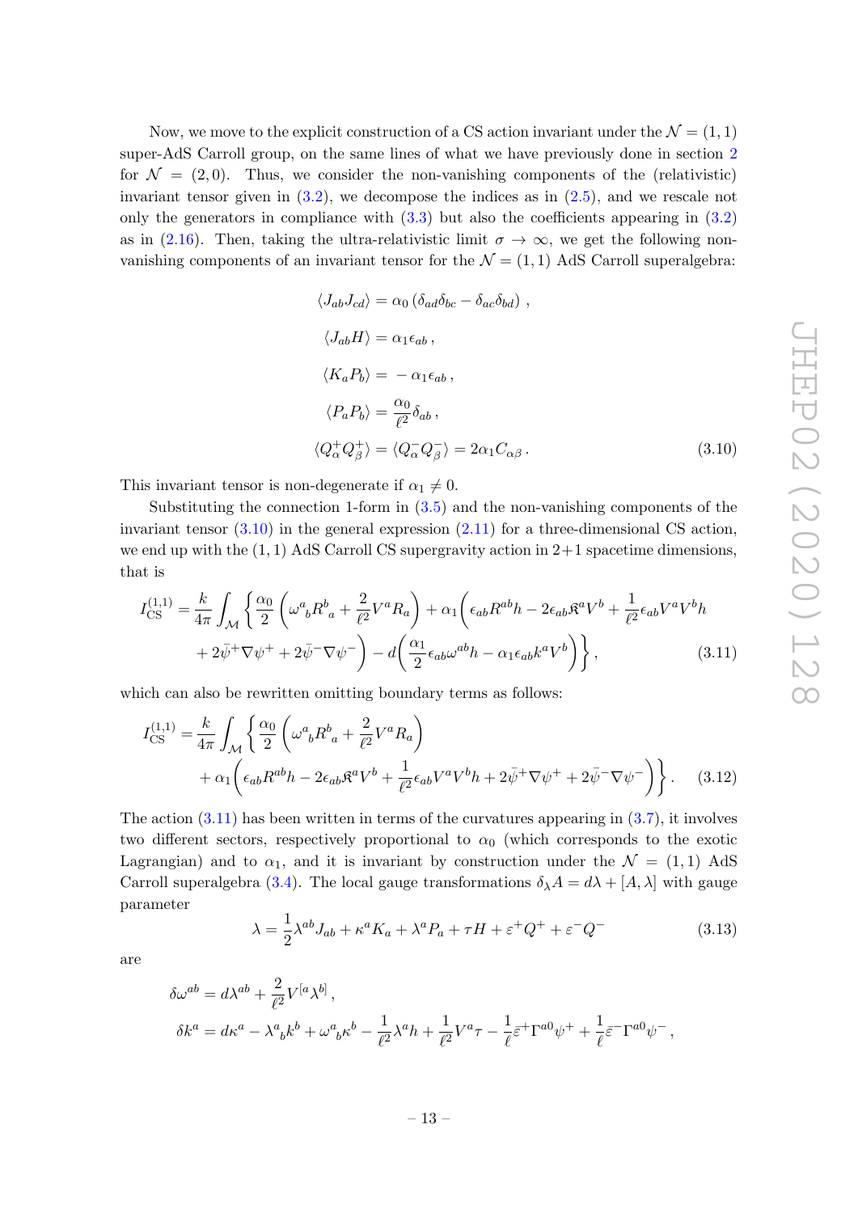Now, we move to the explicit construction of a CS action invariant under the $\mathcal{N}=(1,1)$ super-AdS Carroll group, on the same lines of what we have previously done in section 2 for $\mathcal{N}=(2,0)$. Thus, we consider the non-vanishing components of the (relativistic) invariant tensor given in (3.2), we decompose the indices as in (2.5), and we rescale not only the generators in compliance with (3.3) but also the coefficients appearing in (3.2) as in (2.16). Then, taking the ultra-relativistic limit $\sigma \to \infty$, we get the following non-vanishing components of an invariant tensor for the $\mathcal{N}=(1,1)$ AdS Carroll superalgebra:

$$
\begin{aligned}
\langle J_{ab} J_{cd} \rangle &= \alpha_0 \left( \delta_{ad}\delta_{bc} - \delta_{ac}\delta_{bd} \right) , \\
\langle J_{ab} H \rangle &= \alpha_1 \epsilon_{ab} \, , \\
\langle K_a P_b \rangle &= -\alpha_1 \epsilon_{ab} \, , \\
\langle P_a P_b \rangle &= \frac{\alpha_0}{\ell^2} \delta_{ab} \, , \\
\langle Q^+_\alpha Q^+_\beta \rangle &= \langle Q^-_\alpha Q^-_\beta \rangle = 2\alpha_1 C_{\alpha\beta} \, .
\end{aligned}
\tag{3.10}
$$

This invariant tensor is non-degenerate if $\alpha_1 \neq 0$.

Substituting the connection 1-form in (3.5) and the non-vanishing components of the invariant tensor (3.10) in the general expression (2.11) for a three-dimensional CS action, we end up with the $(1,1)$ AdS Carroll CS supergravity action in 2+1 spacetime dimensions, that is

$$
\begin{aligned}
I^{(1,1)}_{\text{CS}} = \frac{k}{4\pi} \int_{\mathcal{M}} \Bigg\{ & \frac{\alpha_0}{2} \left( \omega^a{}_b R^b{}_a + \frac{2}{\ell^2} V^a R_a \right) + \alpha_1 \Bigg( \epsilon_{ab} R^{ab} h - 2\epsilon_{ab} \mathfrak{K}^a V^b + \frac{1}{\ell^2} \epsilon_{ab} V^a V^b h \\
& + 2\bar{\psi}^+ \nabla \psi^+ + 2\bar{\psi}^- \nabla \psi^- \Bigg) - d\Bigg( \frac{\alpha_1}{2} \epsilon_{ab} \omega^{ab} h - \alpha_1 \epsilon_{ab} k^a V^b \Bigg) \Bigg\} ,
\end{aligned}
\tag{3.11}
$$

which can also be rewritten omitting boundary terms as follows:

$$
\begin{aligned}
I^{(1,1)}_{\text{CS}} = \frac{k}{4\pi} \int_{\mathcal{M}} \Bigg\{ & \frac{\alpha_0}{2} \left( \omega^a{}_b R^b{}_a + \frac{2}{\ell^2} V^a R_a \right) \\
& + \alpha_1 \Bigg( \epsilon_{ab} R^{ab} h - 2\epsilon_{ab} \mathfrak{K}^a V^b + \frac{1}{\ell^2} \epsilon_{ab} V^a V^b h + 2\bar{\psi}^+ \nabla \psi^+ + 2\bar{\psi}^- \nabla \psi^- \Bigg) \Bigg\} .
\end{aligned}
\tag{3.12}
$$

The action (3.11) has been written in terms of the curvatures appearing in (3.7), it involves two different sectors, respectively proportional to $\alpha_0$ (which corresponds to the exotic Lagrangian) and to $\alpha_1$, and it is invariant by construction under the $\mathcal{N}=(1,1)$ AdS Carroll superalgebra (3.4). The local gauge transformations $\delta_\lambda A = d\lambda + [A, \lambda]$ with gauge parameter

$$
\lambda = \frac{1}{2} \lambda^{ab} J_{ab} + \kappa^a K_a + \lambda^a P_a + \tau H + \varepsilon^+ Q^+ + \varepsilon^- Q^-
\tag{3.13}
$$

are

$$
\begin{aligned}
\delta \omega^{ab} &= d\lambda^{ab} + \frac{2}{\ell^2} V^{[a} \lambda^{b]} \, , \\
\delta k^a &= d\kappa^a - \lambda^a{}_b k^b + \omega^a{}_b \kappa^b - \frac{1}{\ell^2} \lambda^a h + \frac{1}{\ell^2} V^a \tau - \frac{1}{\ell} \bar{\varepsilon}^+ \Gamma^{a0} \psi^+ + \frac{1}{\ell} \bar{\varepsilon}^- \Gamma^{a0} \psi^- \, ,
\end{aligned}
$$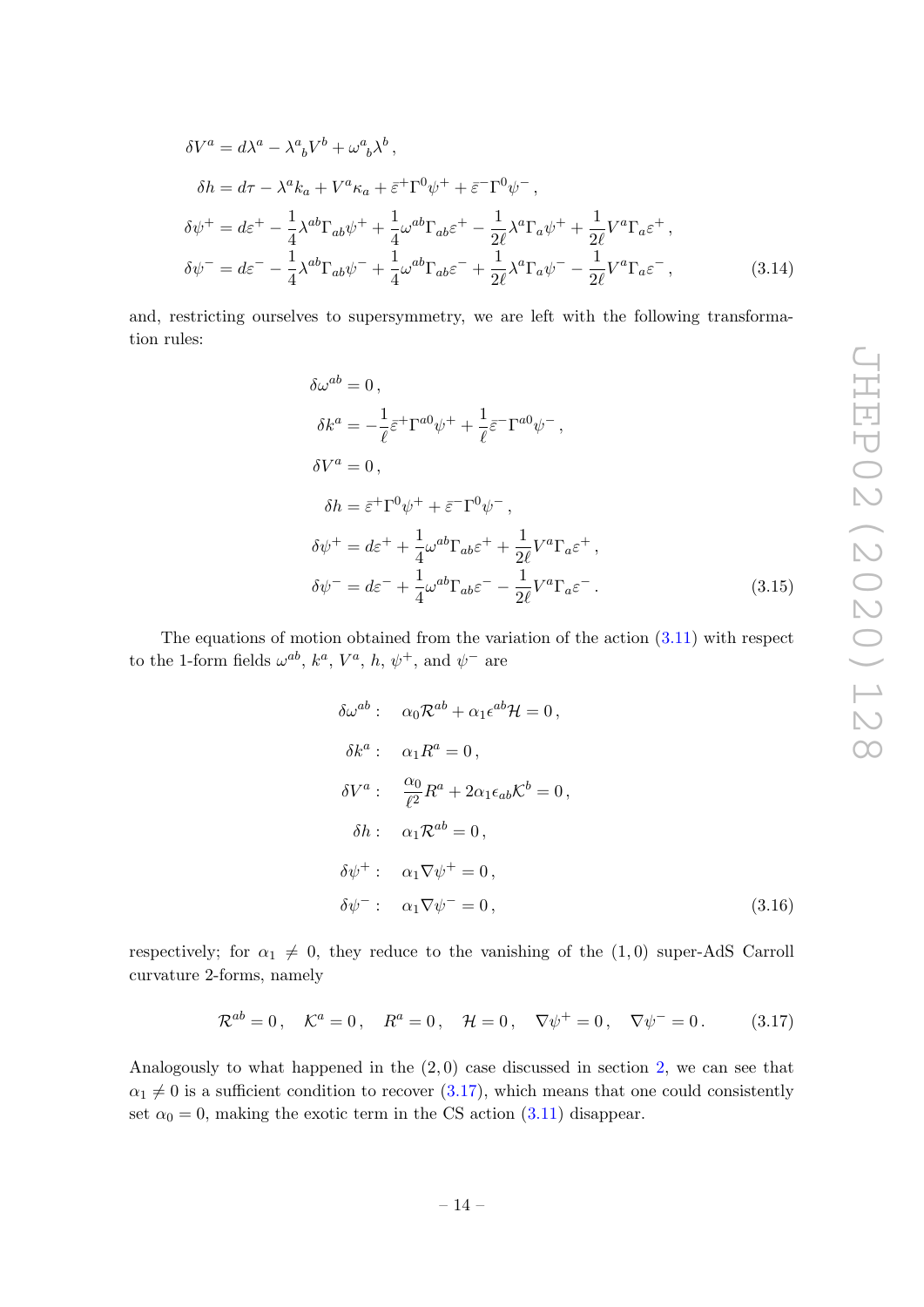$$
\begin{aligned}
\delta V^a &= d\lambda^a - \lambda^a{}_b V^b + \omega^a{}_b \lambda^b \,, \\
\delta h &= d\tau - \lambda^a k_a + V^a \kappa_a + \bar{\varepsilon}^+ \Gamma^0 \psi^+ + \bar{\varepsilon}^- \Gamma^0 \psi^- \,, \\
\delta \psi^+ &= d\varepsilon^+ - \frac{1}{4}\lambda^{ab}\Gamma_{ab}\psi^+ + \frac{1}{4}\omega^{ab}\Gamma_{ab}\varepsilon^+ - \frac{1}{2\ell}\lambda^a \Gamma_a \psi^+ + \frac{1}{2\ell} V^a \Gamma_a \varepsilon^+ \,, \\
\delta \psi^- &= d\varepsilon^- - \frac{1}{4}\lambda^{ab}\Gamma_{ab}\psi^- + \frac{1}{4}\omega^{ab}\Gamma_{ab}\varepsilon^- + \frac{1}{2\ell}\lambda^a \Gamma_a \psi^- - \frac{1}{2\ell} V^a \Gamma_a \varepsilon^- \,,
\end{aligned}
\tag{3.14}
$$

and, restricting ourselves to supersymmetry, we are left with the following transformation rules:

$$
\begin{aligned}
\delta \omega^{ab} &= 0 \,, \\
\delta k^a &= -\frac{1}{\ell}\bar{\varepsilon}^+ \Gamma^{a0}\psi^+ + \frac{1}{\ell}\bar{\varepsilon}^- \Gamma^{a0}\psi^- \,, \\
\delta V^a &= 0 \,, \\
\delta h &= \bar{\varepsilon}^+ \Gamma^0 \psi^+ + \bar{\varepsilon}^- \Gamma^0 \psi^- \,, \\
\delta \psi^+ &= d\varepsilon^+ + \frac{1}{4}\omega^{ab}\Gamma_{ab}\varepsilon^+ + \frac{1}{2\ell} V^a \Gamma_a \varepsilon^+ \,, \\
\delta \psi^- &= d\varepsilon^- + \frac{1}{4}\omega^{ab}\Gamma_{ab}\varepsilon^- - \frac{1}{2\ell} V^a \Gamma_a \varepsilon^- \,.
\end{aligned}
\tag{3.15}
$$

The equations of motion obtained from the variation of the action (3.11) with respect to the 1-form fields $\omega^{ab}$, $k^a$, $V^a$, $h$, $\psi^+$, and $\psi^-$ are

$$
\begin{aligned}
\delta \omega^{ab} :& \quad \alpha_0 \mathcal{R}^{ab} + \alpha_1 \epsilon^{ab}\mathcal{H} = 0 \,, \\
\delta k^a :& \quad \alpha_1 R^a = 0 \,, \\
\delta V^a :& \quad \frac{\alpha_0}{\ell^2} R^a + 2\alpha_1 \epsilon_{ab}\mathcal{K}^b = 0 \,, \\
\delta h :& \quad \alpha_1 \mathcal{R}^{ab} = 0 \,, \\
\delta \psi^+ :& \quad \alpha_1 \nabla \psi^+ = 0 \,, \\
\delta \psi^- :& \quad \alpha_1 \nabla \psi^- = 0 \,,
\end{aligned}
\tag{3.16}
$$

respectively; for $\alpha_1 \neq 0$, they reduce to the vanishing of the $(1,0)$ super-AdS Carroll curvature 2-forms, namely

$$
\mathcal{R}^{ab} = 0 \,, \quad \mathcal{K}^a = 0 \,, \quad R^a = 0 \,, \quad \mathcal{H} = 0 \,, \quad \nabla \psi^+ = 0 \,, \quad \nabla \psi^- = 0 \,. \tag{3.17}
$$

Analogously to what happened in the $(2,0)$ case discussed in section 2, we can see that $\alpha_1 \neq 0$ is a sufficient condition to recover (3.17), which means that one could consistently set $\alpha_0 = 0$, making the exotic term in the CS action (3.11) disappear.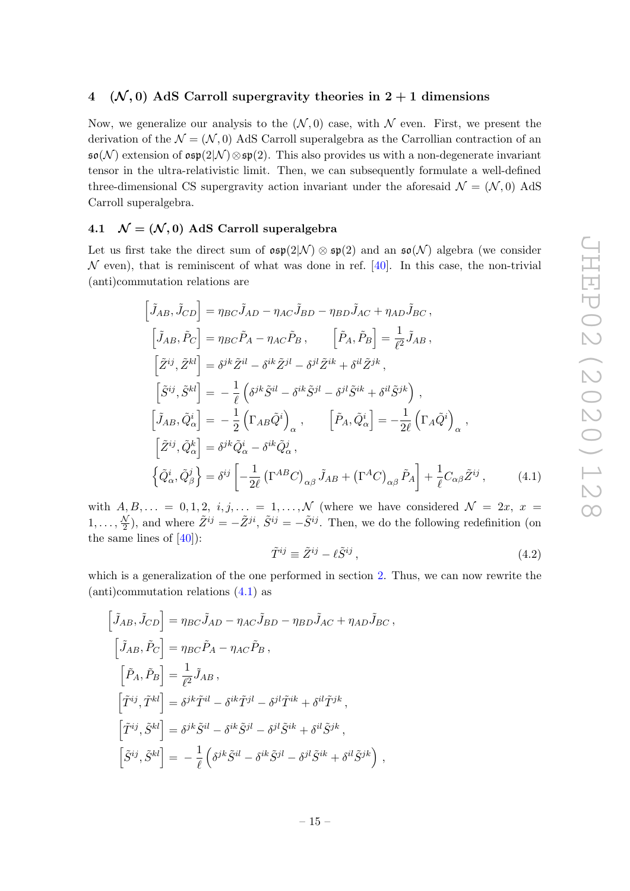## 4 $(\mathcal{N}, 0)$ AdS Carroll supergravity theories in $2+1$ dimensions

Now, we generalize our analysis to the $(\mathcal{N}, 0)$ case, with $\mathcal{N}$ even. First, we present the derivation of the $\mathcal{N} = (\mathcal{N}, 0)$ AdS Carroll superalgebra as the Carrollian contraction of an $\mathfrak{so}(\mathcal{N})$ extension of $\mathfrak{osp}(2|\mathcal{N}) \otimes \mathfrak{sp}(2)$. This also provides us with a non-degenerate invariant tensor in the ultra-relativistic limit. Then, we can subsequently formulate a well-defined three-dimensional CS supergravity action invariant under the aforesaid $\mathcal{N} = (\mathcal{N}, 0)$ AdS Carroll superalgebra.

### 4.1 $\mathcal{N} = (\mathcal{N}, 0)$ AdS Carroll superalgebra

Let us first take the direct sum of $\mathfrak{osp}(2|\mathcal{N}) \otimes \mathfrak{sp}(2)$ and an $\mathfrak{so}(\mathcal{N})$ algebra (we consider $\mathcal{N}$ even), that is reminiscent of what was done in ref. [40]. In this case, the non-trivial (anti)commutation relations are

$$
\begin{aligned}
\left[\tilde{J}_{AB}, \tilde{J}_{CD}\right] &= \eta_{BC}\tilde{J}_{AD} - \eta_{AC}\tilde{J}_{BD} - \eta_{BD}\tilde{J}_{AC} + \eta_{AD}\tilde{J}_{BC}\,, \\
\left[\tilde{J}_{AB}, \tilde{P}_{C}\right] &= \eta_{BC}\tilde{P}_{A} - \eta_{AC}\tilde{P}_{B}\,, \qquad \left[\tilde{P}_{A}, \tilde{P}_{B}\right] = \frac{1}{\ell^2}\tilde{J}_{AB}\,, \\
\left[\tilde{Z}^{ij}, \tilde{Z}^{kl}\right] &= \delta^{jk}\tilde{Z}^{il} - \delta^{ik}\tilde{Z}^{jl} - \delta^{jl}\tilde{Z}^{ik} + \delta^{il}\tilde{Z}^{jk}\,, \\
\left[\tilde{S}^{ij}, \tilde{S}^{kl}\right] &= -\frac{1}{\ell}\left(\delta^{jk}\tilde{S}^{il} - \delta^{ik}\tilde{S}^{jl} - \delta^{jl}\tilde{S}^{ik} + \delta^{il}\tilde{S}^{jk}\right)\,, \\
\left[\tilde{J}_{AB}, \tilde{Q}^{i}_{\alpha}\right] &= -\frac{1}{2}\left(\Gamma_{AB}\tilde{Q}^{i}\right)_{\alpha}\,, \qquad \left[\tilde{P}_{A}, \tilde{Q}^{i}_{\alpha}\right] = -\frac{1}{2\ell}\left(\Gamma_{A}\tilde{Q}^{i}\right)_{\alpha}\,, \\
\left[\tilde{Z}^{ij}, \tilde{Q}^{k}_{\alpha}\right] &= \delta^{jk}\tilde{Q}^{i}_{\alpha} - \delta^{ik}\tilde{Q}^{j}_{\alpha}\,, \\
\left\{\tilde{Q}^{i}_{\alpha}, \tilde{Q}^{j}_{\beta}\right\} &= \delta^{ij}\left[-\frac{1}{2\ell}\left(\Gamma^{AB}C\right)_{\alpha\beta}\tilde{J}_{AB} + \left(\Gamma^{A}C\right)_{\alpha\beta}\tilde{P}_{A}\right] + \frac{1}{\ell}C_{\alpha\beta}\tilde{Z}^{ij}\,,
\end{aligned}
\tag{4.1}
$$

with $A, B, \ldots = 0, 1, 2$, $i, j, \ldots = 1, \ldots, \mathcal{N}$ (where we have considered $\mathcal{N} = 2x$, $x = 1, \ldots, \frac{\mathcal{N}}{2}$), and where $\tilde{Z}^{ij} = -\tilde{Z}^{ji}$, $\tilde{S}^{ij} = -\tilde{S}^{ij}$. Then, we do the following redefinition (on the same lines of [40]):

$$
\tilde{T}^{ij} \equiv \tilde{Z}^{ij} - \ell\tilde{S}^{ij}\,,
\tag{4.2}
$$

which is a generalization of the one performed in section 2. Thus, we can now rewrite the (anti)commutation relations (4.1) as

$$
\begin{aligned}
\left[\tilde{J}_{AB}, \tilde{J}_{CD}\right] &= \eta_{BC}\tilde{J}_{AD} - \eta_{AC}\tilde{J}_{BD} - \eta_{BD}\tilde{J}_{AC} + \eta_{AD}\tilde{J}_{BC}\,, \\
\left[\tilde{J}_{AB}, \tilde{P}_{C}\right] &= \eta_{BC}\tilde{P}_{A} - \eta_{AC}\tilde{P}_{B}\,, \\
\left[\tilde{P}_{A}, \tilde{P}_{B}\right] &= \frac{1}{\ell^2}\tilde{J}_{AB}\,, \\
\left[\tilde{T}^{ij}, \tilde{T}^{kl}\right] &= \delta^{jk}\tilde{T}^{il} - \delta^{ik}\tilde{T}^{jl} - \delta^{jl}\tilde{T}^{ik} + \delta^{il}\tilde{T}^{jk}\,, \\
\left[\tilde{T}^{ij}, \tilde{S}^{kl}\right] &= \delta^{jk}\tilde{S}^{il} - \delta^{ik}\tilde{S}^{jl} - \delta^{jl}\tilde{S}^{ik} + \delta^{il}\tilde{S}^{jk}\,, \\
\left[\tilde{S}^{ij}, \tilde{S}^{kl}\right] &= -\frac{1}{\ell}\left(\delta^{jk}\tilde{S}^{il} - \delta^{ik}\tilde{S}^{jl} - \delta^{jl}\tilde{S}^{ik} + \delta^{il}\tilde{S}^{jk}\right)\,,
\end{aligned}
$$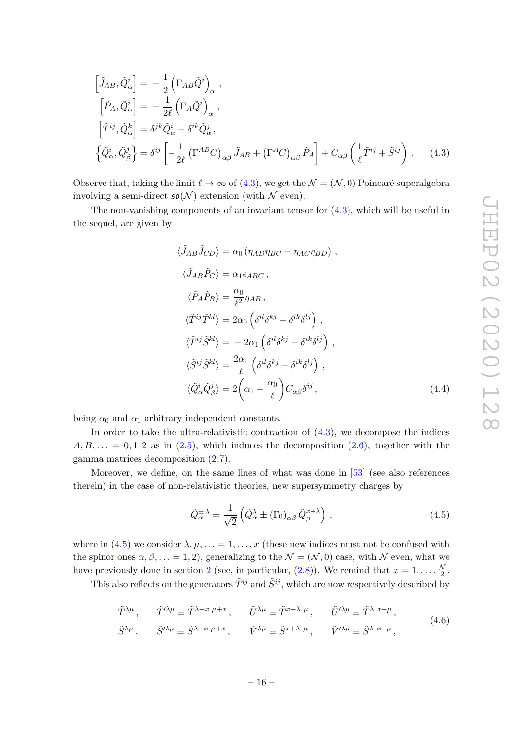$$
\begin{aligned}
\left[\tilde{J}_{AB}, \tilde{Q}^i_\alpha\right] &= -\frac{1}{2}\left(\Gamma_{AB}\tilde{Q}^i\right)_\alpha , \\
\left[\tilde{P}_A, \tilde{Q}^i_\alpha\right] &= -\frac{1}{2\ell}\left(\Gamma_A\tilde{Q}^i\right)_\alpha , \\
\left[\tilde{T}^{ij}, \tilde{Q}^k_\alpha\right] &= \delta^{jk}\tilde{Q}^i_\alpha - \delta^{ik}\tilde{Q}^j_\alpha , \\
\left\{\tilde{Q}^i_\alpha, \tilde{Q}^j_\beta\right\} &= \delta^{ij}\left[-\frac{1}{2\ell}\left(\Gamma^{AB}C\right)_{\alpha\beta}\tilde{J}_{AB} + \left(\Gamma^A C\right)_{\alpha\beta}\tilde{P}_A\right] + C_{\alpha\beta}\left(\frac{1}{\ell}\tilde{T}^{ij} + \tilde{S}^{ij}\right) .
\end{aligned}
\tag{4.3}
$$

Observe that, taking the limit $\ell \to \infty$ of (4.3), we get the $\mathcal{N} = (\mathcal{N}, 0)$ Poincaré superalgebra involving a semi-direct $\mathfrak{so}(\mathcal{N})$ extension (with $\mathcal{N}$ even).

The non-vanishing components of an invariant tensor for (4.3), which will be useful in the sequel, are given by

$$
\begin{aligned}
\langle \tilde{J}_{AB}\tilde{J}_{CD}\rangle &= \alpha_0\left(\eta_{AD}\eta_{BC} - \eta_{AC}\eta_{BD}\right) , \\
\langle \tilde{J}_{AB}\tilde{P}_C\rangle &= \alpha_1\epsilon_{ABC} , \\
\langle \tilde{P}_A\tilde{P}_B\rangle &= \frac{\alpha_0}{\ell^2}\eta_{AB} , \\
\langle \tilde{T}^{ij}\tilde{T}^{kl}\rangle &= 2\alpha_0\left(\delta^{il}\delta^{kj} - \delta^{ik}\delta^{lj}\right) , \\
\langle \tilde{T}^{ij}\tilde{S}^{kl}\rangle &= -2\alpha_1\left(\delta^{il}\delta^{kj} - \delta^{ik}\delta^{lj}\right) , \\
\langle \tilde{S}^{ij}\tilde{S}^{kl}\rangle &= \frac{2\alpha_1}{\ell}\left(\delta^{il}\delta^{kj} - \delta^{ik}\delta^{lj}\right) , \\
\langle \tilde{Q}^i_\alpha\tilde{Q}^j_\beta\rangle &= 2\left(\alpha_1 - \frac{\alpha_0}{\ell}\right)C_{\alpha\beta}\delta^{ij} ,
\end{aligned}
\tag{4.4}
$$

being $\alpha_0$ and $\alpha_1$ arbitrary independent constants.

In order to take the ultra-relativistic contraction of (4.3), we decompose the indices $A, B, \ldots = 0, 1, 2$ as in (2.5), which induces the decomposition (2.6), together with the gamma matrices decomposition (2.7).

Moreover, we define, on the same lines of what was done in [53] (see also references therein) in the case of non-relativistic theories, new supersymmetry charges by

$$
\tilde{Q}^{\pm\,\lambda}_\alpha = \frac{1}{\sqrt{2}}\left(\tilde{Q}^\lambda_\alpha \pm \left(\Gamma_0\right)_{\alpha\beta}\tilde{Q}^{x+\lambda}_\beta\right) ,
\tag{4.5}
$$

where in (4.5) we consider $\lambda, \mu, \ldots = 1, \ldots, x$ (these new indices must not be confused with the spinor ones $\alpha, \beta, \ldots = 1, 2$), generalizing to the $\mathcal{N} = (\mathcal{N}, 0)$ case, with $\mathcal{N}$ even, what we have previously done in section 2 (see, in particular, (2.8)). We remind that $x = 1, \ldots, \frac{\mathcal{N}}{2}$.

This also reflects on the generators $\tilde{T}^{ij}$ and $\tilde{S}^{ij}$, which are now respectively described by

$$
\begin{aligned}
&\tilde{T}^{\lambda\mu} , \quad \tilde{T}'^{\lambda\mu} \equiv \tilde{T}^{\lambda+x\ \mu+x} , \quad \tilde{U}^{\lambda\mu} \equiv \tilde{T}^{x+\lambda\ \mu} , \quad \tilde{U}'^{\lambda\mu} \equiv \tilde{T}^{\lambda\ x+\mu} , \\
&\tilde{S}^{\lambda\mu} , \quad \tilde{S}'^{\lambda\mu} \equiv \tilde{S}^{\lambda+x\ \mu+x} , \quad \tilde{V}^{\lambda\mu} \equiv \tilde{S}^{x+\lambda\ \mu} , \quad \tilde{V}'^{\lambda\mu} \equiv \tilde{S}^{\lambda\ x+\mu} ,
\end{aligned}
\tag{4.6}
$$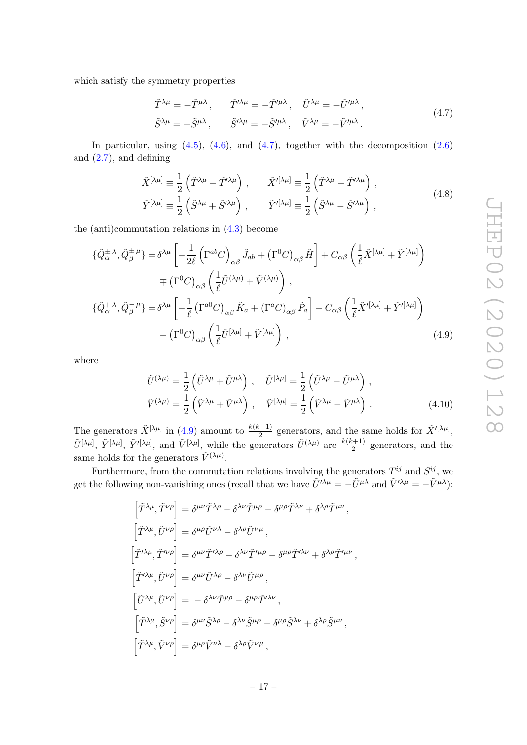which satisfy the symmetry properties

$$
\begin{aligned}
\tilde{T}^{\lambda\mu} &= -\tilde{T}^{\mu\lambda}\,, \qquad \tilde{T}'^{\lambda\mu} = -\tilde{T}'^{\mu\lambda}\,, \quad \tilde{U}^{\lambda\mu} = -\tilde{U}'^{\mu\lambda}\,, \\
\tilde{S}^{\lambda\mu} &= -\tilde{S}^{\mu\lambda}\,, \qquad \tilde{S}'^{\lambda\mu} = -\tilde{S}'^{\mu\lambda}\,, \quad \tilde{V}^{\lambda\mu} = -\tilde{V}'^{\mu\lambda}\,.
\end{aligned}
\tag{4.7}
$$

In particular, using (4.5), (4.6), and (4.7), together with the decomposition (2.6) and (2.7), and defining

$$
\begin{aligned}
\tilde{X}^{[\lambda\mu]} &\equiv \frac{1}{2}\left(\tilde{T}^{\lambda\mu} + \tilde{T}'^{\lambda\mu}\right)\,, \qquad \tilde{X}'^{[\lambda\mu]} \equiv \frac{1}{2}\left(\tilde{T}^{\lambda\mu} - \tilde{T}'^{\lambda\mu}\right)\,, \\
\tilde{Y}^{[\lambda\mu]} &\equiv \frac{1}{2}\left(\tilde{S}^{\lambda\mu} + \tilde{S}'^{\lambda\mu}\right)\,, \qquad \tilde{Y}'^{[\lambda\mu]} \equiv \frac{1}{2}\left(\tilde{S}^{\lambda\mu} - \tilde{S}'^{\lambda\mu}\right)\,,
\end{aligned}
\tag{4.8}
$$

the (anti)commutation relations in (4.3) become

$$
\begin{aligned}
\{\tilde{Q}^{\pm\,\lambda}_{\alpha}, \tilde{Q}^{\pm\,\mu}_{\beta}\} &= \delta^{\lambda\mu}\left[-\frac{1}{2\ell}\left(\Gamma^{ab}C\right)_{\alpha\beta}\tilde{J}_{ab} + \left(\Gamma^{0}C\right)_{\alpha\beta}\tilde{H}\right] + C_{\alpha\beta}\left(\frac{1}{\ell}\tilde{X}^{[\lambda\mu]} + \tilde{Y}^{[\lambda\mu]}\right) \\
&\quad \mp \left(\Gamma^{0}C\right)_{\alpha\beta}\left(\frac{1}{\ell}\tilde{U}^{(\lambda\mu)} + \tilde{V}^{(\lambda\mu)}\right)\,, \\
\{\tilde{Q}^{+\,\lambda}_{\alpha}, \tilde{Q}^{-\,\mu}_{\beta}\} &= \delta^{\lambda\mu}\left[-\frac{1}{\ell}\left(\Gamma^{a0}C\right)_{\alpha\beta}\tilde{K}_{a} + \left(\Gamma^{a}C\right)_{\alpha\beta}\tilde{P}_{a}\right] + C_{\alpha\beta}\left(\frac{1}{\ell}\tilde{X}'^{[\lambda\mu]} + \tilde{Y}'^{[\lambda\mu]}\right) \\
&\quad - \left(\Gamma^{0}C\right)_{\alpha\beta}\left(\frac{1}{\ell}\tilde{U}^{[\lambda\mu]} + \tilde{V}^{[\lambda\mu]}\right)\,,
\end{aligned}
\tag{4.9}
$$

where

$$
\begin{aligned}
\tilde{U}^{(\lambda\mu)} &= \frac{1}{2}\left(\tilde{U}^{\lambda\mu} + \tilde{U}^{\mu\lambda}\right)\,, \quad \tilde{U}^{[\lambda\mu]} = \frac{1}{2}\left(\tilde{U}^{\lambda\mu} - \tilde{U}^{\mu\lambda}\right)\,, \\
\tilde{V}^{(\lambda\mu)} &= \frac{1}{2}\left(\tilde{V}^{\lambda\mu} + \tilde{V}^{\mu\lambda}\right)\,, \quad \tilde{V}^{[\lambda\mu]} = \frac{1}{2}\left(\tilde{V}^{\lambda\mu} - \tilde{V}^{\mu\lambda}\right)\,.
\end{aligned}
\tag{4.10}
$$

The generators $\tilde{X}^{[\lambda\mu]}$ in (4.9) amount to $\frac{k(k-1)}{2}$ generators, and the same holds for $\tilde{X}'^{[\lambda\mu]}$, $\tilde{U}^{[\lambda\mu]}$, $\tilde{Y}^{[\lambda\mu]}$, $\tilde{Y}'^{[\lambda\mu]}$, and $\tilde{V}^{[\lambda\mu]}$, while the generators $\tilde{U}^{(\lambda\mu)}$ are $\frac{k(k+1)}{2}$ generators, and the same holds for the generators $\tilde{V}^{(\lambda\mu)}$.

Furthermore, from the commutation relations involving the generators $T^{ij}$ and $S^{ij}$, we get the following non-vanishing ones (recall that we have $\tilde{U}'^{\lambda\mu} = -\tilde{U}^{\mu\lambda}$ and $\tilde{V}'^{\lambda\mu} = -\tilde{V}^{\mu\lambda}$):

$$
\begin{aligned}
\left[\tilde{T}^{\lambda\mu}, \tilde{T}^{\nu\rho}\right] &= \delta^{\mu\nu}\tilde{T}^{\lambda\rho} - \delta^{\lambda\nu}\tilde{T}^{\mu\rho} - \delta^{\mu\rho}\tilde{T}^{\lambda\nu} + \delta^{\lambda\rho}\tilde{T}^{\mu\nu}\,, \\
\left[\tilde{T}^{\lambda\mu}, \tilde{U}^{\nu\rho}\right] &= \delta^{\mu\rho}\tilde{U}^{\nu\lambda} - \delta^{\lambda\rho}\tilde{U}^{\nu\mu}\,, \\
\left[\tilde{T}'^{\lambda\mu}, \tilde{T}'^{\nu\rho}\right] &= \delta^{\mu\nu}\tilde{T}'^{\lambda\rho} - \delta^{\lambda\nu}\tilde{T}'^{\mu\rho} - \delta^{\mu\rho}\tilde{T}'^{\lambda\nu} + \delta^{\lambda\rho}\tilde{T}'^{\mu\nu}\,, \\
\left[\tilde{T}'^{\lambda\mu}, \tilde{U}^{\nu\rho}\right] &= \delta^{\mu\nu}\tilde{U}^{\lambda\rho} - \delta^{\lambda\nu}\tilde{U}^{\mu\rho}\,, \\
\left[\tilde{U}^{\lambda\mu}, \tilde{U}^{\nu\rho}\right] &= -\,\delta^{\lambda\nu}\tilde{T}^{\mu\rho} - \delta^{\mu\rho}\tilde{T}'^{\lambda\nu}\,, \\
\left[\tilde{T}^{\lambda\mu}, \tilde{S}^{\nu\rho}\right] &= \delta^{\mu\nu}\tilde{S}^{\lambda\rho} - \delta^{\lambda\nu}\tilde{S}^{\mu\rho} - \delta^{\mu\rho}\tilde{S}^{\lambda\nu} + \delta^{\lambda\rho}\tilde{S}^{\mu\nu}\,, \\
\left[\tilde{T}^{\lambda\mu}, \tilde{V}^{\nu\rho}\right] &= \delta^{\mu\rho}\tilde{V}^{\nu\lambda} - \delta^{\lambda\rho}\tilde{V}^{\nu\mu}\,,
\end{aligned}
$$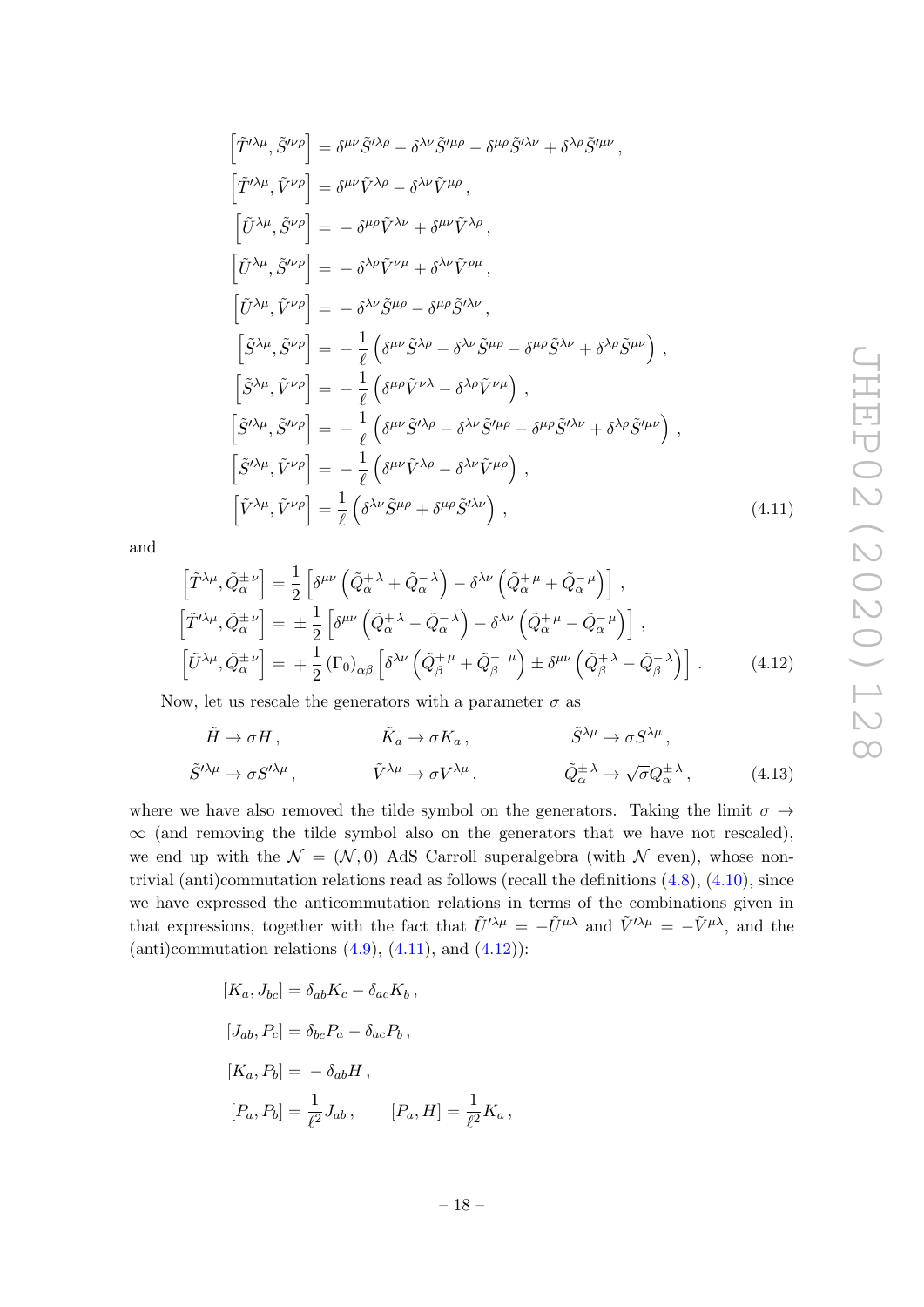$$
\begin{aligned}
\left[\tilde{T}'^{\lambda\mu}, \tilde{S}'^{\nu\rho}\right] &= \delta^{\mu\nu}\tilde{S}'^{\lambda\rho} - \delta^{\lambda\nu}\tilde{S}'^{\mu\rho} - \delta^{\mu\rho}\tilde{S}'^{\lambda\nu} + \delta^{\lambda\rho}\tilde{S}'^{\mu\nu}\,,\\
\left[\tilde{T}'^{\lambda\mu}, \tilde{V}^{\nu\rho}\right] &= \delta^{\mu\nu}\tilde{V}^{\lambda\rho} - \delta^{\lambda\nu}\tilde{V}^{\mu\rho}\,,\\
\left[\tilde{U}^{\lambda\mu}, \tilde{S}^{\nu\rho}\right] &= -\delta^{\mu\rho}\tilde{V}^{\lambda\nu} + \delta^{\mu\nu}\tilde{V}^{\lambda\rho}\,,\\
\left[\tilde{U}^{\lambda\mu}, \tilde{S}'^{\nu\rho}\right] &= -\delta^{\lambda\rho}\tilde{V}^{\nu\mu} + \delta^{\lambda\nu}\tilde{V}^{\rho\mu}\,,\\
\left[\tilde{U}^{\lambda\mu}, \tilde{V}^{\nu\rho}\right] &= -\delta^{\lambda\nu}\tilde{S}^{\mu\rho} - \delta^{\mu\rho}\tilde{S}'^{\lambda\nu}\,,\\
\left[\tilde{S}^{\lambda\mu}, \tilde{S}^{\nu\rho}\right] &= -\frac{1}{\ell}\left(\delta^{\mu\nu}\tilde{S}^{\lambda\rho} - \delta^{\lambda\nu}\tilde{S}^{\mu\rho} - \delta^{\mu\rho}\tilde{S}^{\lambda\nu} + \delta^{\lambda\rho}\tilde{S}^{\mu\nu}\right)\,,\\
\left[\tilde{S}^{\lambda\mu}, \tilde{V}^{\nu\rho}\right] &= -\frac{1}{\ell}\left(\delta^{\mu\rho}\tilde{V}^{\nu\lambda} - \delta^{\lambda\rho}\tilde{V}^{\nu\mu}\right)\,,\\
\left[\tilde{S}'^{\lambda\mu}, \tilde{S}'^{\nu\rho}\right] &= -\frac{1}{\ell}\left(\delta^{\mu\nu}\tilde{S}'^{\lambda\rho} - \delta^{\lambda\nu}\tilde{S}'^{\mu\rho} - \delta^{\mu\rho}\tilde{S}'^{\lambda\nu} + \delta^{\lambda\rho}\tilde{S}'^{\mu\nu}\right)\,,\\
\left[\tilde{S}'^{\lambda\mu}, \tilde{V}^{\nu\rho}\right] &= -\frac{1}{\ell}\left(\delta^{\mu\nu}\tilde{V}^{\lambda\rho} - \delta^{\lambda\nu}\tilde{V}^{\mu\rho}\right)\,,\\
\left[\tilde{V}^{\lambda\mu}, \tilde{V}^{\nu\rho}\right] &= \frac{1}{\ell}\left(\delta^{\lambda\nu}\tilde{S}^{\mu\rho} + \delta^{\mu\rho}\tilde{S}'^{\lambda\nu}\right)\,,
\end{aligned}
\tag{4.11}
$$

and

$$
\begin{aligned}
\left[\tilde{T}^{\lambda\mu}, \tilde{Q}^{\pm\,\nu}_{\alpha}\right] &= \frac{1}{2}\left[\delta^{\mu\nu}\left(\tilde{Q}^{+\,\lambda}_{\alpha} + \tilde{Q}^{-\,\lambda}_{\alpha}\right) - \delta^{\lambda\nu}\left(\tilde{Q}^{+\,\mu}_{\alpha} + \tilde{Q}^{-\,\mu}_{\alpha}\right)\right]\,,\\
\left[\tilde{T}'^{\lambda\mu}, \tilde{Q}^{\pm\,\nu}_{\alpha}\right] &= \pm\frac{1}{2}\left[\delta^{\mu\nu}\left(\tilde{Q}^{+\,\lambda}_{\alpha} - \tilde{Q}^{-\,\lambda}_{\alpha}\right) - \delta^{\lambda\nu}\left(\tilde{Q}^{+\,\mu}_{\alpha} - \tilde{Q}^{-\,\mu}_{\alpha}\right)\right]\,,\\
\left[\tilde{U}^{\lambda\mu}, \tilde{Q}^{\pm\,\nu}_{\alpha}\right] &= \mp\frac{1}{2}\left(\Gamma_0\right)_{\alpha\beta}\left[\delta^{\lambda\nu}\left(\tilde{Q}^{+\,\mu}_{\beta} + \tilde{Q}^{-\,\mu}_{\beta}\right) \pm \delta^{\mu\nu}\left(\tilde{Q}^{+\,\lambda}_{\beta} - \tilde{Q}^{-\,\lambda}_{\beta}\right)\right]\,.
\end{aligned}
\tag{4.12}
$$

Now, let us rescale the generators with a parameter $\sigma$ as

$$
\begin{aligned}
&\tilde{H} \to \sigma H\,, &&\tilde{K}_a \to \sigma K_a\,, &&\tilde{S}^{\lambda\mu} \to \sigma S^{\lambda\mu}\,,\\
&\tilde{S}'^{\lambda\mu} \to \sigma S'^{\lambda\mu}\,, &&\tilde{V}^{\lambda\mu} \to \sigma V^{\lambda\mu}\,, &&\tilde{Q}^{\pm\,\lambda}_{\alpha} \to \sqrt{\sigma}Q^{\pm\,\lambda}_{\alpha}\,,
\end{aligned}
\tag{4.13}
$$

where we have also removed the tilde symbol on the generators. Taking the limit $\sigma \to \infty$ (and removing the tilde symbol also on the generators that we have not rescaled), we end up with the $\mathcal{N} = (\mathcal{N}, 0)$ AdS Carroll superalgebra (with $\mathcal{N}$ even), whose non-trivial (anti)commutation relations read as follows (recall the definitions (4.8), (4.10), since we have expressed the anticommutation relations in terms of the combinations given in that expressions, together with the fact that $\tilde{U}'^{\lambda\mu} = -\tilde{U}^{\mu\lambda}$ and $\tilde{V}'^{\lambda\mu} = -\tilde{V}^{\mu\lambda}$, and the (anti)commutation relations (4.9), (4.11), and (4.12)):

$$
\begin{aligned}
&[K_a, J_{bc}] = \delta_{ab}K_c - \delta_{ac}K_b\,,\\
&[J_{ab}, P_c] = \delta_{bc}P_a - \delta_{ac}P_b\,,\\
&[K_a, P_b] = -\delta_{ab}H\,,\\
&[P_a, P_b] = \frac{1}{\ell^2}J_{ab}\,, \qquad [P_a, H] = \frac{1}{\ell^2}K_a\,,
\end{aligned}
$$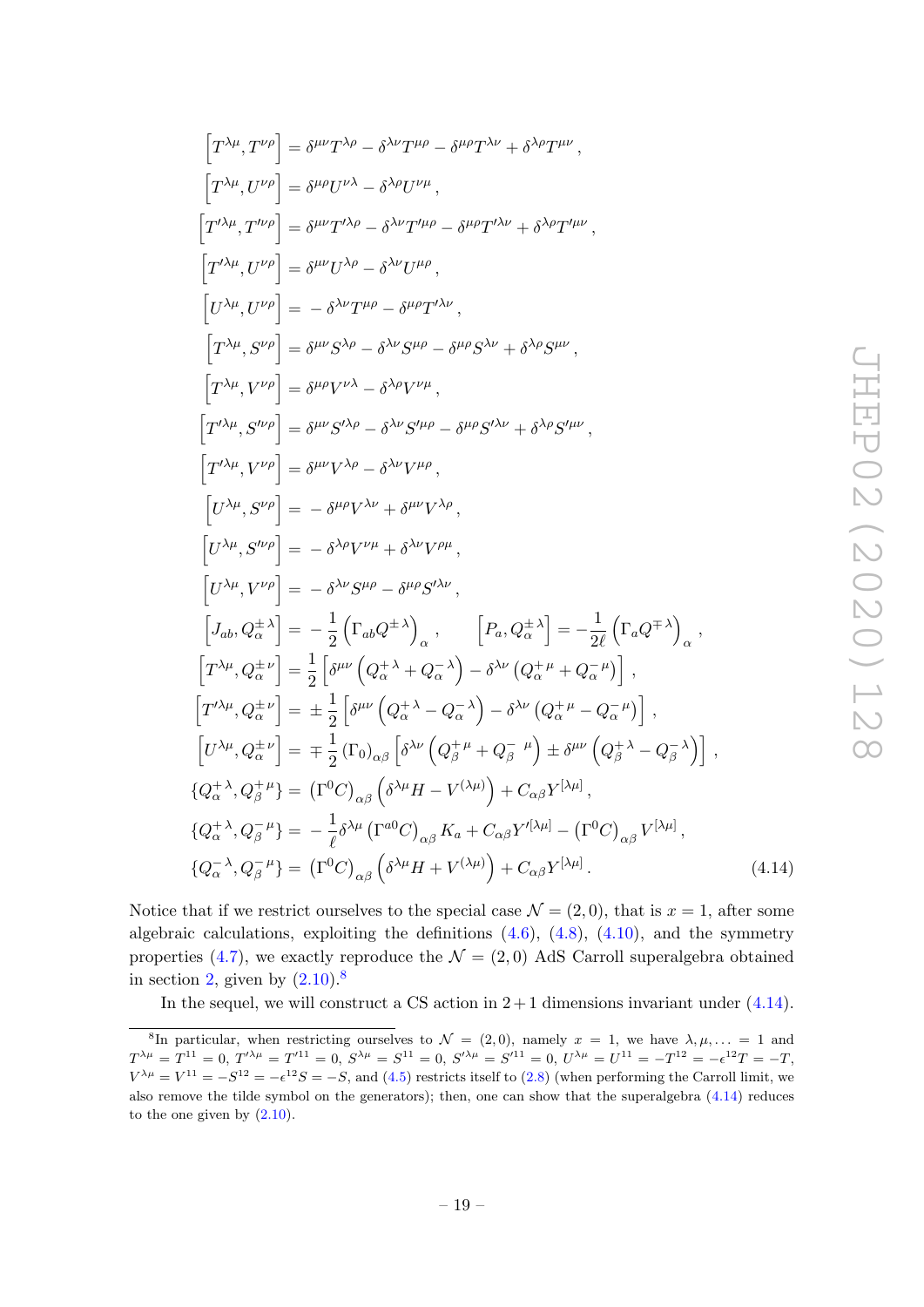$$
\begin{aligned}
\left[T^{\lambda\mu}, T^{\nu\rho}\right] &= \delta^{\mu\nu} T^{\lambda\rho} - \delta^{\lambda\nu} T^{\mu\rho} - \delta^{\mu\rho} T^{\lambda\nu} + \delta^{\lambda\rho} T^{\mu\nu} \,, \\
\left[T^{\lambda\mu}, U^{\nu\rho}\right] &= \delta^{\mu\rho} U^{\nu\lambda} - \delta^{\lambda\rho} U^{\nu\mu} \,, \\
\left[T'^{\lambda\mu}, T'^{\nu\rho}\right] &= \delta^{\mu\nu} T'^{\lambda\rho} - \delta^{\lambda\nu} T'^{\mu\rho} - \delta^{\mu\rho} T'^{\lambda\nu} + \delta^{\lambda\rho} T'^{\mu\nu} \,, \\
\left[T'^{\lambda\mu}, U^{\nu\rho}\right] &= \delta^{\mu\nu} U^{\lambda\rho} - \delta^{\lambda\nu} U^{\mu\rho} \,, \\
\left[U^{\lambda\mu}, U^{\nu\rho}\right] &= - \delta^{\lambda\nu} T^{\mu\rho} - \delta^{\mu\rho} T'^{\lambda\nu} \,, \\
\left[T^{\lambda\mu}, S^{\nu\rho}\right] &= \delta^{\mu\nu} S^{\lambda\rho} - \delta^{\lambda\nu} S^{\mu\rho} - \delta^{\mu\rho} S^{\lambda\nu} + \delta^{\lambda\rho} S^{\mu\nu} \,, \\
\left[T^{\lambda\mu}, V^{\nu\rho}\right] &= \delta^{\mu\rho} V^{\nu\lambda} - \delta^{\lambda\rho} V^{\nu\mu} \,, \\
\left[T'^{\lambda\mu}, S'^{\nu\rho}\right] &= \delta^{\mu\nu} S'^{\lambda\rho} - \delta^{\lambda\nu} S'^{\mu\rho} - \delta^{\mu\rho} S'^{\lambda\nu} + \delta^{\lambda\rho} S'^{\mu\nu} \,, \\
\left[T'^{\lambda\mu}, V^{\nu\rho}\right] &= \delta^{\mu\nu} V^{\lambda\rho} - \delta^{\lambda\nu} V^{\mu\rho} \,, \\
\left[U^{\lambda\mu}, S^{\nu\rho}\right] &= - \delta^{\mu\rho} V^{\lambda\nu} + \delta^{\mu\nu} V^{\lambda\rho} \,, \\
\left[U^{\lambda\mu}, S'^{\nu\rho}\right] &= - \delta^{\lambda\rho} V^{\nu\mu} + \delta^{\lambda\nu} V^{\rho\mu} \,, \\
\left[U^{\lambda\mu}, V^{\nu\rho}\right] &= - \delta^{\lambda\nu} S^{\mu\rho} - \delta^{\mu\rho} S'^{\lambda\nu} \,, \\
\left[J_{ab}, Q^{\pm\,\lambda}_{\alpha}\right] &= -\frac{1}{2}\left(\Gamma_{ab} Q^{\pm\,\lambda}\right)_{\alpha} \,, \qquad \left[P_a, Q^{\pm\,\lambda}_{\alpha}\right] = -\frac{1}{2\ell}\left(\Gamma_a Q^{\mp\,\lambda}\right)_{\alpha} \,, \\
\left[T^{\lambda\mu}, Q^{\pm\,\nu}_{\alpha}\right] &= \frac{1}{2}\left[\delta^{\mu\nu}\left(Q^{+\,\lambda}_{\alpha} + Q^{-\,\lambda}_{\alpha}\right) - \delta^{\lambda\nu}\left(Q^{+\,\mu}_{\alpha} + Q^{-\,\mu}_{\alpha}\right)\right] \,, \\
\left[T'^{\lambda\mu}, Q^{\pm\,\nu}_{\alpha}\right] &= \pm\frac{1}{2}\left[\delta^{\mu\nu}\left(Q^{+\,\lambda}_{\alpha} - Q^{-\,\lambda}_{\alpha}\right) - \delta^{\lambda\nu}\left(Q^{+\,\mu}_{\alpha} - Q^{-\,\mu}_{\alpha}\right)\right] \,, \\
\left[U^{\lambda\mu}, Q^{\pm\,\nu}_{\alpha}\right] &= \mp\frac{1}{2}\left(\Gamma_0\right)_{\alpha\beta}\left[\delta^{\lambda\nu}\left(Q^{+\,\mu}_{\beta} + Q^{-\,\mu}_{\beta}\right) \pm \delta^{\mu\nu}\left(Q^{+\,\lambda}_{\beta} - Q^{-\,\lambda}_{\beta}\right)\right] \,, \\
\{Q^{+\,\lambda}_{\alpha}, Q^{+\,\mu}_{\beta}\} &= \left(\Gamma^0 C\right)_{\alpha\beta}\left(\delta^{\lambda\mu} H - V^{(\lambda\mu)}\right) + C_{\alpha\beta} Y^{[\lambda\mu]} \,, \\
\{Q^{+\,\lambda}_{\alpha}, Q^{-\,\mu}_{\beta}\} &= -\frac{1}{\ell}\delta^{\lambda\mu}\left(\Gamma^{a0} C\right)_{\alpha\beta} K_a + C_{\alpha\beta} Y'^{[\lambda\mu]} - \left(\Gamma^0 C\right)_{\alpha\beta} V^{[\lambda\mu]} \,, \\
\{Q^{-\,\lambda}_{\alpha}, Q^{-\,\mu}_{\beta}\} &= \left(\Gamma^0 C\right)_{\alpha\beta}\left(\delta^{\lambda\mu} H + V^{(\lambda\mu)}\right) + C_{\alpha\beta} Y^{[\lambda\mu]} \,.
\end{aligned}
\tag{4.14}
$$

Notice that if we restrict ourselves to the special case $\mathcal{N}=(2,0)$, that is $x=1$, after some algebraic calculations, exploiting the definitions (4.6), (4.8), (4.10), and the symmetry properties (4.7), we exactly reproduce the $\mathcal{N}=(2,0)$ AdS Carroll superalgebra obtained in section 2, given by (2.10).[8]

In the sequel, we will construct a CS action in $2+1$ dimensions invariant under (4.14).

[8] In particular, when restricting ourselves to $\mathcal{N}=(2,0)$, namely $x=1$, we have $\lambda,\mu,\ldots=1$ and $T^{\lambda\mu}=T^{11}=0$, $T'^{\lambda\mu}=T'^{11}=0$, $S^{\lambda\mu}=S^{11}=0$, $S'^{\lambda\mu}=S'^{11}=0$, $U^{\lambda\mu}=U^{11}=-T^{12}=-\epsilon^{12}T=-T$, $V^{\lambda\mu}=V^{11}=-S^{12}=-\epsilon^{12}S=-S$, and (4.5) restricts itself to (2.8) (when performing the Carroll limit, we also remove the tilde symbol on the generators); then, one can show that the superalgebra (4.14) reduces to the one given by (2.10).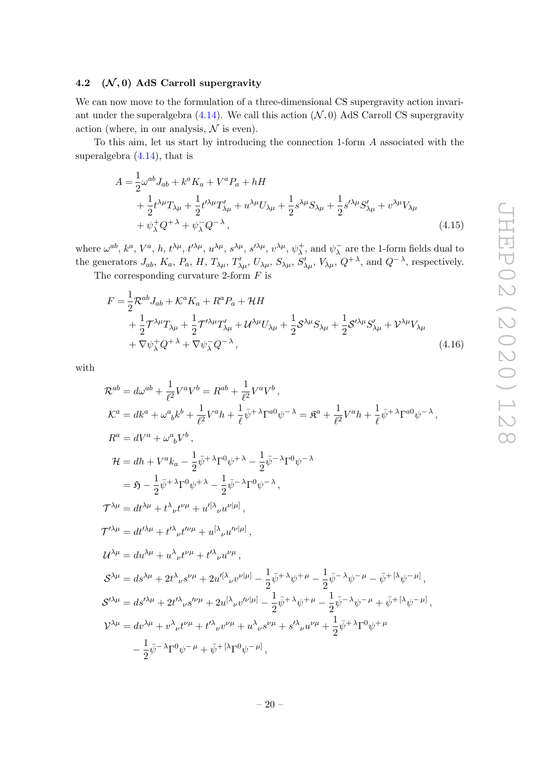### 4.2 $(\mathcal{N},0)$ AdS Carroll supergravity

We can now move to the formulation of a three-dimensional CS supergravity action invariant under the superalgebra (4.14). We call this action $(\mathcal{N},0)$ AdS Carroll CS supergravity action (where, in our analysis, $\mathcal{N}$ is even).

To this aim, let us start by introducing the connection 1-form $A$ associated with the superalgebra (4.14), that is

$$
\begin{aligned}
A =& \frac{1}{2}\omega^{ab}J_{ab} + k^a K_a + V^a P_a + hH \\
&+ \frac{1}{2}t^{\lambda\mu}T_{\lambda\mu} + \frac{1}{2}t'^{\lambda\mu}T'_{\lambda\mu} + u^{\lambda\mu}U_{\lambda\mu} + \frac{1}{2}s^{\lambda\mu}S_{\lambda\mu} + \frac{1}{2}s'^{\lambda\mu}S'_{\lambda\mu} + v^{\lambda\mu}V_{\lambda\mu} \\
&+ \psi^+_\lambda Q^{+\lambda} + \psi^-_\lambda Q^{-\lambda}\,,
\end{aligned} \tag{4.15}
$$

where $\omega^{ab}$, $k^a$, $V^a$, $h$, $t^{\lambda\mu}$, $t'^{\lambda\mu}$, $u^{\lambda\mu}$, $s^{\lambda\mu}$, $s'^{\lambda\mu}$, $v^{\lambda\mu}$, $\psi^+_\lambda$, and $\psi^-_\lambda$ are the 1-form fields dual to the generators $J_{ab}$, $K_a$, $P_a$, $H$, $T_{\lambda\mu}$, $T'_{\lambda\mu}$, $U_{\lambda\mu}$, $S_{\lambda\mu}$, $S'_{\lambda\mu}$, $V_{\lambda\mu}$, $Q^{+\lambda}$, and $Q^{-\lambda}$, respectively.

The corresponding curvature 2-form $F$ is

$$
\begin{aligned}
F =& \frac{1}{2}\mathcal{R}^{ab}J_{ab} + \mathcal{K}^a K_a + R^a P_a + \mathcal{H}H \\
&+ \frac{1}{2}\mathcal{T}^{\lambda\mu}T_{\lambda\mu} + \frac{1}{2}\mathcal{T}'^{\lambda\mu}T'_{\lambda\mu} + \mathcal{U}^{\lambda\mu}U_{\lambda\mu} + \frac{1}{2}\mathcal{S}^{\lambda\mu}S_{\lambda\mu} + \frac{1}{2}\mathcal{S}'^{\lambda\mu}S'_{\lambda\mu} + \mathcal{V}^{\lambda\mu}V_{\lambda\mu} \\
&+ \nabla\psi^+_\lambda Q^{+\lambda} + \nabla\psi^-_\lambda Q^{-\lambda}\,,
\end{aligned} \tag{4.16}
$$

with

$$
\begin{aligned}
\mathcal{R}^{ab} &= d\omega^{ab} + \frac{1}{\ell^2}V^aV^b = R^{ab} + \frac{1}{\ell^2}V^aV^b\,, \\
\mathcal{K}^a &= dk^a + \omega^a{}_b k^b + \frac{1}{\ell^2}V^a h + \frac{1}{\ell}\bar{\psi}^{+\lambda}\Gamma^{a0}\psi^{-\lambda} = \mathfrak{K}^a + \frac{1}{\ell^2}V^a h + \frac{1}{\ell}\bar{\psi}^{+\lambda}\Gamma^{a0}\psi^{-\lambda}\,, \\
R^a &= dV^a + \omega^a{}_b V^b\,, \\
\mathcal{H} &= dh + V^a k_a - \frac{1}{2}\bar{\psi}^{+\lambda}\Gamma^0\psi^{+\lambda} - \frac{1}{2}\bar{\psi}^{-\lambda}\Gamma^0\psi^{-\lambda} \\
&= \mathfrak{H} - \frac{1}{2}\bar{\psi}^{+\lambda}\Gamma^0\psi^{+\lambda} - \frac{1}{2}\bar{\psi}^{-\lambda}\Gamma^0\psi^{-\lambda}\,, \\
\mathcal{T}^{\lambda\mu} &= dt^{\lambda\mu} + t^\lambda{}_\nu t^{\nu\mu} + u'^{[\lambda}{}_\nu u^{\nu|\mu]}\,, \\
\mathcal{T}'^{\lambda\mu} &= dt'^{\lambda\mu} + t'^\lambda{}_\nu t'^{\nu\mu} + u^{[\lambda}{}_\nu u'^{\nu|\mu]}\,, \\
\mathcal{U}^{\lambda\mu} &= du^{\lambda\mu} + u^\lambda{}_\nu t^{\nu\mu} + t'^\lambda{}_\nu u^{\nu\mu}\,, \\
\mathcal{S}^{\lambda\mu} &= ds^{\lambda\mu} + 2t^\lambda{}_\nu s^{\nu\mu} + 2u'^{[\lambda}{}_\nu v^{\nu|\mu]} - \frac{1}{2}\bar{\psi}^{+\lambda}\psi^{+\mu} - \frac{1}{2}\bar{\psi}^{-\lambda}\psi^{-\mu} - \bar{\psi}^{+[\lambda}\psi^{-\mu]}\,, \\
\mathcal{S}'^{\lambda\mu} &= ds'^{\lambda\mu} + 2t'^\lambda{}_\nu s'^{\nu\mu} + 2u^{[\lambda}{}_\nu v'^{\nu|\mu]} - \frac{1}{2}\bar{\psi}^{+\lambda}\psi^{+\mu} - \frac{1}{2}\bar{\psi}^{-\lambda}\psi^{-\mu} + \bar{\psi}^{+[\lambda}\psi^{-\mu]}\,, \\
\mathcal{V}^{\lambda\mu} &= dv^{\lambda\mu} + v^\lambda{}_\nu t^{\nu\mu} + t'^\lambda{}_\nu v^{\nu\mu} + u^\lambda{}_\nu s^{\nu\mu} + s'^\lambda{}_\nu u^{\nu\mu} + \frac{1}{2}\bar{\psi}^{+\lambda}\Gamma^0\psi^{+\mu} \\
&\quad - \frac{1}{2}\bar{\psi}^{-\lambda}\Gamma^0\psi^{-\mu} + \bar{\psi}^{+[\lambda}\Gamma^0\psi^{-\mu]}\,,
\end{aligned}
$$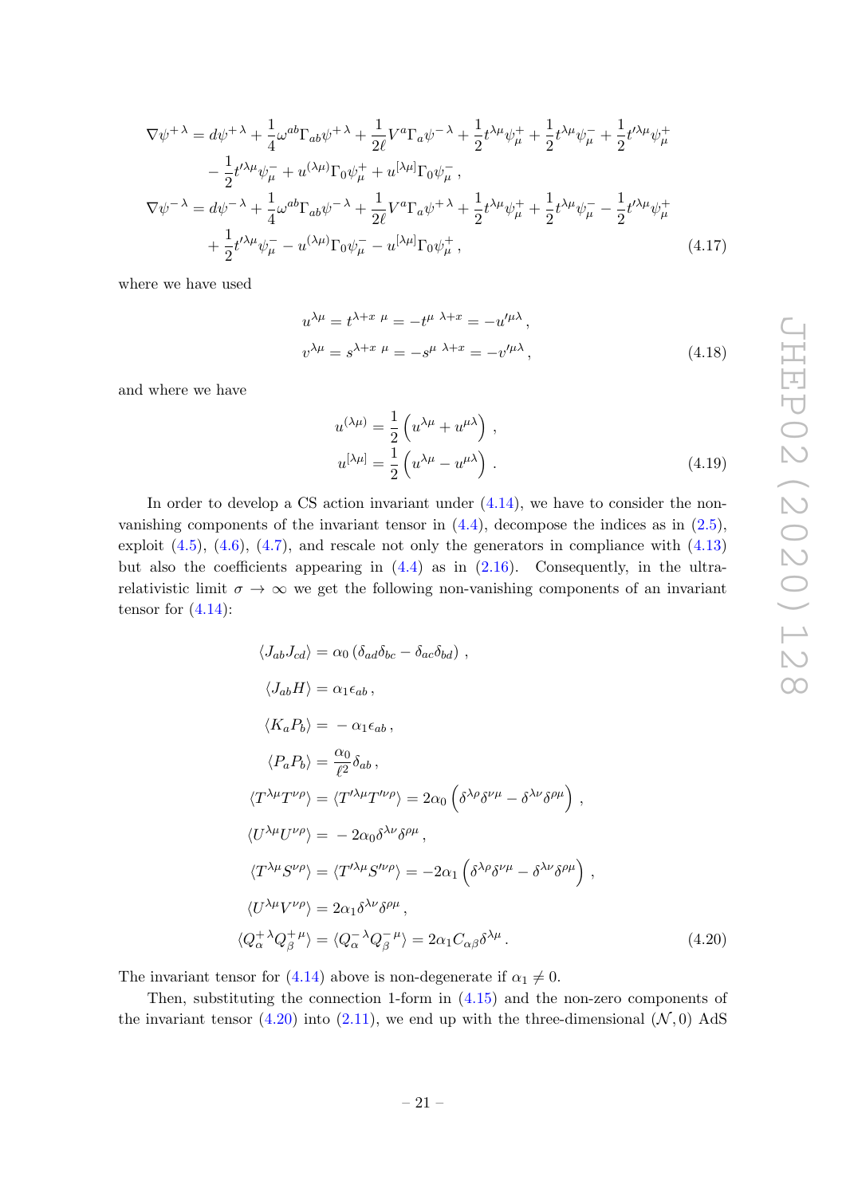$$
\begin{aligned}
\nabla\psi^{+\,\lambda} &= d\psi^{+\,\lambda} + \frac{1}{4}\omega^{ab}\Gamma_{ab}\psi^{+\,\lambda} + \frac{1}{2\ell}V^a\Gamma_a\psi^{-\,\lambda} + \frac{1}{2}t^{\lambda\mu}\psi^+_\mu + \frac{1}{2}t^{\lambda\mu}\psi^-_\mu + \frac{1}{2}t'^{\lambda\mu}\psi^+_\mu \\
&\quad - \frac{1}{2}t'^{\lambda\mu}\psi^-_\mu + u^{(\lambda\mu)}\Gamma_0\psi^+_\mu + u^{[\lambda\mu]}\Gamma_0\psi^-_\mu\,, \\
\nabla\psi^{-\,\lambda} &= d\psi^{-\,\lambda} + \frac{1}{4}\omega^{ab}\Gamma_{ab}\psi^{-\,\lambda} + \frac{1}{2\ell}V^a\Gamma_a\psi^{+\,\lambda} + \frac{1}{2}t^{\lambda\mu}\psi^+_\mu + \frac{1}{2}t^{\lambda\mu}\psi^-_\mu - \frac{1}{2}t'^{\lambda\mu}\psi^+_\mu \\
&\quad + \frac{1}{2}t'^{\lambda\mu}\psi^-_\mu - u^{(\lambda\mu)}\Gamma_0\psi^-_\mu - u^{[\lambda\mu]}\Gamma_0\psi^+_\mu\,,
\end{aligned}
\tag{4.17}
$$

where we have used

$$
\begin{aligned}
u^{\lambda\mu} &= t^{\lambda+x\ \mu} = -t^{\mu\ \lambda+x} = -u'^{\mu\lambda}\,, \\
v^{\lambda\mu} &= s^{\lambda+x\ \mu} = -s^{\mu\ \lambda+x} = -v'^{\mu\lambda}\,,
\end{aligned}
\tag{4.18}
$$

and where we have

$$
\begin{aligned}
u^{(\lambda\mu)} &= \frac{1}{2}\left(u^{\lambda\mu} + u^{\mu\lambda}\right)\,, \\
u^{[\lambda\mu]} &= \frac{1}{2}\left(u^{\lambda\mu} - u^{\mu\lambda}\right)\,.
\end{aligned}
\tag{4.19}
$$

In order to develop a CS action invariant under (4.14), we have to consider the non-vanishing components of the invariant tensor in (4.4), decompose the indices as in (2.5), exploit (4.5), (4.6), (4.7), and rescale not only the generators in compliance with (4.13) but also the coefficients appearing in (4.4) as in (2.16). Consequently, in the ultra-relativistic limit $\sigma \to \infty$ we get the following non-vanishing components of an invariant tensor for (4.14):

$$
\begin{aligned}
\langle J_{ab} J_{cd}\rangle &= \alpha_0\left(\delta_{ad}\delta_{bc} - \delta_{ac}\delta_{bd}\right)\,, \\
\langle J_{ab} H\rangle &= \alpha_1\epsilon_{ab}\,, \\
\langle K_a P_b\rangle &= -\,\alpha_1\epsilon_{ab}\,, \\
\langle P_a P_b\rangle &= \frac{\alpha_0}{\ell^2}\delta_{ab}\,, \\
\langle T^{\lambda\mu}T^{\nu\rho}\rangle &= \langle T'^{\lambda\mu}T'^{\nu\rho}\rangle = 2\alpha_0\left(\delta^{\lambda\rho}\delta^{\nu\mu} - \delta^{\lambda\nu}\delta^{\rho\mu}\right)\,, \\
\langle U^{\lambda\mu}U^{\nu\rho}\rangle &= -\,2\alpha_0\delta^{\lambda\nu}\delta^{\rho\mu}\,, \\
\langle T^{\lambda\mu}S^{\nu\rho}\rangle &= \langle T'^{\lambda\mu}S'^{\nu\rho}\rangle = -2\alpha_1\left(\delta^{\lambda\rho}\delta^{\nu\mu} - \delta^{\lambda\nu}\delta^{\rho\mu}\right)\,, \\
\langle U^{\lambda\mu}V^{\nu\rho}\rangle &= 2\alpha_1\delta^{\lambda\nu}\delta^{\rho\mu}\,, \\
\langle Q^{+\,\lambda}_\alpha Q^{+\,\mu}_\beta\rangle &= \langle Q^{-\,\lambda}_\alpha Q^{-\,\mu}_\beta\rangle = 2\alpha_1 C_{\alpha\beta}\delta^{\lambda\mu}\,.
\end{aligned}
\tag{4.20}
$$

The invariant tensor for (4.14) above is non-degenerate if $\alpha_1 \neq 0$.

Then, substituting the connection 1-form in (4.15) and the non-zero components of the invariant tensor (4.20) into (2.11), we end up with the three-dimensional $(\mathcal{N},0)$ AdS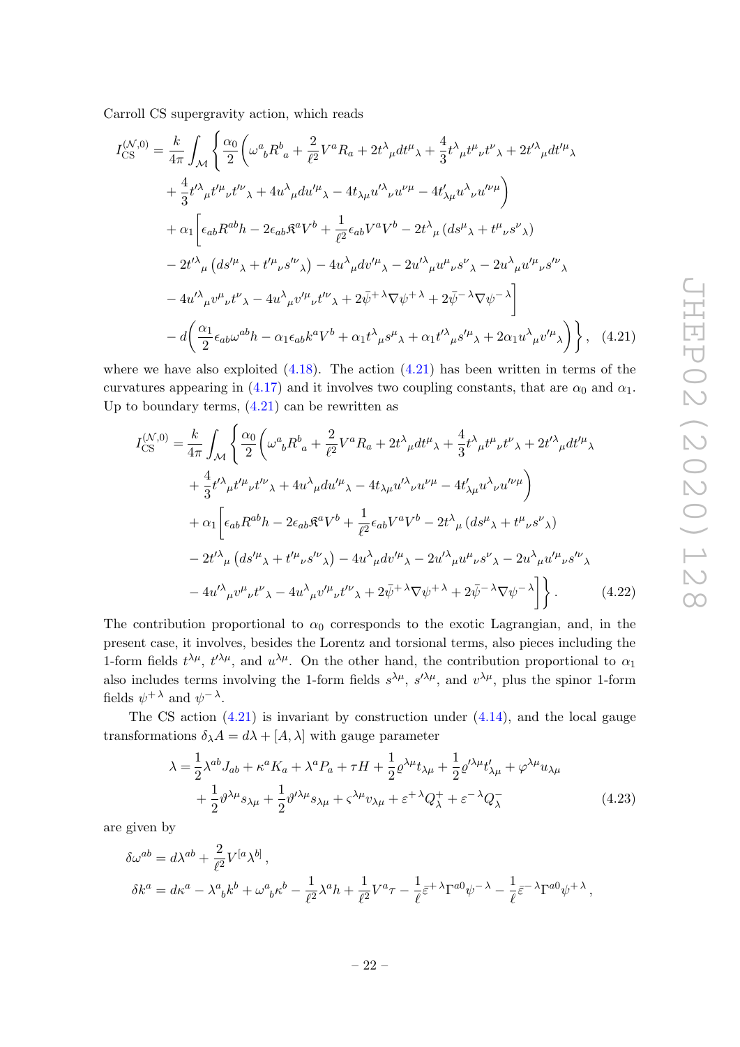Carroll CS supergravity action, which reads

$$
\begin{aligned}
I_{\rm CS}^{(\mathcal{N},0)} = \frac{k}{4\pi}\int_{\mathcal{M}} \Bigg\{ & \frac{\alpha_0}{2}\bigg( \omega^a{}_b R^b{}_a + \frac{2}{\ell^2} V^a R_a + 2t^\lambda{}_\mu dt^\mu{}_\lambda + \frac{4}{3} t^\lambda{}_\mu t^\mu{}_\nu t^\nu{}_\lambda + 2t'^\lambda{}_\mu dt'^\mu{}_\lambda \\
& + \frac{4}{3} t'^\lambda{}_\mu t'^\mu{}_\nu t'^\nu{}_\lambda + 4u^\lambda{}_\mu du'^\mu{}_\lambda - 4t_{\lambda\mu} u'^\lambda{}_\nu u^{\nu\mu} - 4t'_{\lambda\mu} u^\lambda{}_\nu u'^{\nu\mu} \bigg) \\
& + \alpha_1 \bigg[ \epsilon_{ab} R^{ab} h - 2\epsilon_{ab} \mathfrak{K}^a V^b + \frac{1}{\ell^2}\epsilon_{ab} V^a V^b - 2t^\lambda{}_\mu \left( ds^\mu{}_\lambda + t^\mu{}_\nu s^\nu{}_\lambda \right) \\
& - 2t'^\lambda{}_\mu \left( ds'^\mu{}_\lambda + t'^\mu{}_\nu s'^\nu{}_\lambda \right) - 4u^\lambda{}_\mu dv'^\mu{}_\lambda - 2u'^\lambda{}_\mu u^\mu{}_\nu s^\nu{}_\lambda - 2u^\lambda{}_\mu u'^\mu{}_\nu s'^\nu{}_\lambda \\
& - 4u'^\lambda{}_\mu v^\mu{}_\nu t^\nu{}_\lambda - 4u^\lambda{}_\mu v'^\mu{}_\nu t'^\nu{}_\lambda + 2\bar{\psi}^{+\lambda}\nabla\psi^{+\lambda} + 2\bar{\psi}^{-\lambda}\nabla\psi^{-\lambda} \bigg] \\
& - d\bigg( \frac{\alpha_1}{2}\epsilon_{ab}\omega^{ab} h - \alpha_1 \epsilon_{ab} k^a V^b + \alpha_1 t^\lambda{}_\mu s^\mu{}_\lambda + \alpha_1 t'^\lambda{}_\mu s'^\mu{}_\lambda + 2\alpha_1 u^\lambda{}_\mu v'^\mu{}_\lambda \bigg) \Bigg\} , \qquad (4.21)
\end{aligned}
$$

where we have also exploited (4.18). The action (4.21) has been written in terms of the curvatures appearing in (4.17) and it involves two coupling constants, that are $\alpha_0$ and $\alpha_1$. Up to boundary terms, (4.21) can be rewritten as

$$
\begin{aligned}
I_{\rm CS}^{(\mathcal{N},0)} = \frac{k}{4\pi}\int_{\mathcal{M}} \Bigg\{ & \frac{\alpha_0}{2}\bigg( \omega^a{}_b R^b{}_a + \frac{2}{\ell^2} V^a R_a + 2t^\lambda{}_\mu dt^\mu{}_\lambda + \frac{4}{3} t^\lambda{}_\mu t^\mu{}_\nu t^\nu{}_\lambda + 2t'^\lambda{}_\mu dt'^\mu{}_\lambda \\
& + \frac{4}{3} t'^\lambda{}_\mu t'^\mu{}_\nu t'^\nu{}_\lambda + 4u^\lambda{}_\mu du'^\mu{}_\lambda - 4t_{\lambda\mu} u'^\lambda{}_\nu u^{\nu\mu} - 4t'_{\lambda\mu} u^\lambda{}_\nu u'^{\nu\mu} \bigg) \\
& + \alpha_1 \bigg[ \epsilon_{ab} R^{ab} h - 2\epsilon_{ab} \mathfrak{K}^a V^b + \frac{1}{\ell^2}\epsilon_{ab} V^a V^b - 2t^\lambda{}_\mu \left( ds^\mu{}_\lambda + t^\mu{}_\nu s^\nu{}_\lambda \right) \\
& - 2t'^\lambda{}_\mu \left( ds'^\mu{}_\lambda + t'^\mu{}_\nu s'^\nu{}_\lambda \right) - 4u^\lambda{}_\mu dv'^\mu{}_\lambda - 2u'^\lambda{}_\mu u^\mu{}_\nu s^\nu{}_\lambda - 2u^\lambda{}_\mu u'^\mu{}_\nu s'^\nu{}_\lambda \\
& - 4u'^\lambda{}_\mu v^\mu{}_\nu t^\nu{}_\lambda - 4u^\lambda{}_\mu v'^\mu{}_\nu t'^\nu{}_\lambda + 2\bar{\psi}^{+\lambda}\nabla\psi^{+\lambda} + 2\bar{\psi}^{-\lambda}\nabla\psi^{-\lambda} \bigg] \Bigg\} . \qquad (4.22)
\end{aligned}
$$

The contribution proportional to $\alpha_0$ corresponds to the exotic Lagrangian, and, in the present case, it involves, besides the Lorentz and torsional terms, also pieces including the 1-form fields $t^{\lambda\mu}$, $t'^{\lambda\mu}$, and $u^{\lambda\mu}$. On the other hand, the contribution proportional to $\alpha_1$ also includes terms involving the 1-form fields $s^{\lambda\mu}$, $s'^{\lambda\mu}$, and $v^{\lambda\mu}$, plus the spinor 1-form fields $\psi^{+\lambda}$ and $\psi^{-\lambda}$.

The CS action (4.21) is invariant by construction under (4.14), and the local gauge transformations $\delta_\lambda A = d\lambda + [A,\lambda]$ with gauge parameter

$$
\begin{aligned}
\lambda = & \frac{1}{2}\lambda^{ab} J_{ab} + \kappa^a K_a + \lambda^a P_a + \tau H + \frac{1}{2}\varrho^{\lambda\mu} t_{\lambda\mu} + \frac{1}{2}\varrho'^{\lambda\mu} t'_{\lambda\mu} + \varphi^{\lambda\mu} u_{\lambda\mu} \\
& + \frac{1}{2}\vartheta^{\lambda\mu} s_{\lambda\mu} + \frac{1}{2}\vartheta'^{\lambda\mu} s_{\lambda\mu} + \varsigma^{\lambda\mu} v_{\lambda\mu} + \varepsilon^{+\lambda} Q^+_\lambda + \varepsilon^{-\lambda} Q^-_\lambda \qquad (4.23)
\end{aligned}
$$

are given by

$$
\begin{aligned}
\delta\omega^{ab} &= d\lambda^{ab} + \frac{2}{\ell^2} V^{[a}\lambda^{b]} , \\
\delta k^a &= d\kappa^a - \lambda^a{}_b k^b + \omega^a{}_b \kappa^b - \frac{1}{\ell^2}\lambda^a h + \frac{1}{\ell^2} V^a \tau - \frac{1}{\ell}\bar{\varepsilon}^{+\lambda}\Gamma^{a0}\psi^{-\lambda} - \frac{1}{\ell}\bar{\varepsilon}^{-\lambda}\Gamma^{a0}\psi^{+\lambda} ,
\end{aligned}
$$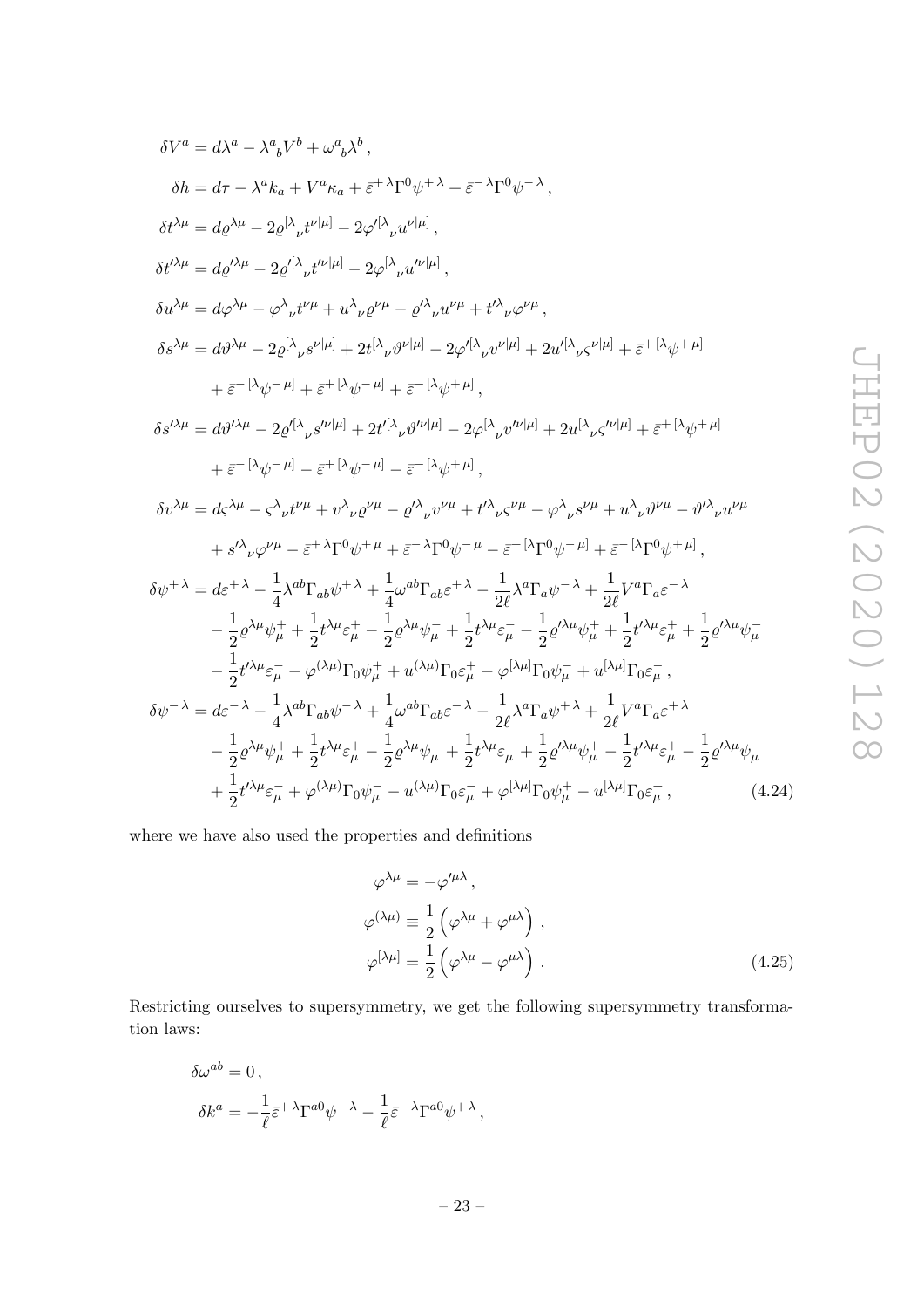$$
\begin{aligned}
\delta V^{a} &= d\lambda^{a} - \lambda^{a}{}_{b}V^{b} + \omega^{a}{}_{b}\lambda^{b}\,, \\
\delta h &= d\tau - \lambda^{a}k_{a} + V^{a}\kappa_{a} + \bar{\varepsilon}^{+\,\lambda}\Gamma^{0}\psi^{+\,\lambda} + \bar{\varepsilon}^{-\,\lambda}\Gamma^{0}\psi^{-\,\lambda}\,, \\
\delta t^{\lambda\mu} &= d\varrho^{\lambda\mu} - 2\varrho^{[\lambda}{}_{\nu}t^{\nu|\mu]} - 2\varphi'^{[\lambda}{}_{\nu}u^{\nu|\mu]}\,, \\
\delta t'^{\lambda\mu} &= d\varrho'^{\lambda\mu} - 2\varrho'^{[\lambda}{}_{\nu}t'^{\nu|\mu]} - 2\varphi^{[\lambda}{}_{\nu}u'^{\nu|\mu]}\,, \\
\delta u^{\lambda\mu} &= d\varphi^{\lambda\mu} - \varphi^{\lambda}{}_{\nu}t^{\nu\mu} + u^{\lambda}{}_{\nu}\varrho^{\nu\mu} - \varrho'^{\lambda}{}_{\nu}u^{\nu\mu} + t'^{\lambda}{}_{\nu}\varphi^{\nu\mu}\,, \\
\delta s^{\lambda\mu} &= d\vartheta^{\lambda\mu} - 2\varrho^{[\lambda}{}_{\nu}s^{\nu|\mu]} + 2t^{[\lambda}{}_{\nu}\vartheta^{\nu|\mu]} - 2\varphi'^{[\lambda}{}_{\nu}\upsilon^{\nu|\mu]} + 2u'^{[\lambda}{}_{\nu}\varsigma^{\nu|\mu]} + \bar{\varepsilon}^{+\,[\lambda}\psi^{+\,\mu]} \\
&\quad + \bar{\varepsilon}^{-\,[\lambda}\psi^{-\,\mu]} + \bar{\varepsilon}^{+\,[\lambda}\psi^{-\,\mu]} + \bar{\varepsilon}^{-\,[\lambda}\psi^{+\,\mu]}\,, \\
\delta s'^{\lambda\mu} &= d\vartheta'^{\lambda\mu} - 2\varrho'^{[\lambda}{}_{\nu}s'^{\nu|\mu]} + 2t'^{[\lambda}{}_{\nu}\vartheta'^{\nu|\mu]} - 2\varphi^{[\lambda}{}_{\nu}\upsilon'^{\nu|\mu]} + 2u^{[\lambda}{}_{\nu}\varsigma'^{\nu|\mu]} + \bar{\varepsilon}^{+\,[\lambda}\psi^{+\,\mu]} \\
&\quad + \bar{\varepsilon}^{-\,[\lambda}\psi^{-\,\mu]} - \bar{\varepsilon}^{+\,[\lambda}\psi^{-\,\mu]} - \bar{\varepsilon}^{-\,[\lambda}\psi^{+\,\mu]}\,, \\
\delta\upsilon^{\lambda\mu} &= d\varsigma^{\lambda\mu} - \varsigma^{\lambda}{}_{\nu}t^{\nu\mu} + \upsilon^{\lambda}{}_{\nu}\varrho^{\nu\mu} - \varrho'^{\lambda}{}_{\nu}\upsilon^{\nu\mu} + t'^{\lambda}{}_{\nu}\varsigma^{\nu\mu} - \varphi^{\lambda}{}_{\nu}s^{\nu\mu} + u^{\lambda}{}_{\nu}\vartheta^{\nu\mu} - \vartheta'^{\lambda}{}_{\nu}u^{\nu\mu} \\
&\quad + s'^{\lambda}{}_{\nu}\varphi^{\nu\mu} - \bar{\varepsilon}^{+\,\lambda}\Gamma^{0}\psi^{+\,\mu} + \bar{\varepsilon}^{-\,\lambda}\Gamma^{0}\psi^{-\,\mu} - \bar{\varepsilon}^{+\,[\lambda}\Gamma^{0}\psi^{-\,\mu]} + \bar{\varepsilon}^{-\,[\lambda}\Gamma^{0}\psi^{+\,\mu]}\,, \\
\delta\psi^{+\,\lambda} &= d\varepsilon^{+\,\lambda} - \frac{1}{4}\lambda^{ab}\Gamma_{ab}\psi^{+\,\lambda} + \frac{1}{4}\omega^{ab}\Gamma_{ab}\varepsilon^{+\,\lambda} - \frac{1}{2\ell}\lambda^{a}\Gamma_{a}\psi^{-\,\lambda} + \frac{1}{2\ell}V^{a}\Gamma_{a}\varepsilon^{-\,\lambda} \\
&\quad - \frac{1}{2}\varrho^{\lambda\mu}\psi^{+}_{\mu} + \frac{1}{2}t^{\lambda\mu}\varepsilon^{+}_{\mu} - \frac{1}{2}\varrho^{\lambda\mu}\psi^{-}_{\mu} + \frac{1}{2}t^{\lambda\mu}\varepsilon^{-}_{\mu} - \frac{1}{2}\varrho'^{\lambda\mu}\psi^{+}_{\mu} + \frac{1}{2}t'^{\lambda\mu}\varepsilon^{+}_{\mu} + \frac{1}{2}\varrho'^{\lambda\mu}\psi^{-}_{\mu} \\
&\quad - \frac{1}{2}t'^{\lambda\mu}\varepsilon^{-}_{\mu} - \varphi^{(\lambda\mu)}\Gamma_{0}\psi^{+}_{\mu} + u^{(\lambda\mu)}\Gamma_{0}\varepsilon^{+}_{\mu} - \varphi^{[\lambda\mu]}\Gamma_{0}\psi^{-}_{\mu} + u^{[\lambda\mu]}\Gamma_{0}\varepsilon^{-}_{\mu}\,, \\
\delta\psi^{-\,\lambda} &= d\varepsilon^{-\,\lambda} - \frac{1}{4}\lambda^{ab}\Gamma_{ab}\psi^{-\,\lambda} + \frac{1}{4}\omega^{ab}\Gamma_{ab}\varepsilon^{-\,\lambda} - \frac{1}{2\ell}\lambda^{a}\Gamma_{a}\psi^{+\,\lambda} + \frac{1}{2\ell}V^{a}\Gamma_{a}\varepsilon^{+\,\lambda} \\
&\quad - \frac{1}{2}\varrho^{\lambda\mu}\psi^{+}_{\mu} + \frac{1}{2}t^{\lambda\mu}\varepsilon^{+}_{\mu} - \frac{1}{2}\varrho^{\lambda\mu}\psi^{-}_{\mu} + \frac{1}{2}t^{\lambda\mu}\varepsilon^{-}_{\mu} + \frac{1}{2}\varrho'^{\lambda\mu}\psi^{+}_{\mu} - \frac{1}{2}t'^{\lambda\mu}\varepsilon^{+}_{\mu} - \frac{1}{2}\varrho'^{\lambda\mu}\psi^{-}_{\mu} \\
&\quad + \frac{1}{2}t'^{\lambda\mu}\varepsilon^{-}_{\mu} + \varphi^{(\lambda\mu)}\Gamma_{0}\psi^{-}_{\mu} - u^{(\lambda\mu)}\Gamma_{0}\varepsilon^{-}_{\mu} + \varphi^{[\lambda\mu]}\Gamma_{0}\psi^{+}_{\mu} - u^{[\lambda\mu]}\Gamma_{0}\varepsilon^{+}_{\mu}\,,
\end{aligned}
\tag{4.24}
$$

where we have also used the properties and definitions

$$
\begin{aligned}
\varphi^{\lambda\mu} &= -\varphi'^{\mu\lambda}\,, \\
\varphi^{(\lambda\mu)} &\equiv \frac{1}{2}\left(\varphi^{\lambda\mu} + \varphi^{\mu\lambda}\right)\,, \\
\varphi^{[\lambda\mu]} &= \frac{1}{2}\left(\varphi^{\lambda\mu} - \varphi^{\mu\lambda}\right)\,.
\end{aligned}
\tag{4.25}
$$

Restricting ourselves to supersymmetry, we get the following supersymmetry transformation laws:

$$
\begin{aligned}
\delta\omega^{ab} &= 0\,, \\
\delta k^{a} &= -\frac{1}{\ell}\bar{\varepsilon}^{+\,\lambda}\Gamma^{a0}\psi^{-\,\lambda} - \frac{1}{\ell}\bar{\varepsilon}^{-\,\lambda}\Gamma^{a0}\psi^{+\,\lambda}\,,
\end{aligned}
$$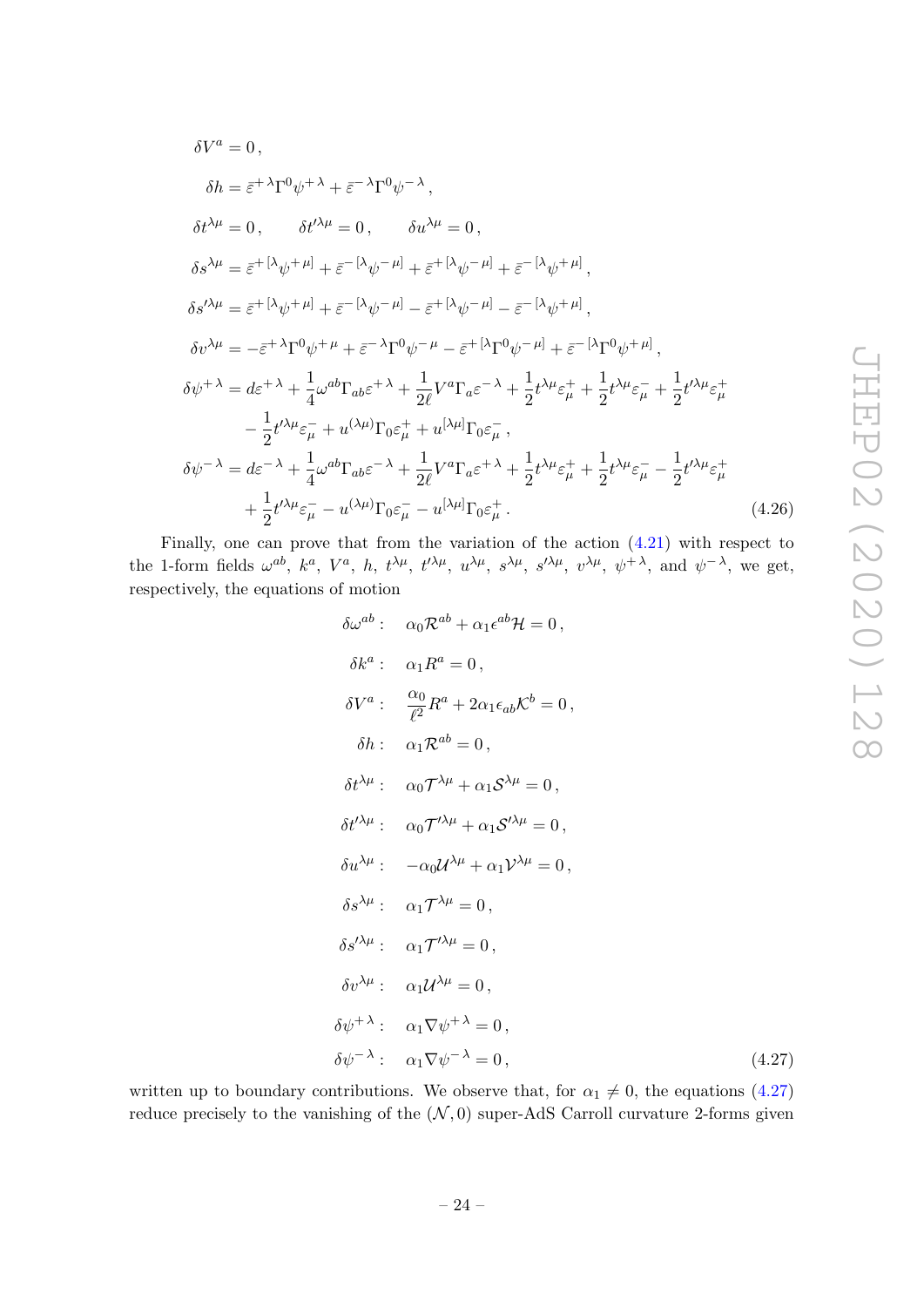$$
\begin{aligned}
\delta V^a &= 0\,, \\
\delta h &= \bar{\varepsilon}^{+\,\lambda}\Gamma^0\psi^{+\,\lambda} + \bar{\varepsilon}^{-\,\lambda}\Gamma^0\psi^{-\,\lambda}\,, \\
\delta t^{\lambda\mu} &= 0\,, \qquad \delta t'^{\lambda\mu} = 0\,, \qquad \delta u^{\lambda\mu} = 0\,, \\
\delta s^{\lambda\mu} &= \bar{\varepsilon}^{+\,[\lambda}\psi^{+\,\mu]} + \bar{\varepsilon}^{-\,[\lambda}\psi^{-\,\mu]} + \bar{\varepsilon}^{+\,[\lambda}\psi^{-\,\mu]} + \bar{\varepsilon}^{-\,[\lambda}\psi^{+\,\mu]}\,, \\
\delta s'^{\lambda\mu} &= \bar{\varepsilon}^{+\,[\lambda}\psi^{+\,\mu]} + \bar{\varepsilon}^{-\,[\lambda}\psi^{-\,\mu]} - \bar{\varepsilon}^{+\,[\lambda}\psi^{-\,\mu]} - \bar{\varepsilon}^{-\,[\lambda}\psi^{+\,\mu]}\,, \\
\delta v^{\lambda\mu} &= -\bar{\varepsilon}^{+\,\lambda}\Gamma^0\psi^{+\,\mu} + \bar{\varepsilon}^{-\,\lambda}\Gamma^0\psi^{-\,\mu} - \bar{\varepsilon}^{+\,[\lambda}\Gamma^0\psi^{-\,\mu]} + \bar{\varepsilon}^{-\,[\lambda}\Gamma^0\psi^{+\,\mu]}\,, \\
\delta\psi^{+\,\lambda} &= d\varepsilon^{+\,\lambda} + \frac{1}{4}\omega^{ab}\Gamma_{ab}\varepsilon^{+\,\lambda} + \frac{1}{2\ell}V^a\Gamma_a\varepsilon^{-\,\lambda} + \frac{1}{2}t^{\lambda\mu}\varepsilon^+_\mu + \frac{1}{2}t^{\lambda\mu}\varepsilon^-_\mu + \frac{1}{2}t'^{\lambda\mu}\varepsilon^+_\mu \\
&\quad - \frac{1}{2}t'^{\lambda\mu}\varepsilon^-_\mu + u^{(\lambda\mu)}\Gamma_0\varepsilon^+_\mu + u^{[\lambda\mu]}\Gamma_0\varepsilon^-_\mu\,, \\
\delta\psi^{-\,\lambda} &= d\varepsilon^{-\,\lambda} + \frac{1}{4}\omega^{ab}\Gamma_{ab}\varepsilon^{-\,\lambda} + \frac{1}{2\ell}V^a\Gamma_a\varepsilon^{+\,\lambda} + \frac{1}{2}t^{\lambda\mu}\varepsilon^+_\mu + \frac{1}{2}t^{\lambda\mu}\varepsilon^-_\mu - \frac{1}{2}t'^{\lambda\mu}\varepsilon^+_\mu \\
&\quad + \frac{1}{2}t'^{\lambda\mu}\varepsilon^-_\mu - u^{(\lambda\mu)}\Gamma_0\varepsilon^-_\mu - u^{[\lambda\mu]}\Gamma_0\varepsilon^+_\mu\,.
\end{aligned} \tag{4.26}
$$

Finally, one can prove that from the variation of the action (4.21) with respect to the 1-form fields $\omega^{ab}$, $k^a$, $V^a$, $h$, $t^{\lambda\mu}$, $t'^{\lambda\mu}$, $u^{\lambda\mu}$, $s^{\lambda\mu}$, $s'^{\lambda\mu}$, $v^{\lambda\mu}$, $\psi^{+\,\lambda}$, and $\psi^{-\,\lambda}$, we get, respectively, the equations of motion

$$
\begin{aligned}
\delta\omega^{ab}: &\quad \alpha_0\mathcal{R}^{ab} + \alpha_1\epsilon^{ab}\mathcal{H} = 0\,, \\
\delta k^a: &\quad \alpha_1 R^a = 0\,, \\
\delta V^a: &\quad \frac{\alpha_0}{\ell^2}R^a + 2\alpha_1\epsilon_{ab}\mathcal{K}^b = 0\,, \\
\delta h: &\quad \alpha_1\mathcal{R}^{ab} = 0\,, \\
\delta t^{\lambda\mu}: &\quad \alpha_0\mathcal{T}^{\lambda\mu} + \alpha_1\mathcal{S}^{\lambda\mu} = 0\,, \\
\delta t'^{\lambda\mu}: &\quad \alpha_0\mathcal{T}'^{\lambda\mu} + \alpha_1\mathcal{S}'^{\lambda\mu} = 0\,, \\
\delta u^{\lambda\mu}: &\quad -\alpha_0\mathcal{U}^{\lambda\mu} + \alpha_1\mathcal{V}^{\lambda\mu} = 0\,, \\
\delta s^{\lambda\mu}: &\quad \alpha_1\mathcal{T}^{\lambda\mu} = 0\,, \\
\delta s'^{\lambda\mu}: &\quad \alpha_1\mathcal{T}'^{\lambda\mu} = 0\,, \\
\delta v^{\lambda\mu}: &\quad \alpha_1\mathcal{U}^{\lambda\mu} = 0\,, \\
\delta\psi^{+\,\lambda}: &\quad \alpha_1\nabla\psi^{+\,\lambda} = 0\,, \\
\delta\psi^{-\,\lambda}: &\quad \alpha_1\nabla\psi^{-\,\lambda} = 0\,,
\end{aligned} \tag{4.27}
$$

written up to boundary contributions. We observe that, for $\alpha_1 \neq 0$, the equations (4.27) reduce precisely to the vanishing of the $(\mathcal{N},0)$ super-AdS Carroll curvature 2-forms given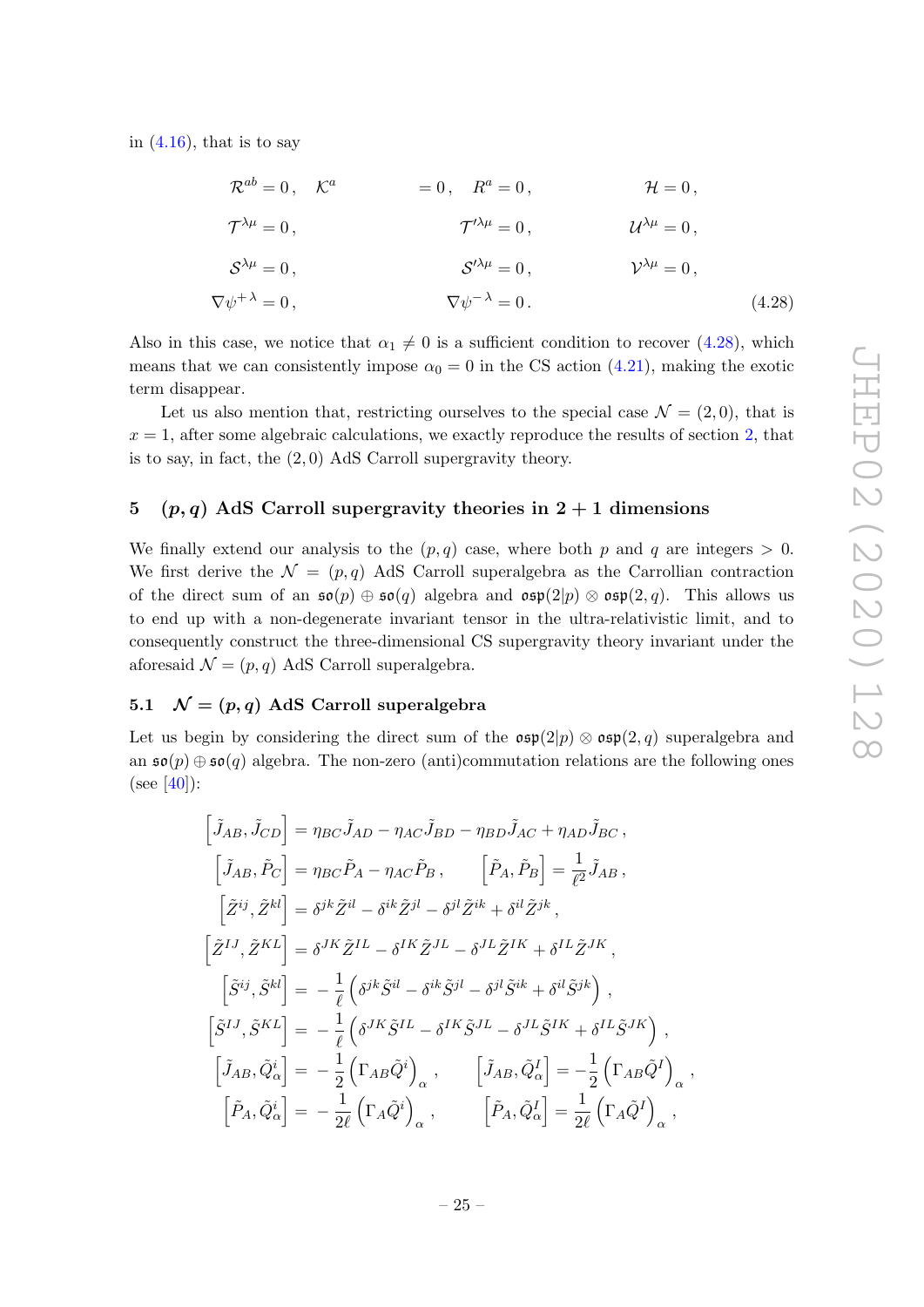in (4.16), that is to say

$$
\begin{aligned}
&\mathcal{R}^{ab}=0\,, \quad \mathcal{K}^{a} &&=0\,, \quad R^{a}=0\,, && \mathcal{H}=0\,,\\
&\mathcal{T}^{\lambda\mu}=0\,, && \mathcal{T}'^{\lambda\mu}=0\,, && \mathcal{U}^{\lambda\mu}=0\,,\\
&\mathcal{S}^{\lambda\mu}=0\,, && \mathcal{S}'^{\lambda\mu}=0\,, && \mathcal{V}^{\lambda\mu}=0\,,\\
&\nabla\psi^{+\,\lambda}=0\,, && \nabla\psi^{-\,\lambda}=0\,. &&
\end{aligned}
\tag{4.28}
$$

Also in this case, we notice that $\alpha_1 \neq 0$ is a sufficient condition to recover (4.28), which means that we can consistently impose $\alpha_0 = 0$ in the CS action (4.21), making the exotic term disappear.

Let us also mention that, restricting ourselves to the special case $\mathcal{N} = (2,0)$, that is $x = 1$, after some algebraic calculations, we exactly reproduce the results of section 2, that is to say, in fact, the $(2,0)$ AdS Carroll supergravity theory.

## 5 $(p,q)$ AdS Carroll supergravity theories in $2+1$ dimensions

We finally extend our analysis to the $(p,q)$ case, where both $p$ and $q$ are integers $> 0$. We first derive the $\mathcal{N} = (p,q)$ AdS Carroll superalgebra as the Carrollian contraction of the direct sum of an $\mathfrak{so}(p) \oplus \mathfrak{so}(q)$ algebra and $\mathfrak{osp}(2|p) \otimes \mathfrak{osp}(2,q)$. This allows us to end up with a non-degenerate invariant tensor in the ultra-relativistic limit, and to consequently construct the three-dimensional CS supergravity theory invariant under the aforesaid $\mathcal{N} = (p,q)$ AdS Carroll superalgebra.

### 5.1 $\mathcal{N} = (p,q)$ AdS Carroll superalgebra

Let us begin by considering the direct sum of the $\mathfrak{osp}(2|p) \otimes \mathfrak{osp}(2,q)$ superalgebra and an $\mathfrak{so}(p) \oplus \mathfrak{so}(q)$ algebra. The non-zero (anti)commutation relations are the following ones (see [40]):

$$
\begin{aligned}
\left[\tilde{J}_{AB},\tilde{J}_{CD}\right] &= \eta_{BC}\tilde{J}_{AD}-\eta_{AC}\tilde{J}_{BD}-\eta_{BD}\tilde{J}_{AC}+\eta_{AD}\tilde{J}_{BC}\,,\\
\left[\tilde{J}_{AB},\tilde{P}_{C}\right] &= \eta_{BC}\tilde{P}_{A}-\eta_{AC}\tilde{P}_{B}\,, \qquad \left[\tilde{P}_{A},\tilde{P}_{B}\right]=\frac{1}{\ell^2}\tilde{J}_{AB}\,,\\
\left[\tilde{Z}^{ij},\tilde{Z}^{kl}\right] &= \delta^{jk}\tilde{Z}^{il}-\delta^{ik}\tilde{Z}^{jl}-\delta^{jl}\tilde{Z}^{ik}+\delta^{il}\tilde{Z}^{jk}\,,\\
\left[\tilde{Z}^{IJ},\tilde{Z}^{KL}\right] &= \delta^{JK}\tilde{Z}^{IL}-\delta^{IK}\tilde{Z}^{JL}-\delta^{JL}\tilde{Z}^{IK}+\delta^{IL}\tilde{Z}^{JK}\,,\\
\left[\tilde{S}^{ij},\tilde{S}^{kl}\right] &= -\frac{1}{\ell}\left(\delta^{jk}\tilde{S}^{il}-\delta^{ik}\tilde{S}^{jl}-\delta^{jl}\tilde{S}^{ik}+\delta^{il}\tilde{S}^{jk}\right)\,,\\
\left[\tilde{S}^{IJ},\tilde{S}^{KL}\right] &= -\frac{1}{\ell}\left(\delta^{JK}\tilde{S}^{IL}-\delta^{IK}\tilde{S}^{JL}-\delta^{JL}\tilde{S}^{IK}+\delta^{IL}\tilde{S}^{JK}\right)\,,\\
\left[\tilde{J}_{AB},\tilde{Q}^{i}_{\alpha}\right] &= -\frac{1}{2}\left(\Gamma_{AB}\tilde{Q}^{i}\right)_{\alpha}\,, \qquad \left[\tilde{J}_{AB},\tilde{Q}^{I}_{\alpha}\right]=-\frac{1}{2}\left(\Gamma_{AB}\tilde{Q}^{I}\right)_{\alpha}\,,\\
\left[\tilde{P}_{A},\tilde{Q}^{i}_{\alpha}\right] &= -\frac{1}{2\ell}\left(\Gamma_{A}\tilde{Q}^{i}\right)_{\alpha}\,, \qquad \left[\tilde{P}_{A},\tilde{Q}^{I}_{\alpha}\right]=\frac{1}{2\ell}\left(\Gamma_{A}\tilde{Q}^{I}\right)_{\alpha}\,,
\end{aligned}
$$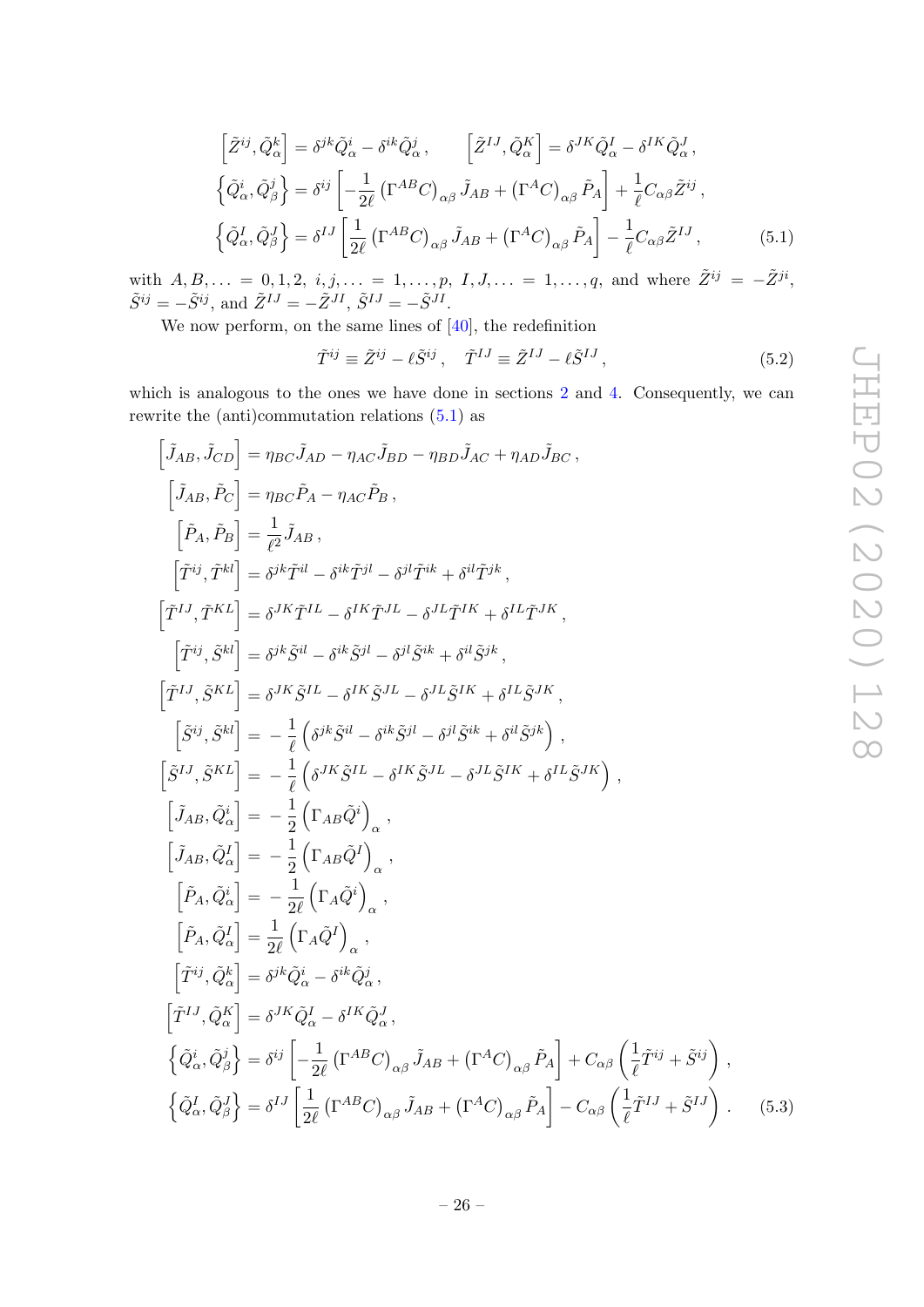$$
\begin{aligned}
\left[\tilde{Z}^{ij}, \tilde{Q}^k_\alpha\right] &= \delta^{jk}\tilde{Q}^i_\alpha - \delta^{ik}\tilde{Q}^j_\alpha\,, \qquad \left[\tilde{Z}^{IJ}, \tilde{Q}^K_\alpha\right] = \delta^{JK}\tilde{Q}^I_\alpha - \delta^{IK}\tilde{Q}^J_\alpha\,,\\
\left\{\tilde{Q}^i_\alpha, \tilde{Q}^j_\beta\right\} &= \delta^{ij}\left[-\frac{1}{2\ell}\left(\Gamma^{AB}C\right)_{\alpha\beta}\tilde{J}_{AB} + \left(\Gamma^{A}C\right)_{\alpha\beta}\tilde{P}_A\right] + \frac{1}{\ell}C_{\alpha\beta}\tilde{Z}^{ij}\,,\\
\left\{\tilde{Q}^I_\alpha, \tilde{Q}^J_\beta\right\} &= \delta^{IJ}\left[\frac{1}{2\ell}\left(\Gamma^{AB}C\right)_{\alpha\beta}\tilde{J}_{AB} + \left(\Gamma^{A}C\right)_{\alpha\beta}\tilde{P}_A\right] - \frac{1}{\ell}C_{\alpha\beta}\tilde{Z}^{IJ}\,,
\end{aligned}
\tag{5.1}
$$

with $A, B, \ldots = 0, 1, 2$, $i, j, \ldots = 1, \ldots, p$, $I, J, \ldots = 1, \ldots, q$, and where $\tilde{Z}^{ij} = -\tilde{Z}^{ji}$, $\tilde{S}^{ij} = -\tilde{S}^{ij}$, and $\tilde{Z}^{IJ} = -\tilde{Z}^{JI}$, $\tilde{S}^{IJ} = -\tilde{S}^{JI}$.

We now perform, on the same lines of [40], the redefinition

$$
\tilde{T}^{ij} \equiv \tilde{Z}^{ij} - \ell\tilde{S}^{ij}\,, \quad \tilde{T}^{IJ} \equiv \tilde{Z}^{IJ} - \ell\tilde{S}^{IJ}\,,
\tag{5.2}
$$

which is analogous to the ones we have done in sections 2 and 4. Consequently, we can rewrite the (anti)commutation relations (5.1) as

$$
\begin{aligned}
\left[\tilde{J}_{AB}, \tilde{J}_{CD}\right] &= \eta_{BC}\tilde{J}_{AD} - \eta_{AC}\tilde{J}_{BD} - \eta_{BD}\tilde{J}_{AC} + \eta_{AD}\tilde{J}_{BC}\,,\\
\left[\tilde{J}_{AB}, \tilde{P}_C\right] &= \eta_{BC}\tilde{P}_A - \eta_{AC}\tilde{P}_B\,,\\
\left[\tilde{P}_A, \tilde{P}_B\right] &= \frac{1}{\ell^2}\tilde{J}_{AB}\,,\\
\left[\tilde{T}^{ij}, \tilde{T}^{kl}\right] &= \delta^{jk}\tilde{T}^{il} - \delta^{ik}\tilde{T}^{jl} - \delta^{jl}\tilde{T}^{ik} + \delta^{il}\tilde{T}^{jk}\,,\\
\left[\tilde{T}^{IJ}, \tilde{T}^{KL}\right] &= \delta^{JK}\tilde{T}^{IL} - \delta^{IK}\tilde{T}^{JL} - \delta^{JL}\tilde{T}^{IK} + \delta^{IL}\tilde{T}^{JK}\,,\\
\left[\tilde{T}^{ij}, \tilde{S}^{kl}\right] &= \delta^{jk}\tilde{S}^{il} - \delta^{ik}\tilde{S}^{jl} - \delta^{jl}\tilde{S}^{ik} + \delta^{il}\tilde{S}^{jk}\,,\\
\left[\tilde{T}^{IJ}, \tilde{S}^{KL}\right] &= \delta^{JK}\tilde{S}^{IL} - \delta^{IK}\tilde{S}^{JL} - \delta^{JL}\tilde{S}^{IK} + \delta^{IL}\tilde{S}^{JK}\,,\\
\left[\tilde{S}^{ij}, \tilde{S}^{kl}\right] &= -\frac{1}{\ell}\left(\delta^{jk}\tilde{S}^{il} - \delta^{ik}\tilde{S}^{jl} - \delta^{jl}\tilde{S}^{ik} + \delta^{il}\tilde{S}^{jk}\right)\,,\\
\left[\tilde{S}^{IJ}, \tilde{S}^{KL}\right] &= -\frac{1}{\ell}\left(\delta^{JK}\tilde{S}^{IL} - \delta^{IK}\tilde{S}^{JL} - \delta^{JL}\tilde{S}^{IK} + \delta^{IL}\tilde{S}^{JK}\right)\,,\\
\left[\tilde{J}_{AB}, \tilde{Q}^i_\alpha\right] &= -\frac{1}{2}\left(\Gamma_{AB}\tilde{Q}^i\right)_\alpha\,,\\
\left[\tilde{J}_{AB}, \tilde{Q}^I_\alpha\right] &= -\frac{1}{2}\left(\Gamma_{AB}\tilde{Q}^I\right)_\alpha\,,\\
\left[\tilde{P}_A, \tilde{Q}^i_\alpha\right] &= -\frac{1}{2\ell}\left(\Gamma_A\tilde{Q}^i\right)_\alpha\,,\\
\left[\tilde{P}_A, \tilde{Q}^I_\alpha\right] &= \frac{1}{2\ell}\left(\Gamma_A\tilde{Q}^I\right)_\alpha\,,\\
\left[\tilde{T}^{ij}, \tilde{Q}^k_\alpha\right] &= \delta^{jk}\tilde{Q}^i_\alpha - \delta^{ik}\tilde{Q}^j_\alpha\,,\\
\left[\tilde{T}^{IJ}, \tilde{Q}^K_\alpha\right] &= \delta^{JK}\tilde{Q}^I_\alpha - \delta^{IK}\tilde{Q}^J_\alpha\,,\\
\left\{\tilde{Q}^i_\alpha, \tilde{Q}^j_\beta\right\} &= \delta^{ij}\left[-\frac{1}{2\ell}\left(\Gamma^{AB}C\right)_{\alpha\beta}\tilde{J}_{AB} + \left(\Gamma^{A}C\right)_{\alpha\beta}\tilde{P}_A\right] + C_{\alpha\beta}\left(\frac{1}{\ell}\tilde{T}^{ij} + \tilde{S}^{ij}\right)\,,\\
\left\{\tilde{Q}^I_\alpha, \tilde{Q}^J_\beta\right\} &= \delta^{IJ}\left[\frac{1}{2\ell}\left(\Gamma^{AB}C\right)_{\alpha\beta}\tilde{J}_{AB} + \left(\Gamma^{A}C\right)_{\alpha\beta}\tilde{P}_A\right] - C_{\alpha\beta}\left(\frac{1}{\ell}\tilde{T}^{IJ} + \tilde{S}^{IJ}\right)\,.
\end{aligned}
\tag{5.3}
$$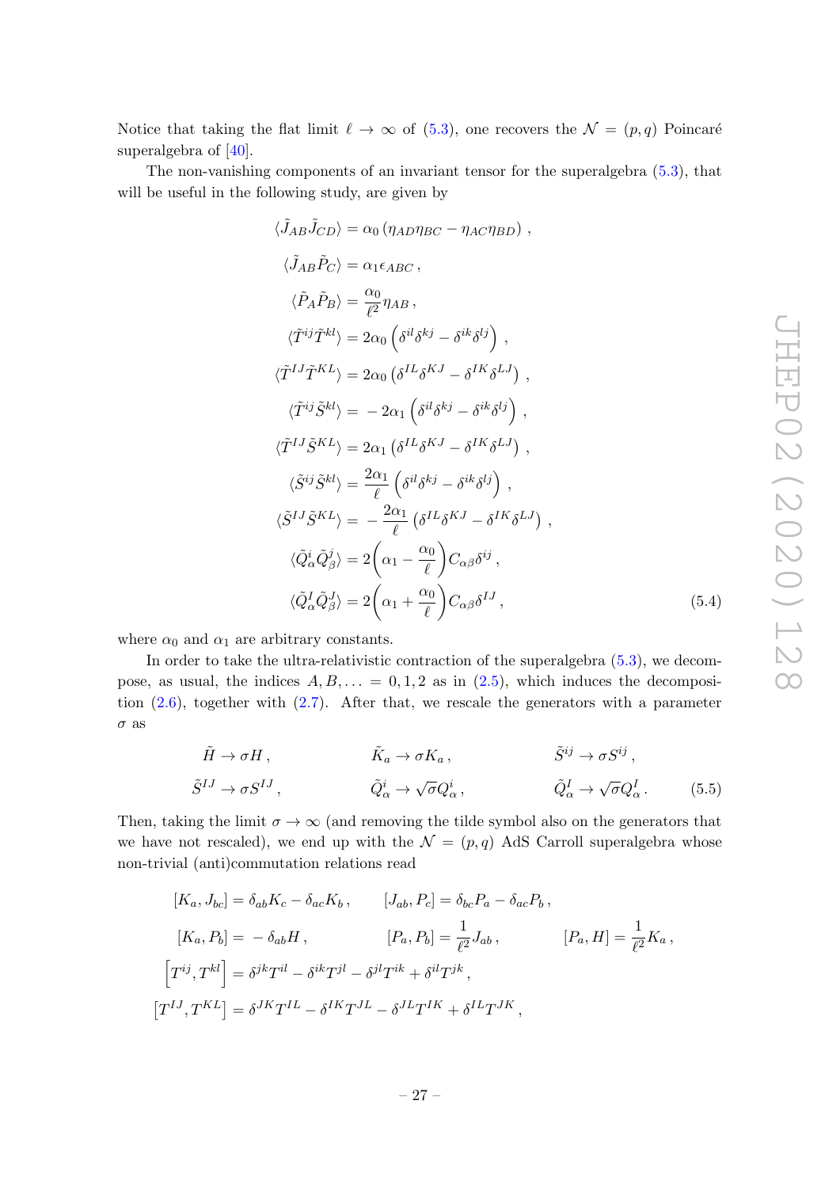Notice that taking the flat limit $\ell \to \infty$ of (5.3), one recovers the $\mathcal{N} = (p, q)$ Poincaré superalgebra of [40].

The non-vanishing components of an invariant tensor for the superalgebra (5.3), that will be useful in the following study, are given by

$$
\begin{aligned}
\langle \tilde{J}_{AB} \tilde{J}_{CD} \rangle &= \alpha_0 \left( \eta_{AD} \eta_{BC} - \eta_{AC} \eta_{BD} \right) , \\
\langle \tilde{J}_{AB} \tilde{P}_{C} \rangle &= \alpha_1 \epsilon_{ABC} , \\
\langle \tilde{P}_{A} \tilde{P}_{B} \rangle &= \frac{\alpha_0}{\ell^2} \eta_{AB} , \\
\langle \tilde{T}^{ij} \tilde{T}^{kl} \rangle &= 2\alpha_0 \left( \delta^{il} \delta^{kj} - \delta^{ik} \delta^{lj} \right) , \\
\langle \tilde{T}^{IJ} \tilde{T}^{KL} \rangle &= 2\alpha_0 \left( \delta^{IL} \delta^{KJ} - \delta^{IK} \delta^{LJ} \right) , \\
\langle \tilde{T}^{ij} \tilde{S}^{kl} \rangle &= -2\alpha_1 \left( \delta^{il} \delta^{kj} - \delta^{ik} \delta^{lj} \right) , \\
\langle \tilde{T}^{IJ} \tilde{S}^{KL} \rangle &= 2\alpha_1 \left( \delta^{IL} \delta^{KJ} - \delta^{IK} \delta^{LJ} \right) , \\
\langle \tilde{S}^{ij} \tilde{S}^{kl} \rangle &= \frac{2\alpha_1}{\ell} \left( \delta^{il} \delta^{kj} - \delta^{ik} \delta^{lj} \right) , \\
\langle \tilde{S}^{IJ} \tilde{S}^{KL} \rangle &= -\frac{2\alpha_1}{\ell} \left( \delta^{IL} \delta^{KJ} - \delta^{IK} \delta^{LJ} \right) , \\
\langle \tilde{Q}^{i}_{\alpha} \tilde{Q}^{j}_{\beta} \rangle &= 2\left( \alpha_1 - \frac{\alpha_0}{\ell} \right) C_{\alpha\beta} \delta^{ij} , \\
\langle \tilde{Q}^{I}_{\alpha} \tilde{Q}^{J}_{\beta} \rangle &= 2\left( \alpha_1 + \frac{\alpha_0}{\ell} \right) C_{\alpha\beta} \delta^{IJ} ,
\end{aligned}
\tag{5.4}
$$

where $\alpha_0$ and $\alpha_1$ are arbitrary constants.

In order to take the ultra-relativistic contraction of the superalgebra (5.3), we decompose, as usual, the indices $A, B, \ldots = 0, 1, 2$ as in (2.5), which induces the decomposition (2.6), together with (2.7). After that, we rescale the generators with a parameter $\sigma$ as

$$
\begin{aligned}
&\tilde{H} \to \sigma H , \qquad && \tilde{K}_a \to \sigma K_a , \qquad && \tilde{S}^{ij} \to \sigma S^{ij} , \\
&\tilde{S}^{IJ} \to \sigma S^{IJ} , \qquad && \tilde{Q}^{i}_{\alpha} \to \sqrt{\sigma} Q^{i}_{\alpha} , \qquad && \tilde{Q}^{I}_{\alpha} \to \sqrt{\sigma} Q^{I}_{\alpha} .
\end{aligned}
\tag{5.5}
$$

Then, taking the limit $\sigma \to \infty$ (and removing the tilde symbol also on the generators that we have not rescaled), we end up with the $\mathcal{N} = (p, q)$ AdS Carroll superalgebra whose non-trivial (anti)commutation relations read

$$
\begin{aligned}
&[K_a, J_{bc}] = \delta_{ab} K_c - \delta_{ac} K_b , \qquad [J_{ab}, P_c] = \delta_{bc} P_a - \delta_{ac} P_b , \\
&[K_a, P_b] = -\delta_{ab} H , \qquad [P_a, P_b] = \frac{1}{\ell^2} J_{ab} , \qquad [P_a, H] = \frac{1}{\ell^2} K_a , \\
&\left[ T^{ij}, T^{kl} \right] = \delta^{jk} T^{il} - \delta^{ik} T^{jl} - \delta^{jl} T^{ik} + \delta^{il} T^{jk} , \\
&\left[ T^{IJ}, T^{KL} \right] = \delta^{JK} T^{IL} - \delta^{IK} T^{JL} - \delta^{JL} T^{IK} + \delta^{IL} T^{JK} ,
\end{aligned}
$$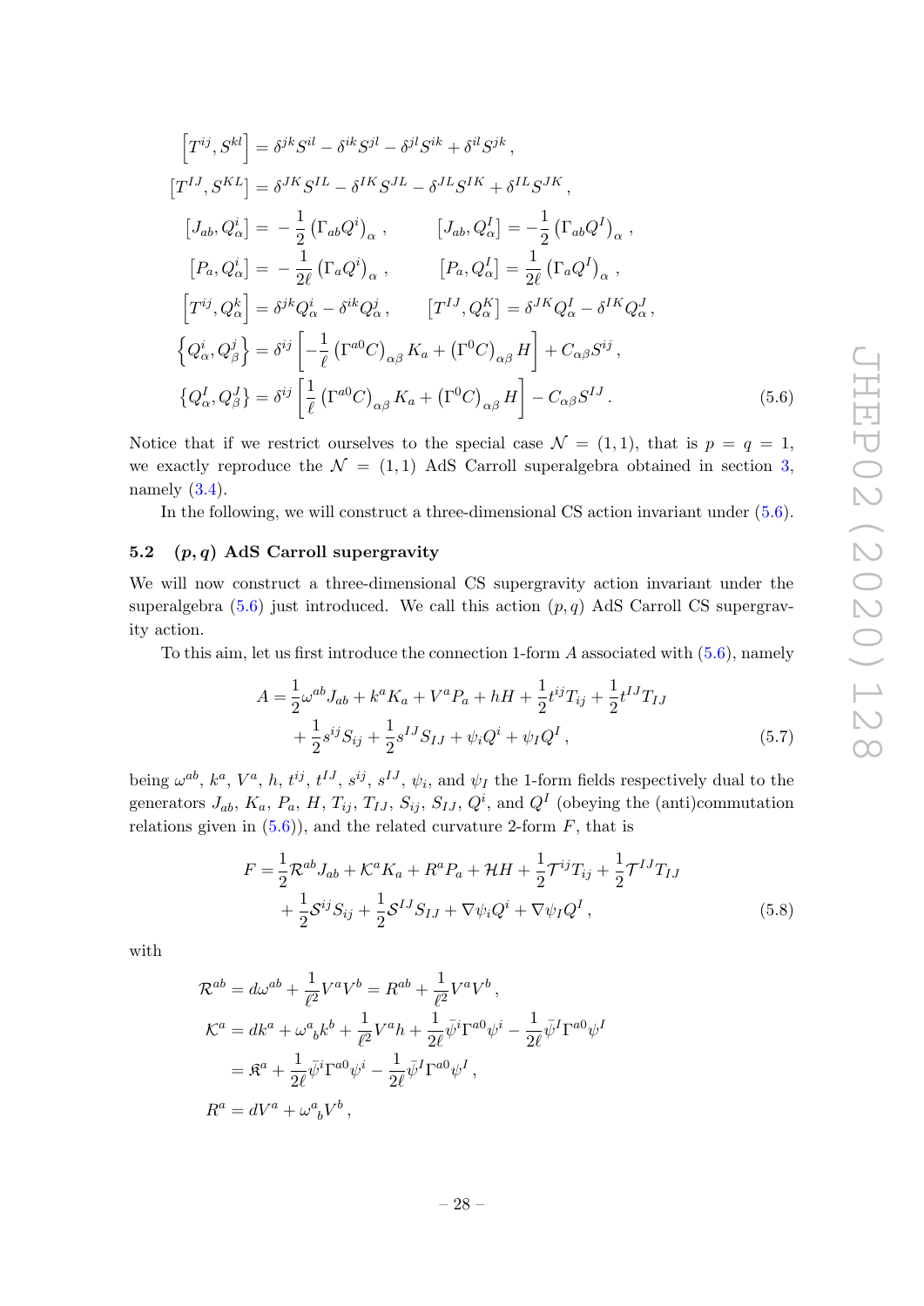$$
\begin{aligned}
\left[T^{ij}, S^{kl}\right] &= \delta^{jk} S^{il} - \delta^{ik} S^{jl} - \delta^{jl} S^{ik} + \delta^{il} S^{jk} \,, \\
\left[T^{IJ}, S^{KL}\right] &= \delta^{JK} S^{IL} - \delta^{IK} S^{JL} - \delta^{JL} S^{IK} + \delta^{IL} S^{JK} \,, \\
\left[J_{ab}, Q^i_\alpha\right] &= -\frac{1}{2}\left(\Gamma_{ab} Q^i\right)_\alpha \,, \qquad \left[J_{ab}, Q^I_\alpha\right] = -\frac{1}{2}\left(\Gamma_{ab} Q^I\right)_\alpha \,, \\
\left[P_a, Q^i_\alpha\right] &= -\frac{1}{2\ell}\left(\Gamma_a Q^i\right)_\alpha \,, \qquad \left[P_a, Q^I_\alpha\right] = \frac{1}{2\ell}\left(\Gamma_a Q^I\right)_\alpha \,, \\
\left[T^{ij}, Q^k_\alpha\right] &= \delta^{jk} Q^i_\alpha - \delta^{ik} Q^j_\alpha \,, \qquad \left[T^{IJ}, Q^K_\alpha\right] = \delta^{JK} Q^I_\alpha - \delta^{IK} Q^J_\alpha \,, \\
\left\{Q^i_\alpha, Q^j_\beta\right\} &= \delta^{ij}\left[-\frac{1}{\ell}\left(\Gamma^{a0} C\right)_{\alpha\beta} K_a + \left(\Gamma^0 C\right)_{\alpha\beta} H\right] + C_{\alpha\beta} S^{ij} \,, \\
\left\{Q^I_\alpha, Q^J_\beta\right\} &= \delta^{IJ}\left[\frac{1}{\ell}\left(\Gamma^{a0} C\right)_{\alpha\beta} K_a + \left(\Gamma^0 C\right)_{\alpha\beta} H\right] - C_{\alpha\beta} S^{IJ} \,.
\end{aligned} \tag{5.6}
$$

Notice that if we restrict ourselves to the special case $\mathcal{N} = (1,1)$, that is $p = q = 1$, we exactly reproduce the $\mathcal{N} = (1,1)$ AdS Carroll superalgebra obtained in section 3, namely (3.4).

In the following, we will construct a three-dimensional CS action invariant under (5.6).

### 5.2 $(p,q)$ AdS Carroll supergravity

We will now construct a three-dimensional CS supergravity action invariant under the superalgebra (5.6) just introduced. We call this action $(p,q)$ AdS Carroll CS supergravity action.

To this aim, let us first introduce the connection 1-form $A$ associated with (5.6), namely

$$
\begin{aligned}
A = &\frac{1}{2}\omega^{ab} J_{ab} + k^a K_a + V^a P_a + hH + \frac{1}{2} t^{ij} T_{ij} + \frac{1}{2} t^{IJ} T_{IJ} \\
&+ \frac{1}{2} s^{ij} S_{ij} + \frac{1}{2} s^{IJ} S_{IJ} + \psi_i Q^i + \psi_I Q^I \,,
\end{aligned} \tag{5.7}
$$

being $\omega^{ab}$, $k^a$, $V^a$, $h$, $t^{ij}$, $t^{IJ}$, $s^{ij}$, $s^{IJ}$, $\psi_i$, and $\psi_I$ the 1-form fields respectively dual to the generators $J_{ab}$, $K_a$, $P_a$, $H$, $T_{ij}$, $T_{IJ}$, $S_{ij}$, $S_{IJ}$, $Q^i$, and $Q^I$ (obeying the (anti)commutation relations given in (5.6)), and the related curvature 2-form $F$, that is

$$
\begin{aligned}
F = &\frac{1}{2}\mathcal{R}^{ab} J_{ab} + \mathcal{K}^a K_a + R^a P_a + \mathcal{H} H + \frac{1}{2}\mathcal{T}^{ij} T_{ij} + \frac{1}{2}\mathcal{T}^{IJ} T_{IJ} \\
&+ \frac{1}{2}\mathcal{S}^{ij} S_{ij} + \frac{1}{2}\mathcal{S}^{IJ} S_{IJ} + \nabla\psi_i Q^i + \nabla\psi_I Q^I \,,
\end{aligned} \tag{5.8}
$$

with

$$
\begin{aligned}
\mathcal{R}^{ab} &= d\omega^{ab} + \frac{1}{\ell^2} V^a V^b = R^{ab} + \frac{1}{\ell^2} V^a V^b \,, \\
\mathcal{K}^a &= dk^a + \omega^a{}_b k^b + \frac{1}{\ell^2} V^a h + \frac{1}{2\ell}\bar{\psi}^i \Gamma^{a0} \psi^i - \frac{1}{2\ell}\bar{\psi}^I \Gamma^{a0} \psi^I \\
&= \mathfrak{K}^a + \frac{1}{2\ell}\bar{\psi}^i \Gamma^{a0} \psi^i - \frac{1}{2\ell}\bar{\psi}^I \Gamma^{a0} \psi^I \,, \\
R^a &= dV^a + \omega^a{}_b V^b \,,
\end{aligned}
$$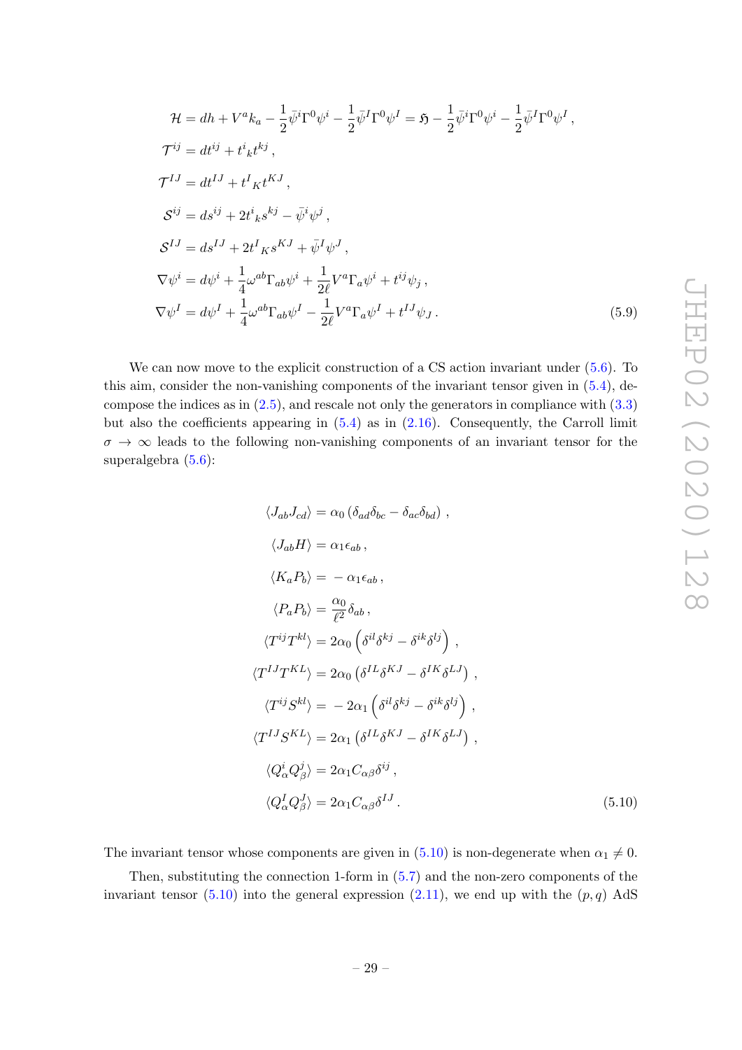$$
\begin{aligned}
\mathcal{H} &= dh + V^a k_a - \frac{1}{2}\bar{\psi}^i \Gamma^0 \psi^i - \frac{1}{2}\bar{\psi}^I \Gamma^0 \psi^I = \mathfrak{H} - \frac{1}{2}\bar{\psi}^i \Gamma^0 \psi^i - \frac{1}{2}\bar{\psi}^I \Gamma^0 \psi^I \,, \\
\mathcal{T}^{ij} &= dt^{ij} + t^i{}_k t^{kj} \,, \\
\mathcal{T}^{IJ} &= dt^{IJ} + t^I{}_K t^{KJ} \,, \\
\mathcal{S}^{ij} &= ds^{ij} + 2t^i{}_k s^{kj} - \bar{\psi}^i \psi^j \,, \\
\mathcal{S}^{IJ} &= ds^{IJ} + 2t^I{}_K s^{KJ} + \bar{\psi}^I \psi^J \,, \\
\nabla \psi^i &= d\psi^i + \frac{1}{4}\omega^{ab}\Gamma_{ab}\psi^i + \frac{1}{2\ell} V^a \Gamma_a \psi^i + t^{ij}\psi_j \,, \\
\nabla \psi^I &= d\psi^I + \frac{1}{4}\omega^{ab}\Gamma_{ab}\psi^I - \frac{1}{2\ell} V^a \Gamma_a \psi^I + t^{IJ}\psi_J \,.
\end{aligned} \tag{5.9}
$$

We can now move to the explicit construction of a CS action invariant under (5.6). To this aim, consider the non-vanishing components of the invariant tensor given in (5.4), decompose the indices as in (2.5), and rescale not only the generators in compliance with (3.3) but also the coefficients appearing in (5.4) as in (2.16). Consequently, the Carroll limit $\sigma \to \infty$ leads to the following non-vanishing components of an invariant tensor for the superalgebra (5.6):

$$
\begin{aligned}
\langle J_{ab} J_{cd} \rangle &= \alpha_0 \left( \delta_{ad}\delta_{bc} - \delta_{ac}\delta_{bd} \right) \,, \\
\langle J_{ab} H \rangle &= \alpha_1 \epsilon_{ab} \,, \\
\langle K_a P_b \rangle &= -\alpha_1 \epsilon_{ab} \,, \\
\langle P_a P_b \rangle &= \frac{\alpha_0}{\ell^2} \delta_{ab} \,, \\
\langle T^{ij} T^{kl} \rangle &= 2\alpha_0 \left( \delta^{il}\delta^{kj} - \delta^{ik}\delta^{lj} \right) \,, \\
\langle T^{IJ} T^{KL} \rangle &= 2\alpha_0 \left( \delta^{IL}\delta^{KJ} - \delta^{IK}\delta^{LJ} \right) \,, \\
\langle T^{ij} S^{kl} \rangle &= -2\alpha_1 \left( \delta^{il}\delta^{kj} - \delta^{ik}\delta^{lj} \right) \,, \\
\langle T^{IJ} S^{KL} \rangle &= 2\alpha_1 \left( \delta^{IL}\delta^{KJ} - \delta^{IK}\delta^{LJ} \right) \,, \\
\langle Q^i_\alpha Q^j_\beta \rangle &= 2\alpha_1 C_{\alpha\beta} \delta^{ij} \,, \\
\langle Q^I_\alpha Q^J_\beta \rangle &= 2\alpha_1 C_{\alpha\beta} \delta^{IJ} \,.
\end{aligned} \tag{5.10}
$$

The invariant tensor whose components are given in (5.10) is non-degenerate when $\alpha_1 \neq 0$.

Then, substituting the connection 1-form in (5.7) and the non-zero components of the invariant tensor (5.10) into the general expression (2.11), we end up with the $(p,q)$ AdS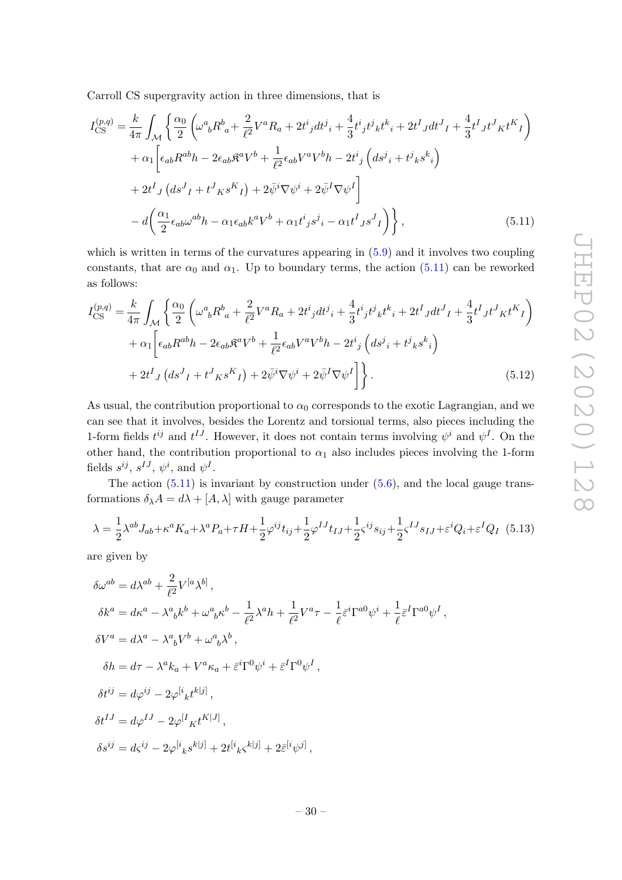Carroll CS supergravity action in three dimensions, that is

$$
\begin{aligned}
I_{\rm CS}^{(p,q)} = \frac{k}{4\pi}\int_{\mathcal{M}} \Bigg\{ & \frac{\alpha_0}{2}\left(\omega^{a}{}_{b}R^{b}{}_{a} + \frac{2}{\ell^2}V^{a}R_{a} + 2t^{i}{}_{j}dt^{j}{}_{i} + \frac{4}{3}t^{i}{}_{j}t^{j}{}_{k}t^{k}{}_{i} + 2t^{I}{}_{J}dt^{J}{}_{I} + \frac{4}{3}t^{I}{}_{J}t^{J}{}_{K}t^{K}{}_{I}\right) \\
& + \alpha_1\Bigg[\epsilon_{ab}R^{ab}h - 2\epsilon_{ab}\mathfrak{K}^{a}V^{b} + \frac{1}{\ell^2}\epsilon_{ab}V^{a}V^{b}h - 2t^{i}{}_{j}\left(ds^{j}{}_{i} + t^{j}{}_{k}s^{k}{}_{i}\right) \\
& + 2t^{I}{}_{J}\left(ds^{J}{}_{I} + t^{J}{}_{K}s^{K}{}_{I}\right) + 2\bar{\psi}^{i}\nabla\psi^{i} + 2\bar{\psi}^{I}\nabla\psi^{I}\Bigg] \\
& - d\bigg(\frac{\alpha_1}{2}\epsilon_{ab}\omega^{ab}h - \alpha_1\epsilon_{ab}k^{a}V^{b} + \alpha_1 t^{i}{}_{j}s^{j}{}_{i} - \alpha_1 t^{I}{}_{J}s^{J}{}_{I}\bigg)\Bigg\}, 
\end{aligned} \tag{5.11}
$$

which is written in terms of the curvatures appearing in (5.9) and it involves two coupling constants, that are $\alpha_0$ and $\alpha_1$. Up to boundary terms, the action (5.11) can be reworked as follows:

$$
\begin{aligned}
I_{\rm CS}^{(p,q)} = \frac{k}{4\pi}\int_{\mathcal{M}} \Bigg\{ & \frac{\alpha_0}{2}\left(\omega^{a}{}_{b}R^{b}{}_{a} + \frac{2}{\ell^2}V^{a}R_{a} + 2t^{i}{}_{j}dt^{j}{}_{i} + \frac{4}{3}t^{i}{}_{j}t^{j}{}_{k}t^{k}{}_{i} + 2t^{I}{}_{J}dt^{J}{}_{I} + \frac{4}{3}t^{I}{}_{J}t^{J}{}_{K}t^{K}{}_{I}\right) \\
& + \alpha_1\Bigg[\epsilon_{ab}R^{ab}h - 2\epsilon_{ab}\mathfrak{K}^{a}V^{b} + \frac{1}{\ell^2}\epsilon_{ab}V^{a}V^{b}h - 2t^{i}{}_{j}\left(ds^{j}{}_{i} + t^{j}{}_{k}s^{k}{}_{i}\right) \\
& + 2t^{I}{}_{J}\left(ds^{J}{}_{I} + t^{J}{}_{K}s^{K}{}_{I}\right) + 2\bar{\psi}^{i}\nabla\psi^{i} + 2\bar{\psi}^{I}\nabla\psi^{I}\Bigg]\Bigg\}. 
\end{aligned} \tag{5.12}
$$

As usual, the contribution proportional to $\alpha_0$ corresponds to the exotic Lagrangian, and we can see that it involves, besides the Lorentz and torsional terms, also pieces including the 1-form fields $t^{ij}$ and $t^{IJ}$. However, it does not contain terms involving $\psi^i$ and $\psi^I$. On the other hand, the contribution proportional to $\alpha_1$ also includes pieces involving the 1-form fields $s^{ij}$, $s^{IJ}$, $\psi^i$, and $\psi^I$.

The action (5.11) is invariant by construction under (5.6), and the local gauge transformations $\delta_\lambda A = d\lambda + [A,\lambda]$ with gauge parameter

$$
\lambda = \frac{1}{2}\lambda^{ab}J_{ab} + \kappa^{a}K_{a} + \lambda^{a}P_{a} + \tau H + \frac{1}{2}\varphi^{ij}t_{ij} + \frac{1}{2}\varphi^{IJ}t_{IJ} + \frac{1}{2}\varsigma^{ij}s_{ij} + \frac{1}{2}\varsigma^{IJ}s_{IJ} + \varepsilon^{i}Q_{i} + \varepsilon^{I}Q_{I} \tag{5.13}
$$

are given by

$$
\begin{aligned}
\delta\omega^{ab} &= d\lambda^{ab} + \frac{2}{\ell^2}V^{[a}\lambda^{b]}\,, \\
\delta k^{a} &= d\kappa^{a} - \lambda^{a}{}_{b}k^{b} + \omega^{a}{}_{b}\kappa^{b} - \frac{1}{\ell^2}\lambda^{a}h + \frac{1}{\ell^2}V^{a}\tau - \frac{1}{\ell}\bar{\varepsilon}^{i}\Gamma^{a0}\psi^{i} + \frac{1}{\ell}\bar{\varepsilon}^{I}\Gamma^{a0}\psi^{I}\,, \\
\delta V^{a} &= d\lambda^{a} - \lambda^{a}{}_{b}V^{b} + \omega^{a}{}_{b}\lambda^{b}\,, \\
\delta h &= d\tau - \lambda^{a}k_{a} + V^{a}\kappa_{a} + \bar{\varepsilon}^{i}\Gamma^{0}\psi^{i} + \bar{\varepsilon}^{I}\Gamma^{0}\psi^{I}\,, \\
\delta t^{ij} &= d\varphi^{ij} - 2\varphi^{[i}{}_{k}t^{k|j]}\,, \\
\delta t^{IJ} &= d\varphi^{IJ} - 2\varphi^{[I}{}_{K}t^{K|J]}\,, \\
\delta s^{ij} &= d\varsigma^{ij} - 2\varphi^{[i}{}_{k}s^{k|j]} + 2t^{[i}{}_{k}\varsigma^{k|j]} + 2\bar{\varepsilon}^{[i}\psi^{j]}\,,
\end{aligned}
$$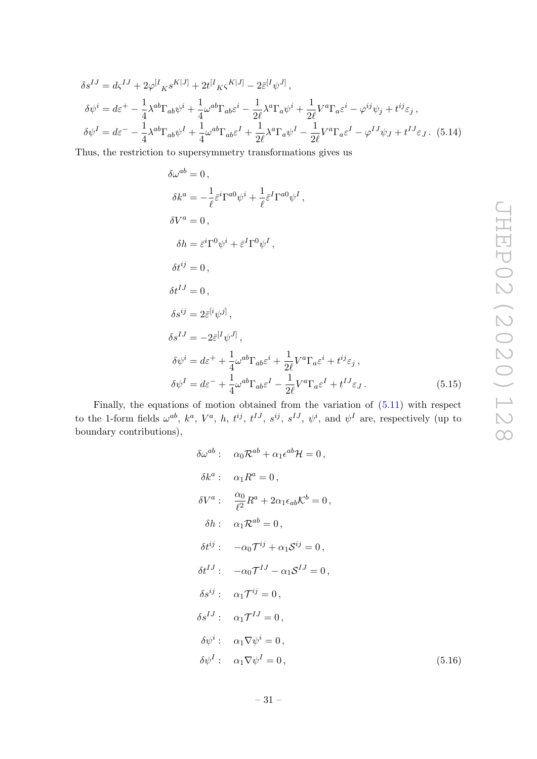$$
\begin{aligned}
\delta s^{IJ} &= d\varsigma^{IJ} + 2\varphi^{[I}{}_K s^{K|J]} + 2t^{[I}{}_K \varsigma^{K|J]} - 2\bar{\varepsilon}^{[I}\psi^{J]}\,,\\
\delta\psi^{i} &= d\varepsilon^{+} - \frac{1}{4}\lambda^{ab}\Gamma_{ab}\psi^{i} + \frac{1}{4}\omega^{ab}\Gamma_{ab}\varepsilon^{i} - \frac{1}{2\ell}\lambda^{a}\Gamma_{a}\psi^{i} + \frac{1}{2\ell}V^{a}\Gamma_{a}\varepsilon^{i} - \varphi^{ij}\psi_{j} + t^{ij}\varepsilon_{j}\,,\\
\delta\psi^{I} &= d\varepsilon^{-} - \frac{1}{4}\lambda^{ab}\Gamma_{ab}\psi^{I} + \frac{1}{4}\omega^{ab}\Gamma_{ab}\varepsilon^{I} + \frac{1}{2\ell}\lambda^{a}\Gamma_{a}\psi^{I} - \frac{1}{2\ell}V^{a}\Gamma_{a}\varepsilon^{I} - \varphi^{IJ}\psi_{J} + t^{IJ}\varepsilon_{J}\,. \quad (5.14)
\end{aligned}
$$

Thus, the restriction to supersymmetry transformations gives us

$$
\begin{aligned}
\delta\omega^{ab} &= 0\,,\\
\delta k^{a} &= -\frac{1}{\ell}\bar{\varepsilon}^{i}\Gamma^{a0}\psi^{i} + \frac{1}{\ell}\bar{\varepsilon}^{I}\Gamma^{a0}\psi^{I}\,,\\
\delta V^{a} &= 0\,,\\
\delta h &= \bar{\varepsilon}^{i}\Gamma^{0}\psi^{i} + \bar{\varepsilon}^{I}\Gamma^{0}\psi^{I}\,,\\
\delta t^{ij} &= 0\,,\\
\delta t^{IJ} &= 0\,,\\
\delta s^{ij} &= 2\bar{\varepsilon}^{[i}\psi^{j]}\,,\\
\delta s^{IJ} &= -2\bar{\varepsilon}^{[I}\psi^{J]}\,,\\
\delta\psi^{i} &= d\varepsilon^{+} + \frac{1}{4}\omega^{ab}\Gamma_{ab}\varepsilon^{i} + \frac{1}{2\ell}V^{a}\Gamma_{a}\varepsilon^{i} + t^{ij}\varepsilon_{j}\,,\\
\delta\psi^{I} &= d\varepsilon^{-} + \frac{1}{4}\omega^{ab}\Gamma_{ab}\varepsilon^{I} - \frac{1}{2\ell}V^{a}\Gamma_{a}\varepsilon^{I} + t^{IJ}\varepsilon_{J}\,.
\end{aligned} \quad (5.15)
$$

Finally, the equations of motion obtained from the variation of (5.11) with respect to the 1-form fields $\omega^{ab}$, $k^a$, $V^a$, $h$, $t^{ij}$, $t^{IJ}$, $s^{ij}$, $s^{IJ}$, $\psi^i$, and $\psi^I$ are, respectively (up to boundary contributions),

$$
\begin{aligned}
\delta\omega^{ab}: &\quad \alpha_0\mathcal{R}^{ab} + \alpha_1\epsilon^{ab}\mathcal{H} = 0\,,\\
\delta k^{a}: &\quad \alpha_1 R^{a} = 0\,,\\
\delta V^{a}: &\quad \frac{\alpha_0}{\ell^2}R^{a} + 2\alpha_1\epsilon_{ab}\mathcal{K}^{b} = 0\,,\\
\delta h: &\quad \alpha_1\mathcal{R}^{ab} = 0\,,\\
\delta t^{ij}: &\quad -\alpha_0\mathcal{T}^{ij} + \alpha_1\mathcal{S}^{ij} = 0\,,\\
\delta t^{IJ}: &\quad -\alpha_0\mathcal{T}^{IJ} - \alpha_1\mathcal{S}^{IJ} = 0\,,\\
\delta s^{ij}: &\quad \alpha_1\mathcal{T}^{ij} = 0\,,\\
\delta s^{IJ}: &\quad \alpha_1\mathcal{T}^{IJ} = 0\,,\\
\delta\psi^{i}: &\quad \alpha_1\nabla\psi^{i} = 0\,,\\
\delta\psi^{I}: &\quad \alpha_1\nabla\psi^{I} = 0\,,
\end{aligned} \quad (5.16)
$$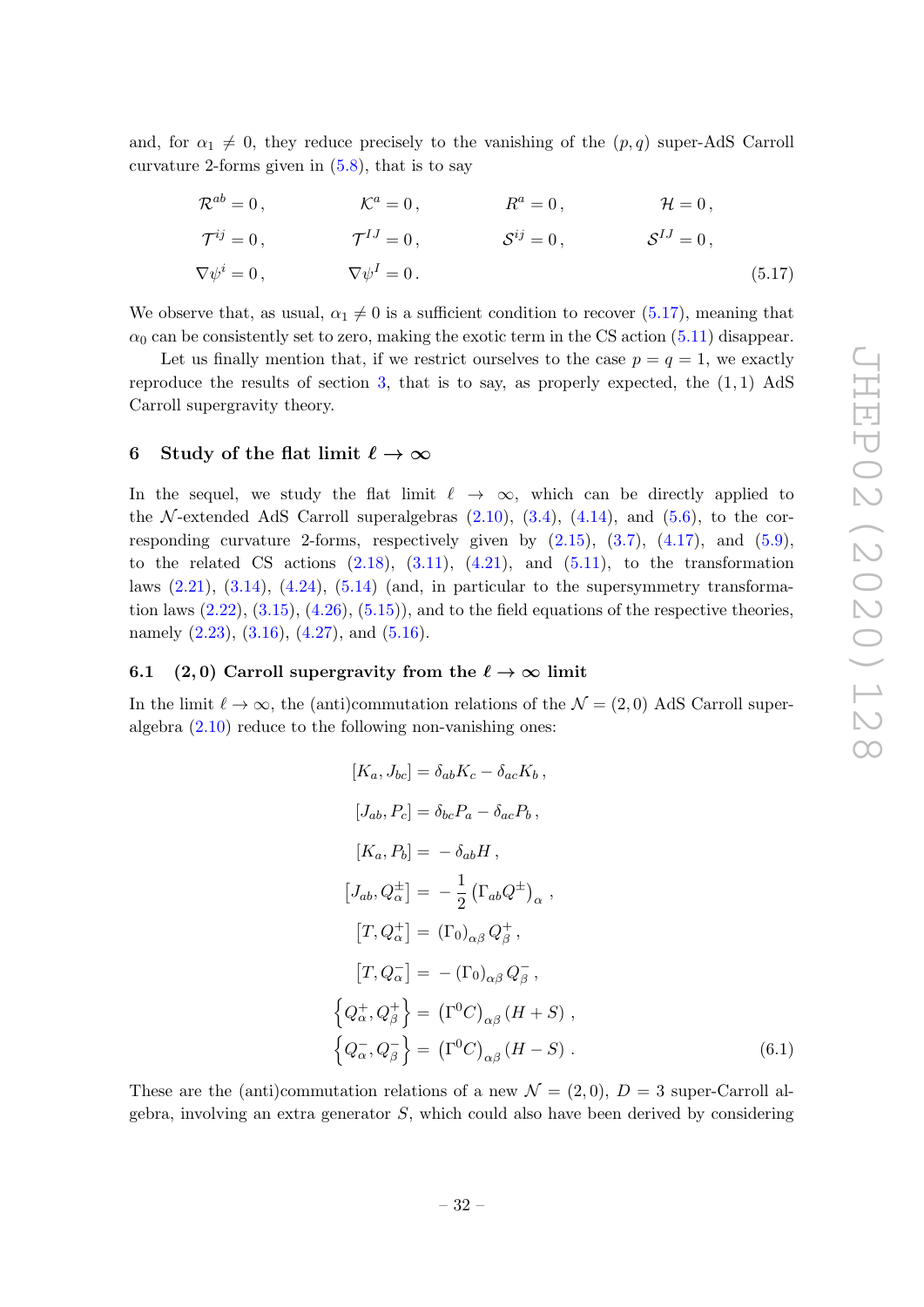and, for $\alpha_1 \neq 0$, they reduce precisely to the vanishing of the $(p,q)$ super-AdS Carroll curvature 2-forms given in (5.8), that is to say

$$
\begin{aligned}
&\mathcal{R}^{ab} = 0\,, && \mathcal{K}^{a} = 0\,, && R^{a} = 0\,, && \mathcal{H} = 0\,, \\
&\mathcal{T}^{ij} = 0\,, && \mathcal{T}^{IJ} = 0\,, && \mathcal{S}^{ij} = 0\,, && \mathcal{S}^{IJ} = 0\,, \\
&\nabla\psi^{i} = 0\,, && \nabla\psi^{I} = 0\,. && && 
\end{aligned}
\tag{5.17}
$$

We observe that, as usual, $\alpha_1 \neq 0$ is a sufficient condition to recover (5.17), meaning that $\alpha_0$ can be consistently set to zero, making the exotic term in the CS action (5.11) disappear.

Let us finally mention that, if we restrict ourselves to the case $p = q = 1$, we exactly reproduce the results of section 3, that is to say, as properly expected, the $(1,1)$ AdS Carroll supergravity theory.

## 6 Study of the flat limit $\ell \to \infty$

In the sequel, we study the flat limit $\ell \to \infty$, which can be directly applied to the $\mathcal{N}$-extended AdS Carroll superalgebras (2.10), (3.4), (4.14), and (5.6), to the corresponding curvature 2-forms, respectively given by (2.15), (3.7), (4.17), and (5.9), to the related CS actions (2.18), (3.11), (4.21), and (5.11), to the transformation laws (2.21), (3.14), (4.24), (5.14) (and, in particular to the supersymmetry transformation laws (2.22), (3.15), (4.26), (5.15)), and to the field equations of the respective theories, namely (2.23), (3.16), (4.27), and (5.16).

### 6.1 $(2,0)$ Carroll supergravity from the $\ell \to \infty$ limit

In the limit $\ell \to \infty$, the (anti)commutation relations of the $\mathcal{N} = (2,0)$ AdS Carroll superalgebra (2.10) reduce to the following non-vanishing ones:

$$
\begin{aligned}
[K_a, J_{bc}] &= \delta_{ab} K_c - \delta_{ac} K_b\,, \\
[J_{ab}, P_c] &= \delta_{bc} P_a - \delta_{ac} P_b\,, \\
[K_a, P_b] &= -\,\delta_{ab} H\,, \\
\left[J_{ab}, Q^{\pm}_{\alpha}\right] &= -\,\frac{1}{2}\left(\Gamma_{ab} Q^{\pm}\right)_{\alpha}\,, \\
\left[T, Q^{+}_{\alpha}\right] &= \left(\Gamma_0\right)_{\alpha\beta} Q^{+}_{\beta}\,, \\
\left[T, Q^{-}_{\alpha}\right] &= -\left(\Gamma_0\right)_{\alpha\beta} Q^{-}_{\beta}\,, \\
\left\{Q^{+}_{\alpha}, Q^{+}_{\beta}\right\} &= \left(\Gamma^0 C\right)_{\alpha\beta}(H + S)\,, \\
\left\{Q^{-}_{\alpha}, Q^{-}_{\beta}\right\} &= \left(\Gamma^0 C\right)_{\alpha\beta}(H - S)\,.
\end{aligned}
\tag{6.1}
$$

These are the (anti)commutation relations of a new $\mathcal{N} = (2,0)$, $D = 3$ super-Carroll algebra, involving an extra generator $S$, which could also have been derived by considering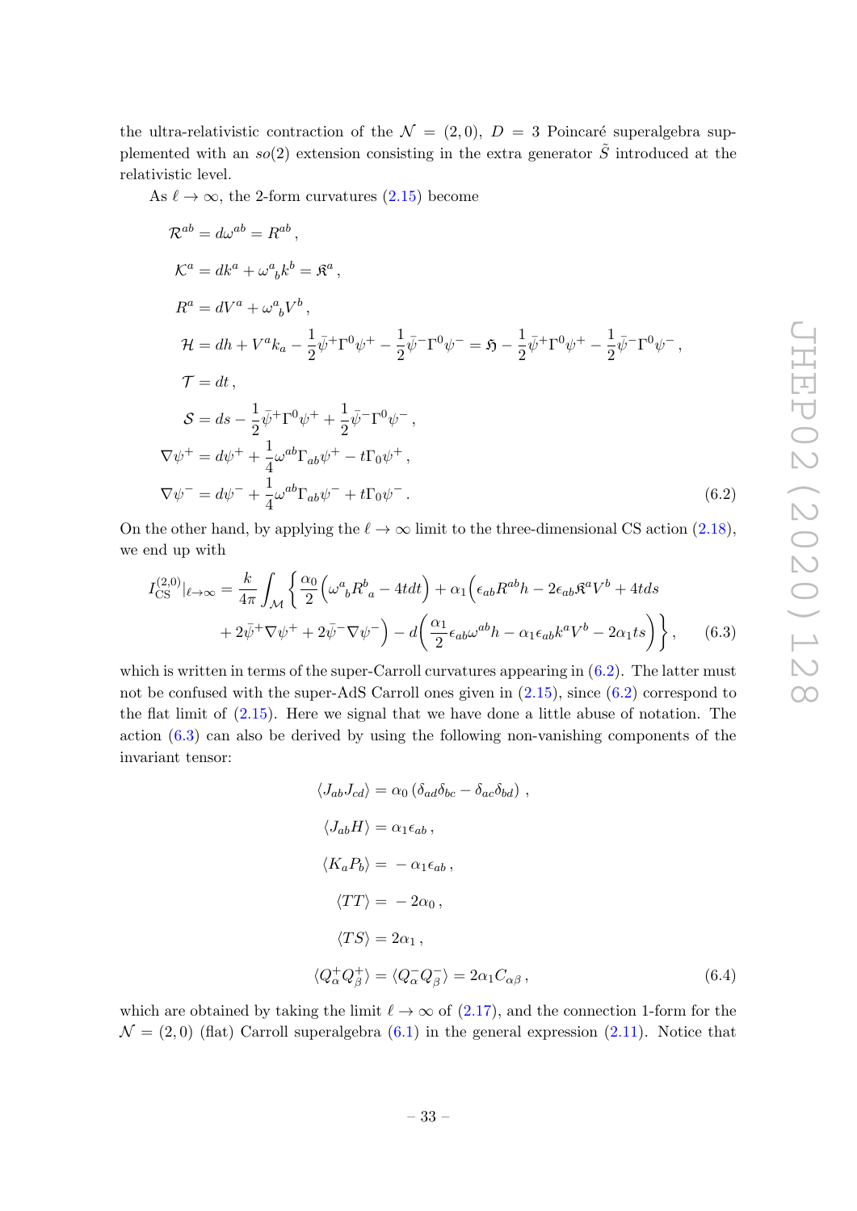the ultra-relativistic contraction of the $\mathcal{N} = (2,0)$, $D = 3$ Poincaré superalgebra supplemented with an $so(2)$ extension consisting in the extra generator $\tilde{S}$ introduced at the relativistic level.

As $\ell \to \infty$, the 2-form curvatures (2.15) become

$$
\begin{aligned}
\mathcal{R}^{ab} &= d\omega^{ab} = R^{ab} \,, \\
\mathcal{K}^{a} &= dk^{a} + \omega^{a}{}_{b} k^{b} = \mathfrak{K}^{a} \,, \\
R^{a} &= dV^{a} + \omega^{a}{}_{b} V^{b} \,, \\
\mathcal{H} &= dh + V^{a} k_{a} - \frac{1}{2}\bar{\psi}^{+}\Gamma^{0}\psi^{+} - \frac{1}{2}\bar{\psi}^{-}\Gamma^{0}\psi^{-} = \mathfrak{H} - \frac{1}{2}\bar{\psi}^{+}\Gamma^{0}\psi^{+} - \frac{1}{2}\bar{\psi}^{-}\Gamma^{0}\psi^{-} \,, \\
\mathcal{T} &= dt \,, \\
\mathcal{S} &= ds - \frac{1}{2}\bar{\psi}^{+}\Gamma^{0}\psi^{+} + \frac{1}{2}\bar{\psi}^{-}\Gamma^{0}\psi^{-} \,, \\
\nabla\psi^{+} &= d\psi^{+} + \frac{1}{4}\omega^{ab}\Gamma_{ab}\psi^{+} - t\Gamma_{0}\psi^{+} \,, \\
\nabla\psi^{-} &= d\psi^{-} + \frac{1}{4}\omega^{ab}\Gamma_{ab}\psi^{-} + t\Gamma_{0}\psi^{-} \,.
\end{aligned}
\tag{6.2}
$$

On the other hand, by applying the $\ell \to \infty$ limit to the three-dimensional CS action (2.18), we end up with

$$
\begin{aligned}
I_{\text{CS}}^{(2,0)}|_{\ell\to\infty} = \frac{k}{4\pi}\int_{\mathcal{M}} \bigg\{ & \frac{\alpha_0}{2}\Big(\omega^{a}{}_{b}R^{b}{}_{a} - 4tdt\Big) + \alpha_1\Big(\epsilon_{ab}R^{ab}h - 2\epsilon_{ab}\mathfrak{K}^{a}V^{b} + 4tds \\
& + 2\bar{\psi}^{+}\nabla\psi^{+} + 2\bar{\psi}^{-}\nabla\psi^{-}\Big) - d\bigg(\frac{\alpha_1}{2}\epsilon_{ab}\omega^{ab}h - \alpha_1\epsilon_{ab}k^{a}V^{b} - 2\alpha_1 ts\bigg)\bigg\} \,,
\end{aligned}
\tag{6.3}
$$

which is written in terms of the super-Carroll curvatures appearing in (6.2). The latter must not be confused with the super-AdS Carroll ones given in (2.15), since (6.2) correspond to the flat limit of (2.15). Here we signal that we have done a little abuse of notation. The action (6.3) can also be derived by using the following non-vanishing components of the invariant tensor:

$$
\begin{aligned}
\langle J_{ab} J_{cd} \rangle &= \alpha_0 \left(\delta_{ad}\delta_{bc} - \delta_{ac}\delta_{bd}\right) \,, \\
\langle J_{ab} H \rangle &= \alpha_1 \epsilon_{ab} \,, \\
\langle K_a P_b \rangle &= -\alpha_1 \epsilon_{ab} \,, \\
\langle TT \rangle &= -2\alpha_0 \,, \\
\langle TS \rangle &= 2\alpha_1 \,, \\
\langle Q^{+}_{\alpha} Q^{+}_{\beta} \rangle &= \langle Q^{-}_{\alpha} Q^{-}_{\beta} \rangle = 2\alpha_1 C_{\alpha\beta} \,,
\end{aligned}
\tag{6.4}
$$

which are obtained by taking the limit $\ell \to \infty$ of (2.17), and the connection 1-form for the $\mathcal{N} = (2,0)$ (flat) Carroll superalgebra (6.1) in the general expression (2.11). Notice that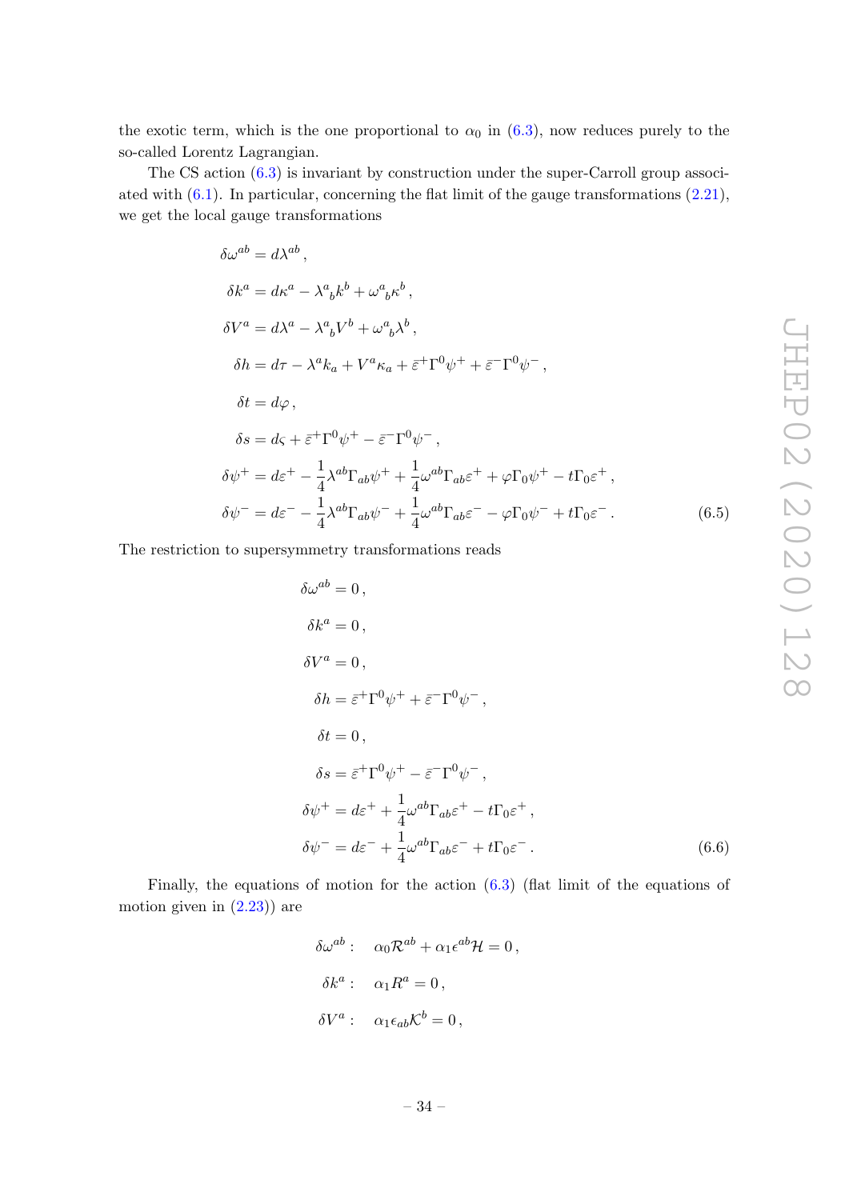the exotic term, which is the one proportional to $\alpha_0$ in (6.3), now reduces purely to the so-called Lorentz Lagrangian.

The CS action (6.3) is invariant by construction under the super-Carroll group associated with (6.1). In particular, concerning the flat limit of the gauge transformations (2.21), we get the local gauge transformations

$$
\begin{aligned}
\delta\omega^{ab} &= d\lambda^{ab}\,, \\
\delta k^a &= d\kappa^a - \lambda^a{}_b k^b + \omega^a{}_b \kappa^b\,, \\
\delta V^a &= d\lambda^a - \lambda^a{}_b V^b + \omega^a{}_b \lambda^b\,, \\
\delta h &= d\tau - \lambda^a k_a + V^a \kappa_a + \bar{\varepsilon}^+ \Gamma^0 \psi^+ + \bar{\varepsilon}^- \Gamma^0 \psi^-\,, \\
\delta t &= d\varphi\,, \\
\delta s &= d\varsigma + \bar{\varepsilon}^+ \Gamma^0 \psi^+ - \bar{\varepsilon}^- \Gamma^0 \psi^-\,, \\
\delta\psi^+ &= d\varepsilon^+ - \frac{1}{4}\lambda^{ab}\Gamma_{ab}\psi^+ + \frac{1}{4}\omega^{ab}\Gamma_{ab}\varepsilon^+ + \varphi\Gamma_0\psi^+ - t\Gamma_0\varepsilon^+\,, \\
\delta\psi^- &= d\varepsilon^- - \frac{1}{4}\lambda^{ab}\Gamma_{ab}\psi^- + \frac{1}{4}\omega^{ab}\Gamma_{ab}\varepsilon^- - \varphi\Gamma_0\psi^- + t\Gamma_0\varepsilon^-\,.
\end{aligned}
\tag{6.5}
$$

The restriction to supersymmetry transformations reads

$$
\begin{aligned}
\delta\omega^{ab} &= 0\,, \\
\delta k^a &= 0\,, \\
\delta V^a &= 0\,, \\
\delta h &= \bar{\varepsilon}^+ \Gamma^0 \psi^+ + \bar{\varepsilon}^- \Gamma^0 \psi^-\,, \\
\delta t &= 0\,, \\
\delta s &= \bar{\varepsilon}^+ \Gamma^0 \psi^+ - \bar{\varepsilon}^- \Gamma^0 \psi^-\,, \\
\delta\psi^+ &= d\varepsilon^+ + \frac{1}{4}\omega^{ab}\Gamma_{ab}\varepsilon^+ - t\Gamma_0\varepsilon^+\,, \\
\delta\psi^- &= d\varepsilon^- + \frac{1}{4}\omega^{ab}\Gamma_{ab}\varepsilon^- + t\Gamma_0\varepsilon^-\,.
\end{aligned}
\tag{6.6}
$$

Finally, the equations of motion for the action (6.3) (flat limit of the equations of motion given in (2.23)) are

$$
\begin{aligned}
\delta\omega^{ab}: &\quad \alpha_0 \mathcal{R}^{ab} + \alpha_1 \epsilon^{ab}\mathcal{H} = 0\,, \\
\delta k^a: &\quad \alpha_1 R^a = 0\,, \\
\delta V^a: &\quad \alpha_1 \epsilon_{ab}\mathcal{K}^b = 0\,,
\end{aligned}
$$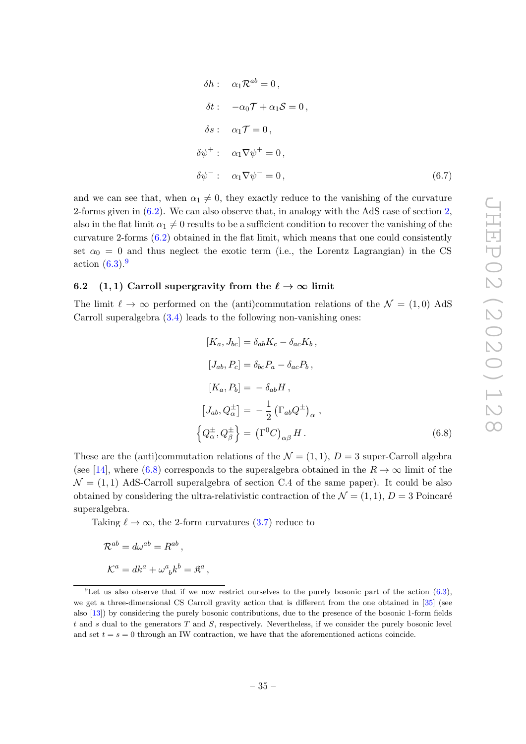$$
\begin{aligned}
\delta h: &\quad \alpha_1 \mathcal{R}^{ab} = 0\,,\\
\delta t: &\quad -\alpha_0 \mathcal{T} + \alpha_1 \mathcal{S} = 0\,,\\
\delta s: &\quad \alpha_1 \mathcal{T} = 0\,,\\
\delta \psi^+: &\quad \alpha_1 \nabla \psi^+ = 0\,,\\
\delta \psi^-: &\quad \alpha_1 \nabla \psi^- = 0\,,
\end{aligned}
\tag{6.7}
$$

and we can see that, when $\alpha_1 \neq 0$, they exactly reduce to the vanishing of the curvature 2-forms given in (6.2). We can also observe that, in analogy with the AdS case of section 2, also in the flat limit $\alpha_1 \neq 0$ results to be a sufficient condition to recover the vanishing of the curvature 2-forms (6.2) obtained in the flat limit, which means that one could consistently set $\alpha_0 = 0$ and thus neglect the exotic term (i.e., the Lorentz Lagrangian) in the CS action (6.3).[9]

### 6.2 (1, 1) Carroll supergravity from the $\ell \to \infty$ limit

The limit $\ell \to \infty$ performed on the (anti)commutation relations of the $\mathcal{N} = (1, 0)$ AdS Carroll superalgebra (3.4) leads to the following non-vanishing ones:

$$
\begin{aligned}
[K_a, J_{bc}] &= \delta_{ab} K_c - \delta_{ac} K_b\,,\\
[J_{ab}, P_c] &= \delta_{bc} P_a - \delta_{ac} P_b\,,\\
[K_a, P_b] &= -\delta_{ab} H\,,\\
\left[J_{ab}, Q^{\pm}_{\alpha}\right] &= -\frac{1}{2}\left(\Gamma_{ab} Q^{\pm}\right)_{\alpha}\,,\\
\left\{Q^{\pm}_{\alpha}, Q^{\pm}_{\beta}\right\} &= \left(\Gamma^0 C\right)_{\alpha\beta} H\,.
\end{aligned}
\tag{6.8}
$$

These are the (anti)commutation relations of the $\mathcal{N} = (1, 1)$, $D = 3$ super-Carroll algebra (see [14], where (6.8) corresponds to the superalgebra obtained in the $R \to \infty$ limit of the $\mathcal{N} = (1, 1)$ AdS-Carroll superalgebra of section C.4 of the same paper). It could be also obtained by considering the ultra-relativistic contraction of the $\mathcal{N} = (1, 1)$, $D = 3$ Poincaré superalgebra.

Taking $\ell \to \infty$, the 2-form curvatures (3.7) reduce to

$$
\begin{aligned}
\mathcal{R}^{ab} &= d\omega^{ab} = R^{ab}\,,\\
\mathcal{K}^{a} &= dk^a + \omega^a{}_b k^b = \mathfrak{K}^a\,,
\end{aligned}
$$

[9] Let us also observe that if we now restrict ourselves to the purely bosonic part of the action (6.3), we get a three-dimensional CS Carroll gravity action that is different from the one obtained in [35] (see also [13]) by considering the purely bosonic contributions, due to the presence of the bosonic 1-form fields $t$ and $s$ dual to the generators $T$ and $S$, respectively. Nevertheless, if we consider the purely bosonic level and set $t = s = 0$ through an IW contraction, we have that the aforementioned actions coincide.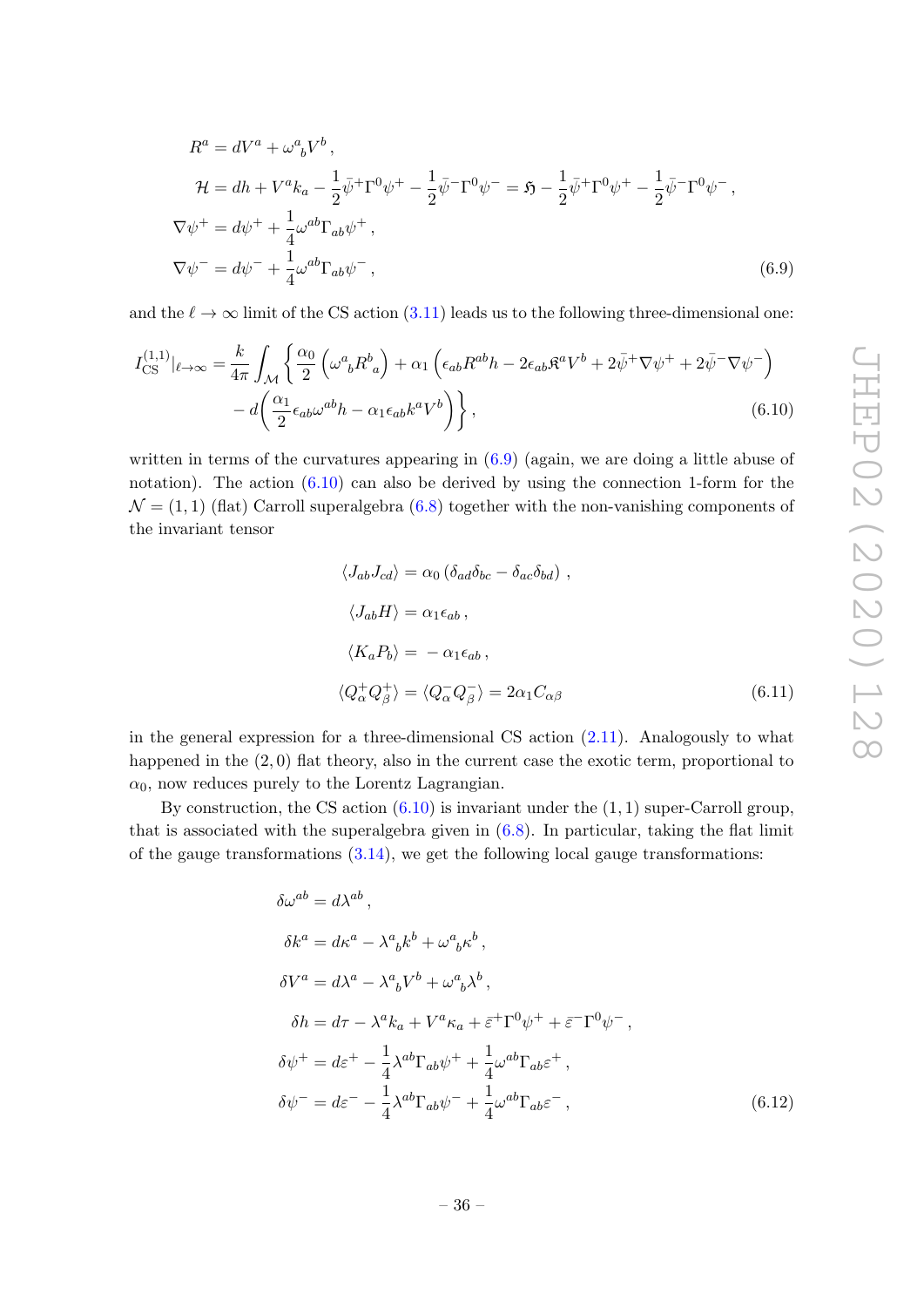$$
\begin{aligned}
R^a &= dV^a + \omega^a{}_b V^b \,, \\
\mathcal{H} &= dh + V^a k_a - \frac{1}{2}\bar{\psi}^+\Gamma^0\psi^+ - \frac{1}{2}\bar{\psi}^-\Gamma^0\psi^- = \mathfrak{H} - \frac{1}{2}\bar{\psi}^+\Gamma^0\psi^+ - \frac{1}{2}\bar{\psi}^-\Gamma^0\psi^- \,, \\
\nabla\psi^+ &= d\psi^+ + \frac{1}{4}\omega^{ab}\Gamma_{ab}\psi^+ \,, \\
\nabla\psi^- &= d\psi^- + \frac{1}{4}\omega^{ab}\Gamma_{ab}\psi^- \,,
\end{aligned}
\tag{6.9}
$$

and the $\ell \to \infty$ limit of the CS action (3.11) leads us to the following three-dimensional one:

$$
\begin{aligned}
I^{(1,1)}_{\text{CS}}\big|_{\ell\to\infty} = \frac{k}{4\pi}\int_{\mathcal{M}} \bigg\{ & \frac{\alpha_0}{2}\left(\omega^a{}_b R^b{}_a\right) + \alpha_1\left(\epsilon_{ab}R^{ab}h - 2\epsilon_{ab}\mathfrak{K}^a V^b + 2\bar{\psi}^+\nabla\psi^+ + 2\bar{\psi}^-\nabla\psi^-\right) \\
& - d\bigg(\frac{\alpha_1}{2}\epsilon_{ab}\omega^{ab}h - \alpha_1\epsilon_{ab}k^a V^b\bigg)\bigg\} \,,
\end{aligned}
\tag{6.10}
$$

written in terms of the curvatures appearing in (6.9) (again, we are doing a little abuse of notation). The action (6.10) can also be derived by using the connection 1-form for the $\mathcal{N} = (1,1)$ (flat) Carroll superalgebra (6.8) together with the non-vanishing components of the invariant tensor

$$
\begin{aligned}
\langle J_{ab} J_{cd} \rangle &= \alpha_0 \left(\delta_{ad}\delta_{bc} - \delta_{ac}\delta_{bd}\right) \,, \\
\langle J_{ab} H \rangle &= \alpha_1 \epsilon_{ab} \,, \\
\langle K_a P_b \rangle &= -\alpha_1 \epsilon_{ab} \,, \\
\langle Q^+_\alpha Q^+_\beta \rangle &= \langle Q^-_\alpha Q^-_\beta \rangle = 2\alpha_1 C_{\alpha\beta}
\end{aligned}
\tag{6.11}
$$

in the general expression for a three-dimensional CS action (2.11). Analogously to what happened in the $(2,0)$ flat theory, also in the current case the exotic term, proportional to $\alpha_0$, now reduces purely to the Lorentz Lagrangian.

By construction, the CS action (6.10) is invariant under the $(1,1)$ super-Carroll group, that is associated with the superalgebra given in (6.8). In particular, taking the flat limit of the gauge transformations (3.14), we get the following local gauge transformations:

$$
\begin{aligned}
\delta\omega^{ab} &= d\lambda^{ab} \,, \\
\delta k^a &= d\kappa^a - \lambda^a{}_b k^b + \omega^a{}_b \kappa^b \,, \\
\delta V^a &= d\lambda^a - \lambda^a{}_b V^b + \omega^a{}_b \lambda^b \,, \\
\delta h &= d\tau - \lambda^a k_a + V^a \kappa_a + \bar{\varepsilon}^+\Gamma^0\psi^+ + \bar{\varepsilon}^-\Gamma^0\psi^- \,, \\
\delta\psi^+ &= d\varepsilon^+ - \frac{1}{4}\lambda^{ab}\Gamma_{ab}\psi^+ + \frac{1}{4}\omega^{ab}\Gamma_{ab}\varepsilon^+ \,, \\
\delta\psi^- &= d\varepsilon^- - \frac{1}{4}\lambda^{ab}\Gamma_{ab}\psi^- + \frac{1}{4}\omega^{ab}\Gamma_{ab}\varepsilon^- \,,
\end{aligned}
\tag{6.12}
$$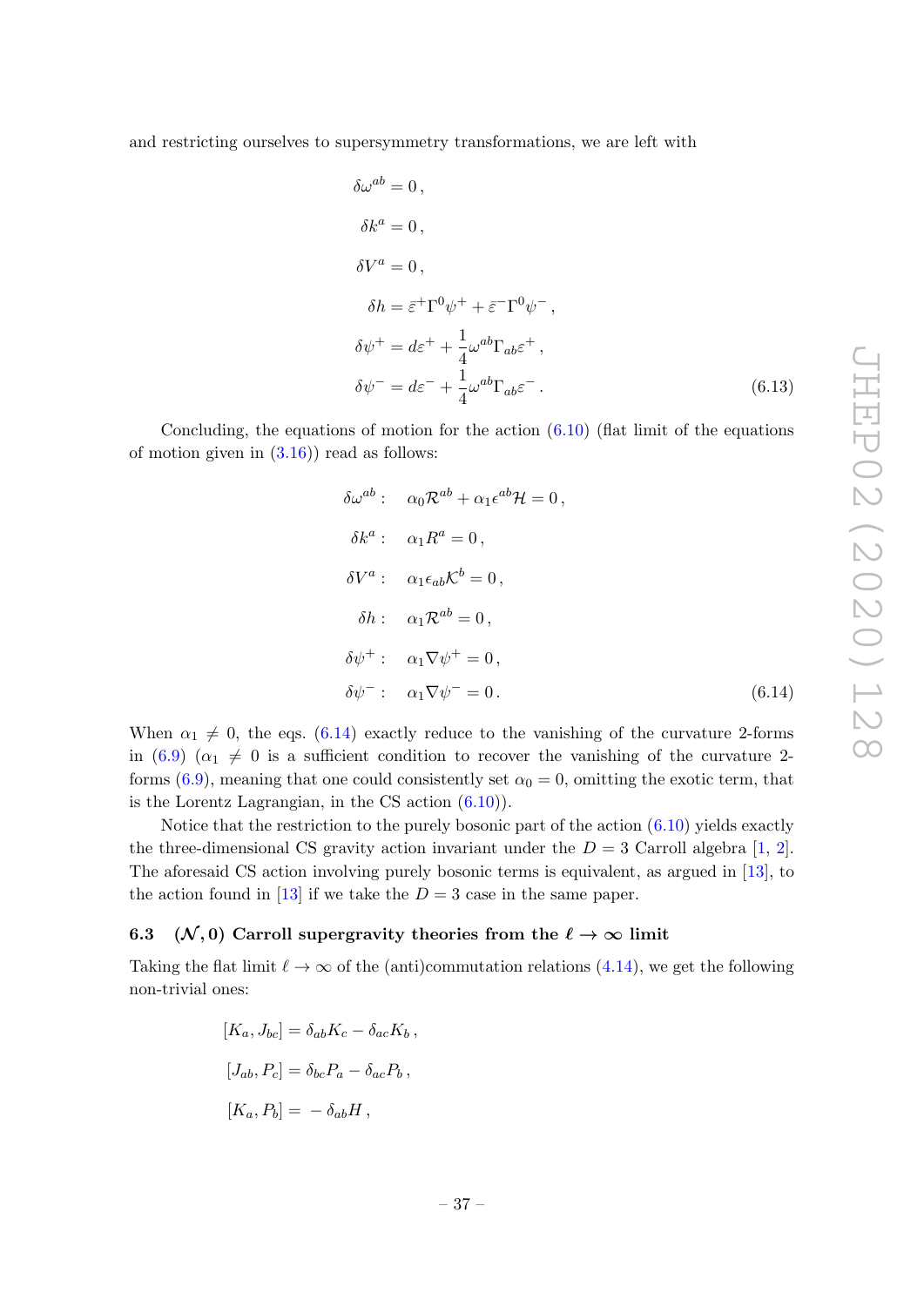and restricting ourselves to supersymmetry transformations, we are left with

$$
\begin{aligned}
\delta\omega^{ab} &= 0\,,\\
\delta k^{a} &= 0\,,\\
\delta V^{a} &= 0\,,\\
\delta h &= \bar{\varepsilon}^{+}\Gamma^{0}\psi^{+} + \bar{\varepsilon}^{-}\Gamma^{0}\psi^{-}\,,\\
\delta\psi^{+} &= d\varepsilon^{+} + \frac{1}{4}\omega^{ab}\Gamma_{ab}\varepsilon^{+}\,,\\
\delta\psi^{-} &= d\varepsilon^{-} + \frac{1}{4}\omega^{ab}\Gamma_{ab}\varepsilon^{-}\,.
\end{aligned}
\tag{6.13}
$$

Concluding, the equations of motion for the action (6.10) (flat limit of the equations of motion given in (3.16)) read as follows:

$$
\begin{aligned}
\delta\omega^{ab}:&\quad \alpha_0\mathcal{R}^{ab} + \alpha_1\epsilon^{ab}\mathcal{H} = 0\,,\\
\delta k^{a}:&\quad \alpha_1 R^{a} = 0\,,\\
\delta V^{a}:&\quad \alpha_1\epsilon_{ab}\mathcal{K}^{b} = 0\,,\\
\delta h:&\quad \alpha_1\mathcal{R}^{ab} = 0\,,\\
\delta\psi^{+}:&\quad \alpha_1\nabla\psi^{+} = 0\,,\\
\delta\psi^{-}:&\quad \alpha_1\nabla\psi^{-} = 0\,.
\end{aligned}
\tag{6.14}
$$

When $\alpha_1 \neq 0$, the eqs. (6.14) exactly reduce to the vanishing of the curvature 2-forms in (6.9) ($\alpha_1 \neq 0$ is a sufficient condition to recover the vanishing of the curvature 2-forms (6.9), meaning that one could consistently set $\alpha_0 = 0$, omitting the exotic term, that is the Lorentz Lagrangian, in the CS action (6.10)).

Notice that the restriction to the purely bosonic part of the action (6.10) yields exactly the three-dimensional CS gravity action invariant under the $D = 3$ Carroll algebra [1, 2]. The aforesaid CS action involving purely bosonic terms is equivalent, as argued in [13], to the action found in [13] if we take the $D = 3$ case in the same paper.

### 6.3 $(\mathcal{N}, 0)$ Carroll supergravity theories from the $\ell \to \infty$ limit

Taking the flat limit $\ell \to \infty$ of the (anti)commutation relations (4.14), we get the following non-trivial ones:

$$
\begin{aligned}
[K_a, J_{bc}] &= \delta_{ab}K_c - \delta_{ac}K_b\,,\\
[J_{ab}, P_c] &= \delta_{bc}P_a - \delta_{ac}P_b\,,\\
[K_a, P_b] &= -\,\delta_{ab}H\,,
\end{aligned}
$$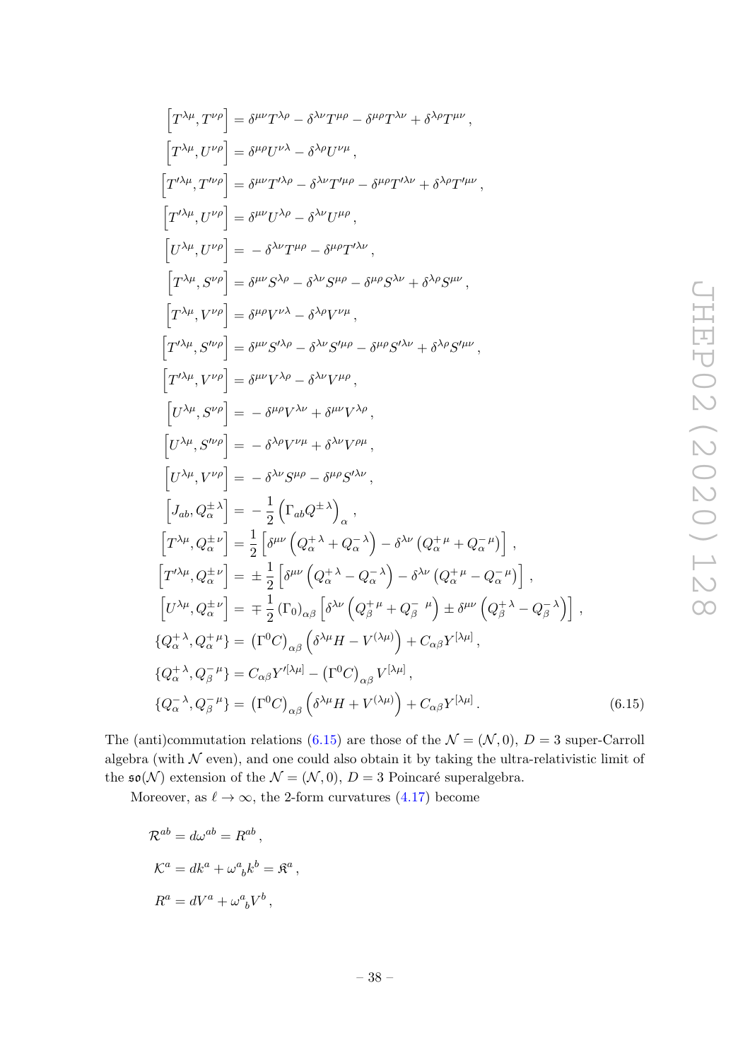$$
\begin{aligned}
\left[T^{\lambda\mu},T^{\nu\rho}\right] &= \delta^{\mu\nu}T^{\lambda\rho}-\delta^{\lambda\nu}T^{\mu\rho}-\delta^{\mu\rho}T^{\lambda\nu}+\delta^{\lambda\rho}T^{\mu\nu}\,,\\
\left[T^{\lambda\mu},U^{\nu\rho}\right] &= \delta^{\mu\rho}U^{\nu\lambda}-\delta^{\lambda\rho}U^{\nu\mu}\,,\\
\left[T'^{\lambda\mu},T'^{\nu\rho}\right] &= \delta^{\mu\nu}T'^{\lambda\rho}-\delta^{\lambda\nu}T'^{\mu\rho}-\delta^{\mu\rho}T'^{\lambda\nu}+\delta^{\lambda\rho}T'^{\mu\nu}\,,\\
\left[T'^{\lambda\mu},U^{\nu\rho}\right] &= \delta^{\mu\nu}U^{\lambda\rho}-\delta^{\lambda\nu}U^{\mu\rho}\,,\\
\left[U^{\lambda\mu},U^{\nu\rho}\right] &= -\,\delta^{\lambda\nu}T^{\mu\rho}-\delta^{\mu\rho}T'^{\lambda\nu}\,,\\
\left[T^{\lambda\mu},S^{\nu\rho}\right] &= \delta^{\mu\nu}S^{\lambda\rho}-\delta^{\lambda\nu}S^{\mu\rho}-\delta^{\mu\rho}S^{\lambda\nu}+\delta^{\lambda\rho}S^{\mu\nu}\,,\\
\left[T^{\lambda\mu},V^{\nu\rho}\right] &= \delta^{\mu\rho}V^{\nu\lambda}-\delta^{\lambda\rho}V^{\nu\mu}\,,\\
\left[T'^{\lambda\mu},S'^{\nu\rho}\right] &= \delta^{\mu\nu}S'^{\lambda\rho}-\delta^{\lambda\nu}S'^{\mu\rho}-\delta^{\mu\rho}S'^{\lambda\nu}+\delta^{\lambda\rho}S'^{\mu\nu}\,,\\
\left[T'^{\lambda\mu},V^{\nu\rho}\right] &= \delta^{\mu\nu}V^{\lambda\rho}-\delta^{\lambda\nu}V^{\mu\rho}\,,\\
\left[U^{\lambda\mu},S^{\nu\rho}\right] &= -\,\delta^{\mu\rho}V^{\lambda\nu}+\delta^{\mu\nu}V^{\lambda\rho}\,,\\
\left[U^{\lambda\mu},S'^{\nu\rho}\right] &= -\,\delta^{\lambda\rho}V^{\nu\mu}+\delta^{\lambda\nu}V^{\rho\mu}\,,\\
\left[U^{\lambda\mu},V^{\nu\rho}\right] &= -\,\delta^{\lambda\nu}S^{\mu\rho}-\delta^{\mu\rho}S'^{\lambda\nu}\,,\\
\left[J_{ab},Q^{\pm\,\lambda}_{\alpha}\right] &= -\,\frac{1}{2}\left(\Gamma_{ab}Q^{\pm\,\lambda}\right)_{\alpha}\,,\\
\left[T^{\lambda\mu},Q^{\pm\,\nu}_{\alpha}\right] &= \frac{1}{2}\left[\delta^{\mu\nu}\left(Q^{+\,\lambda}_{\alpha}+Q^{-\,\lambda}_{\alpha}\right)-\delta^{\lambda\nu}\left(Q^{+\,\mu}_{\alpha}+Q^{-\,\mu}_{\alpha}\right)\right]\,,\\
\left[T'^{\lambda\mu},Q^{\pm\,\nu}_{\alpha}\right] &= \pm\,\frac{1}{2}\left[\delta^{\mu\nu}\left(Q^{+\,\lambda}_{\alpha}-Q^{-\,\lambda}_{\alpha}\right)-\delta^{\lambda\nu}\left(Q^{+\,\mu}_{\alpha}-Q^{-\,\mu}_{\alpha}\right)\right]\,,\\
\left[U^{\lambda\mu},Q^{\pm\,\nu}_{\alpha}\right] &= \mp\,\frac{1}{2}\left(\Gamma_0\right)_{\alpha\beta}\left[\delta^{\lambda\nu}\left(Q^{+\,\mu}_{\beta}+Q^{-\,\mu}_{\beta}\right)\pm\delta^{\mu\nu}\left(Q^{+\,\lambda}_{\beta}-Q^{-\,\lambda}_{\beta}\right)\right]\,,\\
\{Q^{+\,\lambda}_{\alpha},Q^{+\,\mu}_{\alpha}\} &= \left(\Gamma^0 C\right)_{\alpha\beta}\left(\delta^{\lambda\mu}H-V^{(\lambda\mu)}\right)+C_{\alpha\beta}Y^{[\lambda\mu]}\,,\\
\{Q^{+\,\lambda}_{\alpha},Q^{-\,\mu}_{\beta}\} &= C_{\alpha\beta}Y'^{[\lambda\mu]}-\left(\Gamma^0 C\right)_{\alpha\beta}V^{[\lambda\mu]}\,,\\
\{Q^{-\,\lambda}_{\alpha},Q^{-\,\mu}_{\beta}\} &= \left(\Gamma^0 C\right)_{\alpha\beta}\left(\delta^{\lambda\mu}H+V^{(\lambda\mu)}\right)+C_{\alpha\beta}Y^{[\lambda\mu]}\,.
\end{aligned}
\tag{6.15}
$$

The (anti)commutation relations (6.15) are those of the $\mathcal{N}=(\mathcal{N},0)$, $D=3$ super-Carroll algebra (with $\mathcal{N}$ even), and one could also obtain it by taking the ultra-relativistic limit of the $\mathfrak{so}(\mathcal{N})$ extension of the $\mathcal{N}=(\mathcal{N},0)$, $D=3$ Poincaré superalgebra.

Moreover, as $\ell\to\infty$, the 2-form curvatures (4.17) become

$$
\begin{aligned}
\mathcal{R}^{ab} &= d\omega^{ab}=R^{ab}\,,\\
\mathcal{K}^{a} &= dk^{a}+\omega^{a}{}_{b}k^{b}=\mathfrak{K}^{a}\,,\\
R^{a} &= dV^{a}+\omega^{a}{}_{b}V^{b}\,,
\end{aligned}
$$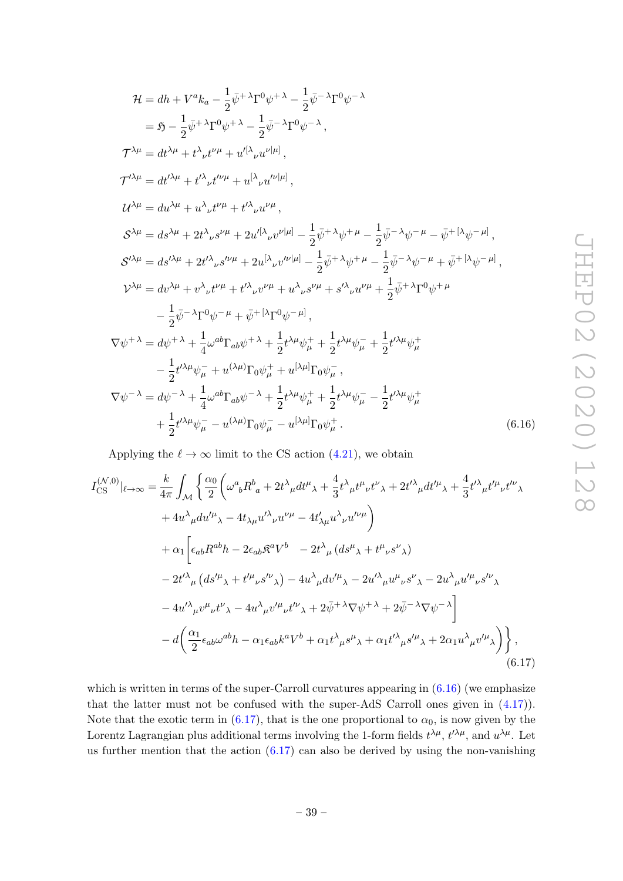$$
\begin{aligned}
\mathcal{H} &= dh + V^a k_a - \frac{1}{2}\bar{\psi}^{+\lambda}\Gamma^0\psi^{+\lambda} - \frac{1}{2}\bar{\psi}^{-\lambda}\Gamma^0\psi^{-\lambda} \\
&= \mathfrak{H} - \frac{1}{2}\bar{\psi}^{+\lambda}\Gamma^0\psi^{+\lambda} - \frac{1}{2}\bar{\psi}^{-\lambda}\Gamma^0\psi^{-\lambda}\,, \\
\mathcal{T}^{\lambda\mu} &= dt^{\lambda\mu} + t^{\lambda}{}_{\nu}t^{\nu\mu} + u'^{[\lambda}{}_{\nu}u^{\nu|\mu]}\,, \\
\mathcal{T}'^{\lambda\mu} &= dt'^{\lambda\mu} + t'^{\lambda}{}_{\nu}t'^{\nu\mu} + u^{[\lambda}{}_{\nu}u'^{\nu|\mu]}\,, \\
\mathcal{U}^{\lambda\mu} &= du^{\lambda\mu} + u^{\lambda}{}_{\nu}t^{\nu\mu} + t'^{\lambda}{}_{\nu}u^{\nu\mu}\,, \\
\mathcal{S}^{\lambda\mu} &= ds^{\lambda\mu} + 2t^{\lambda}{}_{\nu}s^{\nu\mu} + 2u'^{[\lambda}{}_{\nu}v^{\nu|\mu]} - \frac{1}{2}\bar{\psi}^{+\lambda}\psi^{+\mu} - \frac{1}{2}\bar{\psi}^{-\lambda}\psi^{-\mu} - \bar{\psi}^{+[\lambda}\psi^{-\mu]}\,, \\
\mathcal{S}'^{\lambda\mu} &= ds'^{\lambda\mu} + 2t'^{\lambda}{}_{\nu}s'^{\nu\mu} + 2u^{[\lambda}{}_{\nu}v'^{\nu|\mu]} - \frac{1}{2}\bar{\psi}^{+\lambda}\psi^{+\mu} - \frac{1}{2}\bar{\psi}^{-\lambda}\psi^{-\mu} + \bar{\psi}^{+[\lambda}\psi^{-\mu]}\,, \\
\mathcal{V}^{\lambda\mu} &= dv^{\lambda\mu} + v^{\lambda}{}_{\nu}t^{\nu\mu} + t'^{\lambda}{}_{\nu}v^{\nu\mu} + u^{\lambda}{}_{\nu}s^{\nu\mu} + s'^{\lambda}{}_{\nu}u^{\nu\mu} + \frac{1}{2}\bar{\psi}^{+\lambda}\Gamma^0\psi^{+\mu} \\
&\quad - \frac{1}{2}\bar{\psi}^{-\lambda}\Gamma^0\psi^{-\mu} + \bar{\psi}^{+[\lambda}\Gamma^0\psi^{-\mu]}\,, \\
\nabla\psi^{+\lambda} &= d\psi^{+\lambda} + \frac{1}{4}\omega^{ab}\Gamma_{ab}\psi^{+\lambda} + \frac{1}{2}t^{\lambda\mu}\psi^{+}_{\mu} + \frac{1}{2}t^{\lambda\mu}\psi^{-}_{\mu} + \frac{1}{2}t'^{\lambda\mu}\psi^{+}_{\mu} \\
&\quad - \frac{1}{2}t'^{\lambda\mu}\psi^{-}_{\mu} + u^{(\lambda\mu)}\Gamma_0\psi^{+}_{\mu} + u^{[\lambda\mu]}\Gamma_0\psi^{-}_{\mu}\,, \\
\nabla\psi^{-\lambda} &= d\psi^{-\lambda} + \frac{1}{4}\omega^{ab}\Gamma_{ab}\psi^{-\lambda} + \frac{1}{2}t^{\lambda\mu}\psi^{+}_{\mu} + \frac{1}{2}t^{\lambda\mu}\psi^{-}_{\mu} - \frac{1}{2}t'^{\lambda\mu}\psi^{+}_{\mu} \\
&\quad + \frac{1}{2}t'^{\lambda\mu}\psi^{-}_{\mu} - u^{(\lambda\mu)}\Gamma_0\psi^{-}_{\mu} - u^{[\lambda\mu]}\Gamma_0\psi^{+}_{\mu}\,.
\end{aligned}
\tag{6.16}
$$

Applying the $\ell \to \infty$ limit to the CS action (4.21), we obtain

$$
\begin{aligned}
I^{(\mathcal{N},0)}_{\mathrm{CS}}\big|_{\ell\to\infty} = \frac{k}{4\pi}\int_{\mathcal{M}}\Bigg\{ &\frac{\alpha_0}{2}\bigg(\omega^a{}_b R^b{}_a + 2t^{\lambda}{}_{\mu}dt^{\mu}{}_{\lambda} + \frac{4}{3}t^{\lambda}{}_{\mu}t^{\mu}{}_{\nu}t^{\nu}{}_{\lambda} + 2t'^{\lambda}{}_{\mu}dt'^{\mu}{}_{\lambda} + \frac{4}{3}t'^{\lambda}{}_{\mu}t'^{\mu}{}_{\nu}t'^{\nu}{}_{\lambda} \\
&+ 4u^{\lambda}{}_{\mu}du'^{\mu}{}_{\lambda} - 4t_{\lambda\mu}u'^{\lambda}{}_{\nu}u^{\nu\mu} - 4t'_{\lambda\mu}u^{\lambda}{}_{\nu}u'^{\nu\mu}\bigg) \\
&+ \alpha_1\bigg[\epsilon_{ab}R^{ab}h - 2\epsilon_{ab}\mathfrak{K}^a V^b \quad - 2t^{\lambda}{}_{\mu}\left(ds^{\mu}{}_{\lambda} + t^{\mu}{}_{\nu}s^{\nu}{}_{\lambda}\right) \\
&- 2t'^{\lambda}{}_{\mu}\left(ds'^{\mu}{}_{\lambda} + t'^{\mu}{}_{\nu}s'^{\nu}{}_{\lambda}\right) - 4u^{\lambda}{}_{\mu}dv'^{\mu}{}_{\lambda} - 2u'^{\lambda}{}_{\mu}u^{\mu}{}_{\nu}s^{\nu}{}_{\lambda} - 2u^{\lambda}{}_{\mu}u'^{\mu}{}_{\nu}s'^{\nu}{}_{\lambda} \\
&- 4u'^{\lambda}{}_{\mu}v^{\mu}{}_{\nu}t^{\nu}{}_{\lambda} - 4u^{\lambda}{}_{\mu}v'^{\mu}{}_{\nu}t'^{\nu}{}_{\lambda} + 2\bar{\psi}^{+\lambda}\nabla\psi^{+\lambda} + 2\bar{\psi}^{-\lambda}\nabla\psi^{-\lambda}\bigg] \\
&- d\bigg(\frac{\alpha_1}{2}\epsilon_{ab}\omega^{ab}h - \alpha_1\epsilon_{ab}k^a V^b + \alpha_1 t^{\lambda}{}_{\mu}s^{\mu}{}_{\lambda} + \alpha_1 t'^{\lambda}{}_{\mu}s'^{\mu}{}_{\lambda} + 2\alpha_1 u^{\lambda}{}_{\mu}v'^{\mu}{}_{\lambda}\bigg)\Bigg\}\,,
\end{aligned}
\tag{6.17}
$$

which is written in terms of the super-Carroll curvatures appearing in (6.16) (we emphasize that the latter must not be confused with the super-AdS Carroll ones given in (4.17)). Note that the exotic term in (6.17), that is the one proportional to $\alpha_0$, is now given by the Lorentz Lagrangian plus additional terms involving the 1-form fields $t^{\lambda\mu}$, $t'^{\lambda\mu}$, and $u^{\lambda\mu}$. Let us further mention that the action (6.17) can also be derived by using the non-vanishing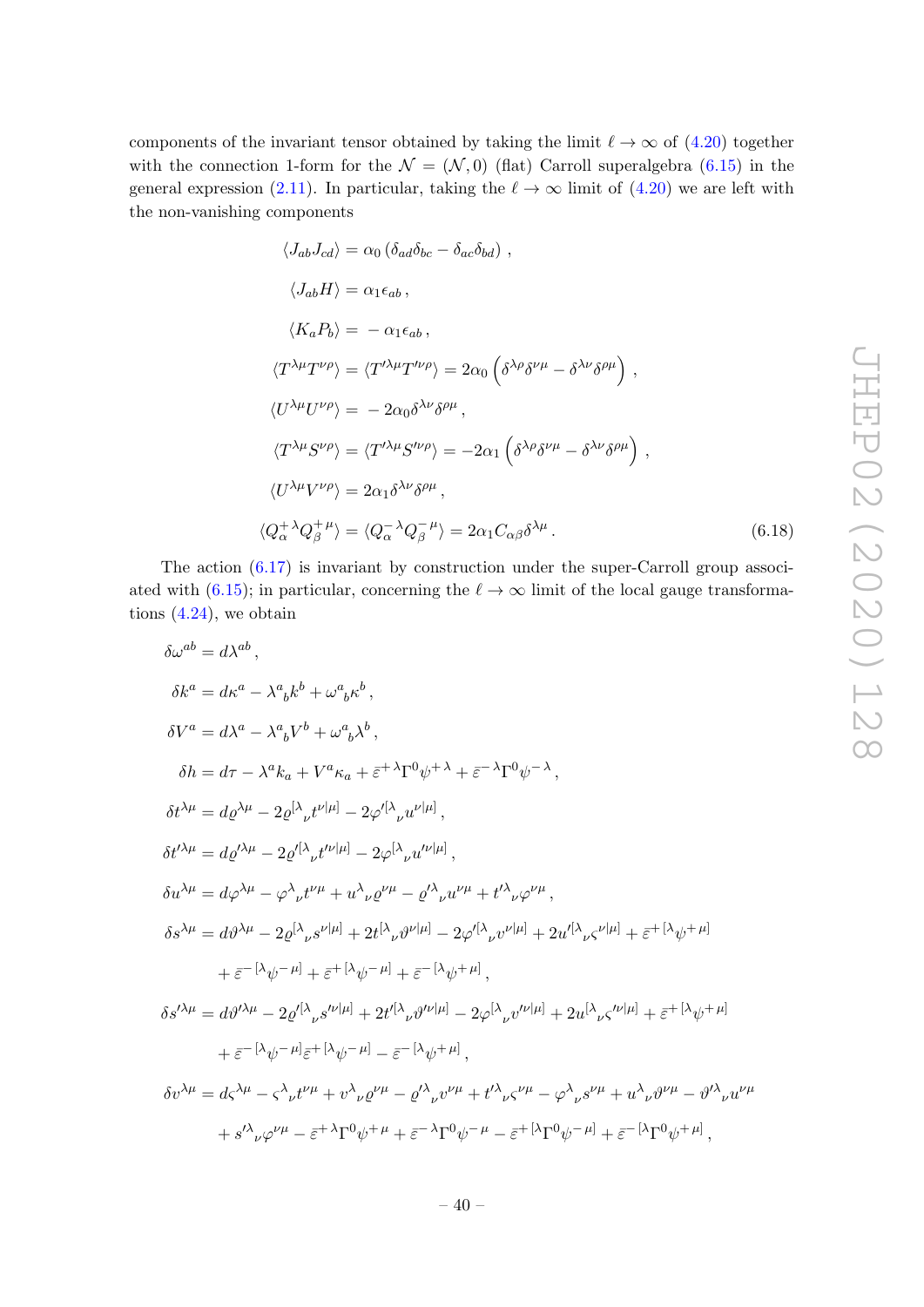components of the invariant tensor obtained by taking the limit $\ell \to \infty$ of (4.20) together with the connection 1-form for the $\mathcal{N} = (\mathcal{N}, 0)$ (flat) Carroll superalgebra (6.15) in the general expression (2.11). In particular, taking the $\ell \to \infty$ limit of (4.20) we are left with the non-vanishing components

$$
\begin{aligned}
\langle J_{ab} J_{cd} \rangle &= \alpha_0 \left( \delta_{ad} \delta_{bc} - \delta_{ac} \delta_{bd} \right) , \\
\langle J_{ab} H \rangle &= \alpha_1 \epsilon_{ab} , \\
\langle K_a P_b \rangle &= - \alpha_1 \epsilon_{ab} , \\
\langle T^{\lambda\mu} T^{\nu\rho} \rangle &= \langle T'^{\lambda\mu} T'^{\nu\rho} \rangle = 2\alpha_0 \left( \delta^{\lambda\rho} \delta^{\nu\mu} - \delta^{\lambda\nu} \delta^{\rho\mu} \right) , \\
\langle U^{\lambda\mu} U^{\nu\rho} \rangle &= - 2\alpha_0 \delta^{\lambda\nu} \delta^{\rho\mu} , \\
\langle T^{\lambda\mu} S^{\nu\rho} \rangle &= \langle T'^{\lambda\mu} S'^{\nu\rho} \rangle = -2\alpha_1 \left( \delta^{\lambda\rho} \delta^{\nu\mu} - \delta^{\lambda\nu} \delta^{\rho\mu} \right) , \\
\langle U^{\lambda\mu} V^{\nu\rho} \rangle &= 2\alpha_1 \delta^{\lambda\nu} \delta^{\rho\mu} , \\
\langle Q^{+\,\lambda}_{\alpha} Q^{+\,\mu}_{\beta} \rangle &= \langle Q^{-\,\lambda}_{\alpha} Q^{-\,\mu}_{\beta} \rangle = 2\alpha_1 C_{\alpha\beta} \delta^{\lambda\mu} .
\end{aligned} \tag{6.18}
$$

The action (6.17) is invariant by construction under the super-Carroll group associated with (6.15); in particular, concerning the $\ell \to \infty$ limit of the local gauge transformations (4.24), we obtain

$$
\begin{aligned}
\delta\omega^{ab} &= d\lambda^{ab} , \\
\delta k^a &= d\kappa^a - \lambda^a{}_b k^b + \omega^a{}_b \kappa^b , \\
\delta V^a &= d\lambda^a - \lambda^a{}_b V^b + \omega^a{}_b \lambda^b , \\
\delta h &= d\tau - \lambda^a k_a + V^a \kappa_a + \bar{\varepsilon}^{+\,\lambda} \Gamma^0 \psi^{+\,\lambda} + \bar{\varepsilon}^{-\,\lambda} \Gamma^0 \psi^{-\,\lambda} , \\
\delta t^{\lambda\mu} &= d\varrho^{\lambda\mu} - 2\varrho^{[\lambda}{}_\nu t^{\nu|\mu]} - 2\varphi'^{[\lambda}{}_\nu u^{\nu|\mu]} , \\
\delta t'^{\lambda\mu} &= d\varrho'^{\lambda\mu} - 2\varrho'^{[\lambda}{}_\nu t'^{\nu|\mu]} - 2\varphi^{[\lambda}{}_\nu u'^{\nu|\mu]} , \\
\delta u^{\lambda\mu} &= d\varphi^{\lambda\mu} - \varphi^{\lambda}{}_\nu t^{\nu\mu} + u^{\lambda}{}_\nu \varrho^{\nu\mu} - \varrho'^{\lambda}{}_\nu u^{\nu\mu} + t'^{\lambda}{}_\nu \varphi^{\nu\mu} , \\
\delta s^{\lambda\mu} &= d\vartheta^{\lambda\mu} - 2\varrho^{[\lambda}{}_\nu s^{\nu|\mu]} + 2t^{[\lambda}{}_\nu \vartheta^{\nu|\mu]} - 2\varphi'^{[\lambda}{}_\nu v^{\nu|\mu]} + 2u'^{[\lambda}{}_\nu \varsigma^{\nu|\mu]} + \bar{\varepsilon}^{+\,[\lambda} \psi^{+\,\mu]} \\
&\quad + \bar{\varepsilon}^{-\,[\lambda} \psi^{-\,\mu]} + \bar{\varepsilon}^{+\,[\lambda} \psi^{-\,\mu]} + \bar{\varepsilon}^{-\,[\lambda} \psi^{+\,\mu]} , \\
\delta s'^{\lambda\mu} &= d\vartheta'^{\lambda\mu} - 2\varrho'^{[\lambda}{}_\nu s'^{\nu|\mu]} + 2t'^{[\lambda}{}_\nu \vartheta'^{\nu|\mu]} - 2\varphi^{[\lambda}{}_\nu v'^{\nu|\mu]} + 2u^{[\lambda}{}_\nu \varsigma'^{\nu|\mu]} + \bar{\varepsilon}^{+\,[\lambda} \psi^{+\,\mu]} \\
&\quad + \bar{\varepsilon}^{-\,[\lambda} \psi^{-\,\mu]} \bar{\varepsilon}^{+\,[\lambda} \psi^{-\,\mu]} - \bar{\varepsilon}^{-\,[\lambda} \psi^{+\,\mu]} , \\
\delta v^{\lambda\mu} &= d\varsigma^{\lambda\mu} - \varsigma^{\lambda}{}_\nu t^{\nu\mu} + v^{\lambda}{}_\nu \varrho^{\nu\mu} - \varrho'^{\lambda}{}_\nu v^{\nu\mu} + t'^{\lambda}{}_\nu \varsigma^{\nu\mu} - \varphi^{\lambda}{}_\nu s^{\nu\mu} + u^{\lambda}{}_\nu \vartheta^{\nu\mu} - \vartheta'^{\lambda}{}_\nu u^{\nu\mu} \\
&\quad + s'^{\lambda}{}_\nu \varphi^{\nu\mu} - \bar{\varepsilon}^{+\,\lambda} \Gamma^0 \psi^{+\,\mu} + \bar{\varepsilon}^{-\,\lambda} \Gamma^0 \psi^{-\,\mu} - \bar{\varepsilon}^{+\,[\lambda} \Gamma^0 \psi^{-\,\mu]} + \bar{\varepsilon}^{-\,[\lambda} \Gamma^0 \psi^{+\,\mu]} ,
\end{aligned}
$$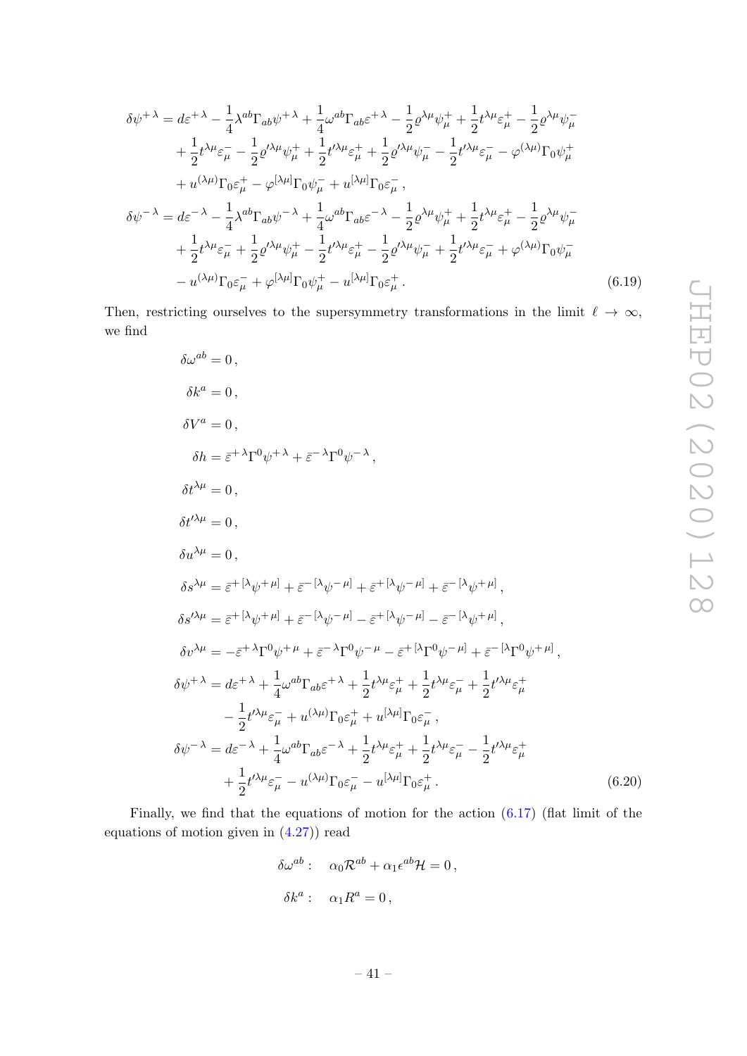$$
\begin{aligned}
\delta\psi^{+\,\lambda} &= d\varepsilon^{+\,\lambda} - \frac{1}{4}\lambda^{ab}\Gamma_{ab}\psi^{+\,\lambda} + \frac{1}{4}\omega^{ab}\Gamma_{ab}\varepsilon^{+\,\lambda} - \frac{1}{2}\varrho^{\lambda\mu}\psi^{+}_{\mu} + \frac{1}{2}t^{\lambda\mu}\varepsilon^{+}_{\mu} - \frac{1}{2}\varrho^{\lambda\mu}\psi^{-}_{\mu} \\
&\quad + \frac{1}{2}t^{\lambda\mu}\varepsilon^{-}_{\mu} - \frac{1}{2}\varrho'^{\lambda\mu}\psi^{+}_{\mu} + \frac{1}{2}t'^{\lambda\mu}\varepsilon^{+}_{\mu} + \frac{1}{2}\varrho'^{\lambda\mu}\psi^{-}_{\mu} - \frac{1}{2}t'^{\lambda\mu}\varepsilon^{-}_{\mu} - \varphi^{(\lambda\mu)}\Gamma_0\psi^{+}_{\mu} \\
&\quad + u^{(\lambda\mu)}\Gamma_0\varepsilon^{+}_{\mu} - \varphi^{[\lambda\mu]}\Gamma_0\psi^{-}_{\mu} + u^{[\lambda\mu]}\Gamma_0\varepsilon^{-}_{\mu}\,, \\
\delta\psi^{-\,\lambda} &= d\varepsilon^{-\,\lambda} - \frac{1}{4}\lambda^{ab}\Gamma_{ab}\psi^{-\,\lambda} + \frac{1}{4}\omega^{ab}\Gamma_{ab}\varepsilon^{-\,\lambda} - \frac{1}{2}\varrho^{\lambda\mu}\psi^{+}_{\mu} + \frac{1}{2}t^{\lambda\mu}\varepsilon^{+}_{\mu} - \frac{1}{2}\varrho^{\lambda\mu}\psi^{-}_{\mu} \\
&\quad + \frac{1}{2}t^{\lambda\mu}\varepsilon^{-}_{\mu} + \frac{1}{2}\varrho'^{\lambda\mu}\psi^{+}_{\mu} - \frac{1}{2}t'^{\lambda\mu}\varepsilon^{+}_{\mu} - \frac{1}{2}\varrho'^{\lambda\mu}\psi^{-}_{\mu} + \frac{1}{2}t'^{\lambda\mu}\varepsilon^{-}_{\mu} + \varphi^{(\lambda\mu)}\Gamma_0\psi^{-}_{\mu} \\
&\quad - u^{(\lambda\mu)}\Gamma_0\varepsilon^{-}_{\mu} + \varphi^{[\lambda\mu]}\Gamma_0\psi^{+}_{\mu} - u^{[\lambda\mu]}\Gamma_0\varepsilon^{+}_{\mu}\,.
\end{aligned}
\tag{6.19}
$$

Then, restricting ourselves to the supersymmetry transformations in the limit $\ell \to \infty$, we find

$$
\begin{aligned}
\delta\omega^{ab} &= 0\,, \\
\delta k^{a} &= 0\,, \\
\delta V^{a} &= 0\,, \\
\delta h &= \bar{\varepsilon}^{+\,\lambda}\Gamma^0\psi^{+\,\lambda} + \bar{\varepsilon}^{-\,\lambda}\Gamma^0\psi^{-\,\lambda}\,, \\
\delta t^{\lambda\mu} &= 0\,, \\
\delta t'^{\lambda\mu} &= 0\,, \\
\delta u^{\lambda\mu} &= 0\,, \\
\delta s^{\lambda\mu} &= \bar{\varepsilon}^{+\,[\lambda}\psi^{+\,\mu]} + \bar{\varepsilon}^{-\,[\lambda}\psi^{-\,\mu]} + \bar{\varepsilon}^{+\,[\lambda}\psi^{-\,\mu]} + \bar{\varepsilon}^{-\,[\lambda}\psi^{+\,\mu]}\,, \\
\delta s'^{\lambda\mu} &= \bar{\varepsilon}^{+\,[\lambda}\psi^{+\,\mu]} + \bar{\varepsilon}^{-\,[\lambda}\psi^{-\,\mu]} - \bar{\varepsilon}^{+\,[\lambda}\psi^{-\,\mu]} - \bar{\varepsilon}^{-\,[\lambda}\psi^{+\,\mu]}\,, \\
\delta v^{\lambda\mu} &= -\bar{\varepsilon}^{+\,\lambda}\Gamma^0\psi^{+\,\mu} + \bar{\varepsilon}^{-\,\lambda}\Gamma^0\psi^{-\,\mu} - \bar{\varepsilon}^{+\,[\lambda}\Gamma^0\psi^{-\,\mu]} + \bar{\varepsilon}^{-\,[\lambda}\Gamma^0\psi^{+\,\mu]}\,, \\
\delta\psi^{+\,\lambda} &= d\varepsilon^{+\,\lambda} + \frac{1}{4}\omega^{ab}\Gamma_{ab}\varepsilon^{+\,\lambda} + \frac{1}{2}t^{\lambda\mu}\varepsilon^{+}_{\mu} + \frac{1}{2}t^{\lambda\mu}\varepsilon^{-}_{\mu} + \frac{1}{2}t'^{\lambda\mu}\varepsilon^{+}_{\mu} \\
&\quad - \frac{1}{2}t'^{\lambda\mu}\varepsilon^{-}_{\mu} + u^{(\lambda\mu)}\Gamma_0\varepsilon^{+}_{\mu} + u^{[\lambda\mu]}\Gamma_0\varepsilon^{-}_{\mu}\,, \\
\delta\psi^{-\,\lambda} &= d\varepsilon^{-\,\lambda} + \frac{1}{4}\omega^{ab}\Gamma_{ab}\varepsilon^{-\,\lambda} + \frac{1}{2}t^{\lambda\mu}\varepsilon^{+}_{\mu} + \frac{1}{2}t^{\lambda\mu}\varepsilon^{-}_{\mu} - \frac{1}{2}t'^{\lambda\mu}\varepsilon^{+}_{\mu} \\
&\quad + \frac{1}{2}t'^{\lambda\mu}\varepsilon^{-}_{\mu} - u^{(\lambda\mu)}\Gamma_0\varepsilon^{-}_{\mu} - u^{[\lambda\mu]}\Gamma_0\varepsilon^{+}_{\mu}\,.
\end{aligned}
\tag{6.20}
$$

Finally, we find that the equations of motion for the action (6.17) (flat limit of the equations of motion given in (4.27)) read

$$
\begin{aligned}
\delta\omega^{ab}: &\quad \alpha_0\mathcal{R}^{ab} + \alpha_1\epsilon^{ab}\mathcal{H} = 0\,, \\
\delta k^{a}: &\quad \alpha_1 R^{a} = 0\,,
\end{aligned}
$$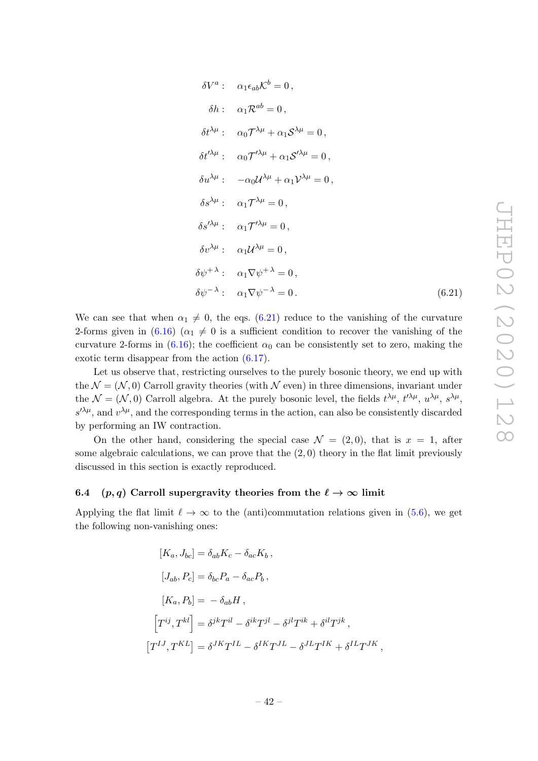$$
\begin{aligned}
\delta V^a: &\quad \alpha_1 \epsilon_{ab} \mathcal{K}^b = 0\,, \\
\delta h: &\quad \alpha_1 \mathcal{R}^{ab} = 0\,, \\
\delta t^{\lambda\mu}: &\quad \alpha_0 \mathcal{T}^{\lambda\mu} + \alpha_1 \mathcal{S}^{\lambda\mu} = 0\,, \\
\delta t'^{\lambda\mu}: &\quad \alpha_0 \mathcal{T}'^{\lambda\mu} + \alpha_1 \mathcal{S}'^{\lambda\mu} = 0\,, \\
\delta u^{\lambda\mu}: &\quad -\alpha_0 \mathcal{U}^{\lambda\mu} + \alpha_1 \mathcal{V}^{\lambda\mu} = 0\,, \\
\delta s^{\lambda\mu}: &\quad \alpha_1 \mathcal{T}^{\lambda\mu} = 0\,, \\
\delta s'^{\lambda\mu}: &\quad \alpha_1 \mathcal{T}'^{\lambda\mu} = 0\,, \\
\delta v^{\lambda\mu}: &\quad \alpha_1 \mathcal{U}^{\lambda\mu} = 0\,, \\
\delta \psi^{+\,\lambda}: &\quad \alpha_1 \nabla \psi^{+\,\lambda} = 0\,, \\
\delta \psi^{-\,\lambda}: &\quad \alpha_1 \nabla \psi^{-\,\lambda} = 0\,.
\end{aligned}
\tag{6.21}
$$

We can see that when $\alpha_1 \neq 0$, the eqs. (6.21) reduce to the vanishing of the curvature 2-forms given in (6.16) ($\alpha_1 \neq 0$ is a sufficient condition to recover the vanishing of the curvature 2-forms in (6.16); the coefficient $\alpha_0$ can be consistently set to zero, making the exotic term disappear from the action (6.17).

Let us observe that, restricting ourselves to the purely bosonic theory, we end up with the $\mathcal{N} = (\mathcal{N}, 0)$ Carroll gravity theories (with $\mathcal{N}$ even) in three dimensions, invariant under the $\mathcal{N} = (\mathcal{N}, 0)$ Carroll algebra. At the purely bosonic level, the fields $t^{\lambda\mu}$, $t'^{\lambda\mu}$, $u^{\lambda\mu}$, $s^{\lambda\mu}$, $s'^{\lambda\mu}$, and $v^{\lambda\mu}$, and the corresponding terms in the action, can also be consistently discarded by performing an IW contraction.

On the other hand, considering the special case $\mathcal{N} = (2, 0)$, that is $x = 1$, after some algebraic calculations, we can prove that the $(2, 0)$ theory in the flat limit previously discussed in this section is exactly reproduced.

### 6.4 $(p, q)$ Carroll supergravity theories from the $\ell \to \infty$ limit

Applying the flat limit $\ell \to \infty$ to the (anti)commutation relations given in (5.6), we get the following non-vanishing ones:

$$
\begin{aligned}
[K_a, J_{bc}] &= \delta_{ab} K_c - \delta_{ac} K_b\,, \\
[J_{ab}, P_c] &= \delta_{bc} P_a - \delta_{ac} P_b\,, \\
[K_a, P_b] &= -\,\delta_{ab} H\,, \\
\left[T^{ij}, T^{kl}\right] &= \delta^{jk} T^{il} - \delta^{ik} T^{jl} - \delta^{jl} T^{ik} + \delta^{il} T^{jk}\,, \\
\left[T^{IJ}, T^{KL}\right] &= \delta^{JK} T^{IL} - \delta^{IK} T^{JL} - \delta^{JL} T^{IK} + \delta^{IL} T^{JK}\,,
\end{aligned}
$$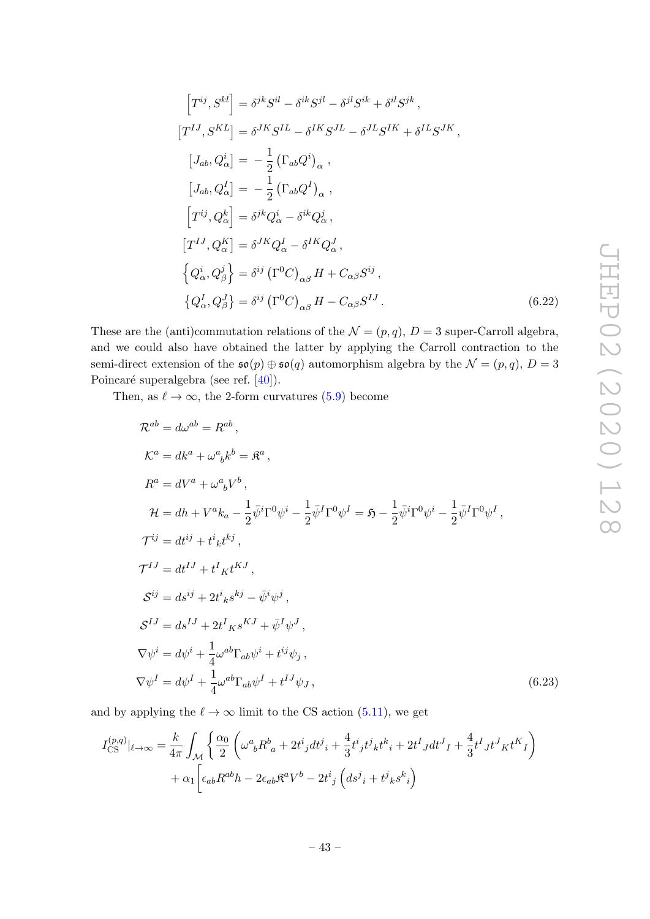$$
\begin{aligned}
\left[T^{ij}, S^{kl}\right] &= \delta^{jk} S^{il} - \delta^{ik} S^{jl} - \delta^{jl} S^{ik} + \delta^{il} S^{jk} \,, \\
\left[T^{IJ}, S^{KL}\right] &= \delta^{JK} S^{IL} - \delta^{IK} S^{JL} - \delta^{JL} S^{IK} + \delta^{IL} S^{JK} \,, \\
\left[J_{ab}, Q^i_\alpha\right] &= -\frac{1}{2} \left(\Gamma_{ab} Q^i\right)_\alpha \,, \\
\left[J_{ab}, Q^I_\alpha\right] &= -\frac{1}{2} \left(\Gamma_{ab} Q^I\right)_\alpha \,, \\
\left[T^{ij}, Q^k_\alpha\right] &= \delta^{jk} Q^i_\alpha - \delta^{ik} Q^j_\alpha \,, \\
\left[T^{IJ}, Q^K_\alpha\right] &= \delta^{JK} Q^I_\alpha - \delta^{IK} Q^J_\alpha \,, \\
\left\{Q^i_\alpha, Q^j_\beta\right\} &= \delta^{ij} \left(\Gamma^0 C\right)_{\alpha\beta} H + C_{\alpha\beta} S^{ij} \,, \\
\left\{Q^I_\alpha, Q^J_\beta\right\} &= \delta^{ij} \left(\Gamma^0 C\right)_{\alpha\beta} H - C_{\alpha\beta} S^{IJ} \,.
\end{aligned}
\tag{6.22}
$$

These are the (anti)commutation relations of the $\mathcal{N} = (p, q)$, $D = 3$ super-Carroll algebra, and we could also have obtained the latter by applying the Carroll contraction to the semi-direct extension of the $\mathfrak{so}(p) \oplus \mathfrak{so}(q)$ automorphism algebra by the $\mathcal{N} = (p, q)$, $D = 3$ Poincaré superalgebra (see ref. [40]).

Then, as $\ell \to \infty$, the 2-form curvatures (5.9) become

$$
\begin{aligned}
\mathcal{R}^{ab} &= d\omega^{ab} = R^{ab} \,, \\
\mathcal{K}^a &= dk^a + \omega^a{}_b k^b = \mathfrak{K}^a \,, \\
R^a &= dV^a + \omega^a{}_b V^b \,, \\
\mathcal{H} &= dh + V^a k_a - \frac{1}{2} \bar{\psi}^i \Gamma^0 \psi^i - \frac{1}{2} \bar{\psi}^I \Gamma^0 \psi^I = \mathfrak{H} - \frac{1}{2} \bar{\psi}^i \Gamma^0 \psi^i - \frac{1}{2} \bar{\psi}^I \Gamma^0 \psi^I \,, \\
\mathcal{T}^{ij} &= dt^{ij} + t^i{}_k t^{kj} \,, \\
\mathcal{T}^{IJ} &= dt^{IJ} + t^I{}_K t^{KJ} \,, \\
\mathcal{S}^{ij} &= ds^{ij} + 2 t^i{}_k s^{kj} - \bar{\psi}^i \psi^j \,, \\
\mathcal{S}^{IJ} &= ds^{IJ} + 2 t^I{}_K s^{KJ} + \bar{\psi}^I \psi^J \,, \\
\nabla \psi^i &= d\psi^i + \frac{1}{4} \omega^{ab} \Gamma_{ab} \psi^i + t^{ij} \psi_j \,, \\
\nabla \psi^I &= d\psi^I + \frac{1}{4} \omega^{ab} \Gamma_{ab} \psi^I + t^{IJ} \psi_J \,,
\end{aligned}
\tag{6.23}
$$

and by applying the $\ell \to \infty$ limit to the CS action (5.11), we get

$$
\begin{aligned}
I^{(p,q)}_{\mathrm{CS}}|_{\ell \to \infty} = \frac{k}{4\pi} \int_{\mathcal{M}} \Bigg\{ & \frac{\alpha_0}{2} \left( \omega^a{}_b R^b{}_a + 2 t^i{}_j dt^j{}_i + \frac{4}{3} t^i{}_j t^j{}_k t^k{}_i + 2 t^I{}_J dt^J{}_I + \frac{4}{3} t^I{}_J t^J{}_K t^K{}_I \right) \\
& + \alpha_1 \Big[ \epsilon_{ab} R^{ab} h - 2 \epsilon_{ab} \mathfrak{K}^a V^b - 2 t^i{}_j \left( ds^j{}_i + t^j{}_k s^k{}_i \right)
\end{aligned}
$$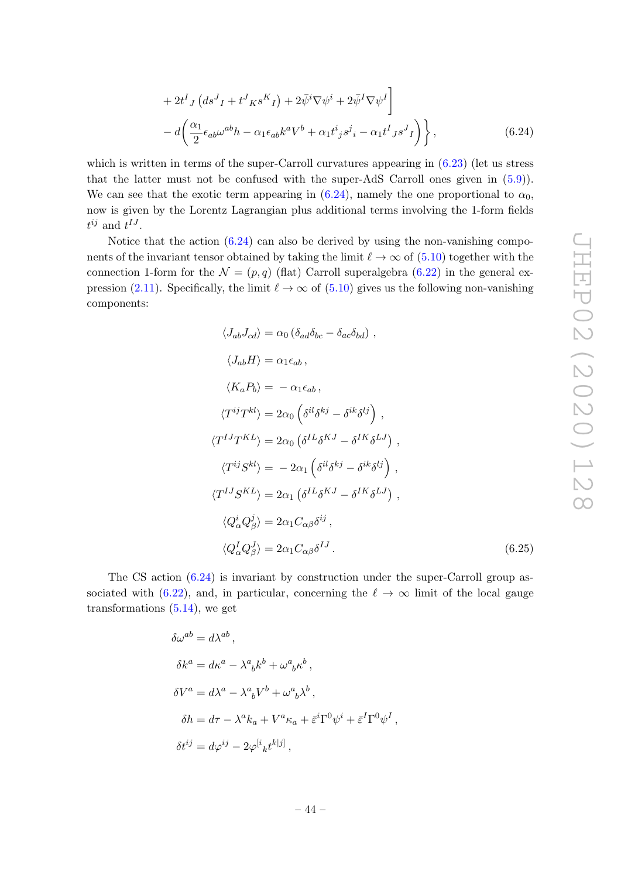$$
\begin{aligned}
&+ 2t^I{}_J \left(ds^J{}_I + t^J{}_K s^K{}_I\right) + 2\bar{\psi}^i \nabla \psi^i + 2\bar{\psi}^I \nabla \psi^I \Big] \\
&- d\bigg(\frac{\alpha_1}{2}\epsilon_{ab}\omega^{ab}h - \alpha_1 \epsilon_{ab} k^a V^b + \alpha_1 t^i{}_j s^j{}_i - \alpha_1 t^I{}_J s^J{}_I\bigg)\bigg\}\,,
\end{aligned}
\tag{6.24}
$$

which is written in terms of the super-Carroll curvatures appearing in (6.23) (let us stress that the latter must not be confused with the super-AdS Carroll ones given in (5.9)). We can see that the exotic term appearing in (6.24), namely the one proportional to $\alpha_0$, now is given by the Lorentz Lagrangian plus additional terms involving the 1-form fields $t^{ij}$ and $t^{IJ}$.

Notice that the action (6.24) can also be derived by using the non-vanishing components of the invariant tensor obtained by taking the limit $\ell \to \infty$ of (5.10) together with the connection 1-form for the $\mathcal{N} = (p,q)$ (flat) Carroll superalgebra (6.22) in the general expression (2.11). Specifically, the limit $\ell \to \infty$ of (5.10) gives us the following non-vanishing components:

$$
\begin{aligned}
\langle J_{ab} J_{cd} \rangle &= \alpha_0 \left(\delta_{ad}\delta_{bc} - \delta_{ac}\delta_{bd}\right)\,, \\
\langle J_{ab} H \rangle &= \alpha_1 \epsilon_{ab}\,, \\
\langle K_a P_b \rangle &= -\alpha_1 \epsilon_{ab}\,, \\
\langle T^{ij} T^{kl} \rangle &= 2\alpha_0 \left(\delta^{il}\delta^{kj} - \delta^{ik}\delta^{lj}\right)\,, \\
\langle T^{IJ} T^{KL} \rangle &= 2\alpha_0 \left(\delta^{IL}\delta^{KJ} - \delta^{IK}\delta^{LJ}\right)\,, \\
\langle T^{ij} S^{kl} \rangle &= -2\alpha_1 \left(\delta^{il}\delta^{kj} - \delta^{ik}\delta^{lj}\right)\,, \\
\langle T^{IJ} S^{KL} \rangle &= 2\alpha_1 \left(\delta^{IL}\delta^{KJ} - \delta^{IK}\delta^{LJ}\right)\,, \\
\langle Q^i_\alpha Q^j_\beta \rangle &= 2\alpha_1 C_{\alpha\beta}\delta^{ij}\,, \\
\langle Q^I_\alpha Q^J_\beta \rangle &= 2\alpha_1 C_{\alpha\beta}\delta^{IJ}\,.
\end{aligned}
\tag{6.25}
$$

The CS action (6.24) is invariant by construction under the super-Carroll group associated with (6.22), and, in particular, concerning the $\ell \to \infty$ limit of the local gauge transformations (5.14), we get

$$
\begin{aligned}
\delta\omega^{ab} &= d\lambda^{ab}\,, \\
\delta k^a &= d\kappa^a - \lambda^a{}_b k^b + \omega^a{}_b \kappa^b\,, \\
\delta V^a &= d\lambda^a - \lambda^a{}_b V^b + \omega^a{}_b \lambda^b\,, \\
\delta h &= d\tau - \lambda^a k_a + V^a \kappa_a + \bar{\varepsilon}^i \Gamma^0 \psi^i + \bar{\varepsilon}^I \Gamma^0 \psi^I\,, \\
\delta t^{ij} &= d\varphi^{ij} - 2\varphi^{[i}{}_k t^{k|j]}\,,
\end{aligned}
$$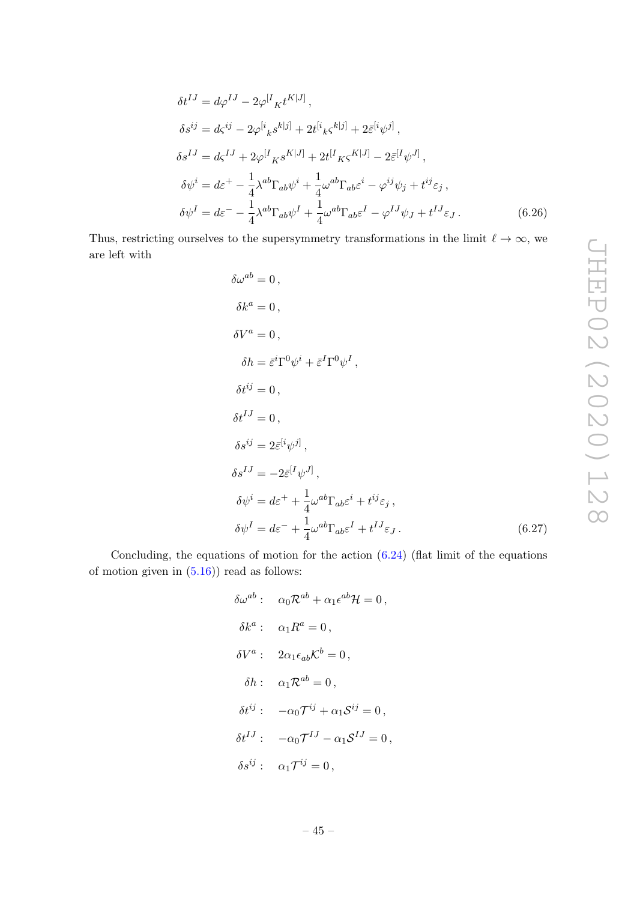$$
\begin{aligned}
\delta t^{IJ} &= d\varphi^{IJ} - 2\varphi^{[I}{}_K t^{K|J]}\,,\\
\delta s^{ij} &= d\varsigma^{ij} - 2\varphi^{[i}{}_k s^{k|j]} + 2t^{[i}{}_k \varsigma^{k|j]} + 2\bar{\varepsilon}^{[i}\psi^{j]}\,,\\
\delta s^{IJ} &= d\varsigma^{IJ} + 2\varphi^{[I}{}_K s^{K|J]} + 2t^{[I}{}_K \varsigma^{K|J]} - 2\bar{\varepsilon}^{[I}\psi^{J]}\,,\\
\delta\psi^{i} &= d\varepsilon^{+} - \frac{1}{4}\lambda^{ab}\Gamma_{ab}\psi^{i} + \frac{1}{4}\omega^{ab}\Gamma_{ab}\varepsilon^{i} - \varphi^{ij}\psi_{j} + t^{ij}\varepsilon_{j}\,,\\
\delta\psi^{I} &= d\varepsilon^{-} - \frac{1}{4}\lambda^{ab}\Gamma_{ab}\psi^{I} + \frac{1}{4}\omega^{ab}\Gamma_{ab}\varepsilon^{I} - \varphi^{IJ}\psi_{J} + t^{IJ}\varepsilon_{J}\,.
\end{aligned}
\tag{6.26}
$$

Thus, restricting ourselves to the supersymmetry transformations in the limit $\ell \to \infty$, we are left with

$$
\begin{aligned}
\delta\omega^{ab} &= 0\,,\\
\delta k^{a} &= 0\,,\\
\delta V^{a} &= 0\,,\\
\delta h &= \bar{\varepsilon}^{i}\Gamma^{0}\psi^{i} + \bar{\varepsilon}^{I}\Gamma^{0}\psi^{I}\,,\\
\delta t^{ij} &= 0\,,\\
\delta t^{IJ} &= 0\,,\\
\delta s^{ij} &= 2\bar{\varepsilon}^{[i}\psi^{j]}\,,\\
\delta s^{IJ} &= -2\bar{\varepsilon}^{[I}\psi^{J]}\,,\\
\delta\psi^{i} &= d\varepsilon^{+} + \frac{1}{4}\omega^{ab}\Gamma_{ab}\varepsilon^{i} + t^{ij}\varepsilon_{j}\,,\\
\delta\psi^{I} &= d\varepsilon^{-} + \frac{1}{4}\omega^{ab}\Gamma_{ab}\varepsilon^{I} + t^{IJ}\varepsilon_{J}\,.
\end{aligned}
\tag{6.27}
$$

Concluding, the equations of motion for the action (6.24) (flat limit of the equations of motion given in (5.16)) read as follows:

$$
\begin{aligned}
\delta\omega^{ab}:&\quad \alpha_0\mathcal{R}^{ab} + \alpha_1\epsilon^{ab}\mathcal{H} = 0\,,\\
\delta k^{a}:&\quad \alpha_1 R^{a} = 0\,,\\
\delta V^{a}:&\quad 2\alpha_1\epsilon_{ab}\mathcal{K}^{b} = 0\,,\\
\delta h:&\quad \alpha_1\mathcal{R}^{ab} = 0\,,\\
\delta t^{ij}:&\quad -\alpha_0\mathcal{T}^{ij} + \alpha_1\mathcal{S}^{ij} = 0\,,\\
\delta t^{IJ}:&\quad -\alpha_0\mathcal{T}^{IJ} - \alpha_1\mathcal{S}^{IJ} = 0\,,\\
\delta s^{ij}:&\quad \alpha_1\mathcal{T}^{ij} = 0\,,
\end{aligned}
$$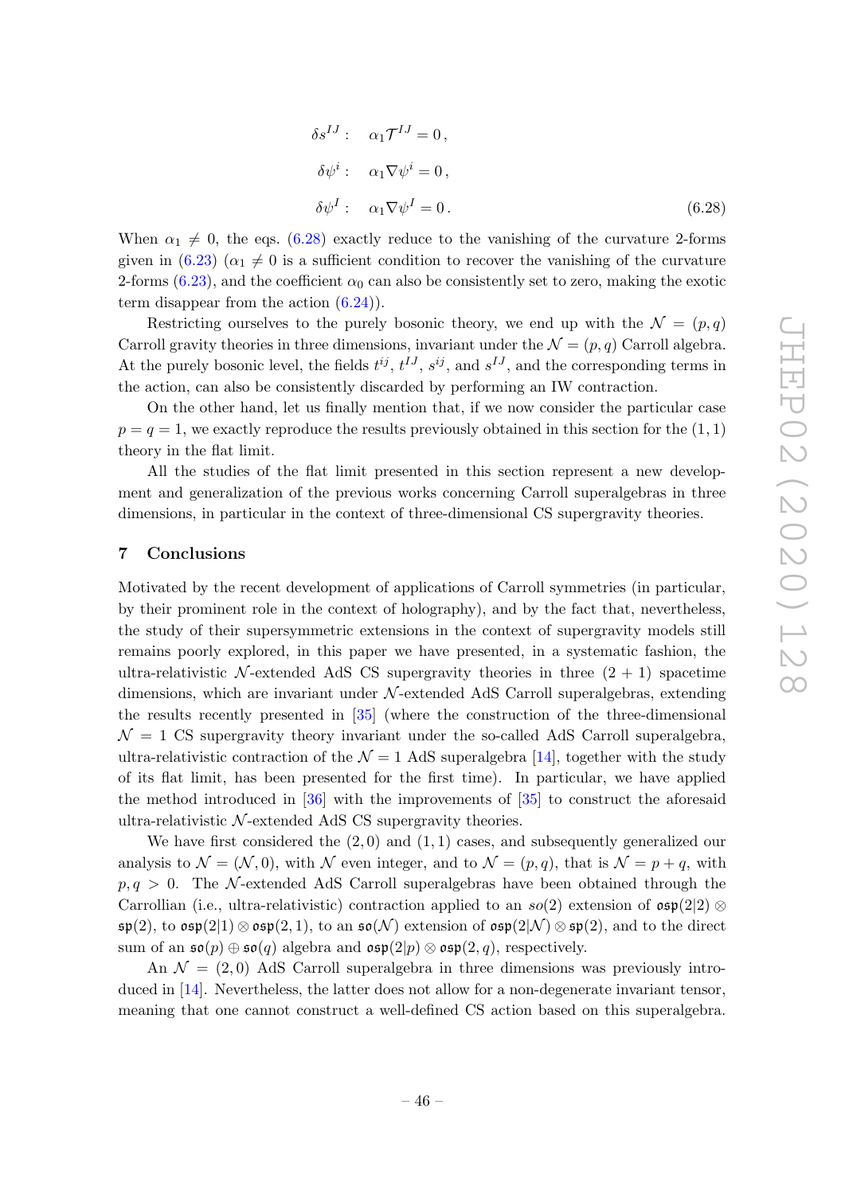$$
\begin{aligned}
\delta s^{IJ}: &\quad \alpha_1 \mathcal{T}^{IJ} = 0\,, \\
\delta \psi^{i}: &\quad \alpha_1 \nabla \psi^{i} = 0\,, \\
\delta \psi^{I}: &\quad \alpha_1 \nabla \psi^{I} = 0\,.
\end{aligned} \tag{6.28}
$$

When $\alpha_1 \neq 0$, the eqs. (6.28) exactly reduce to the vanishing of the curvature 2-forms given in (6.23) ($\alpha_1 \neq 0$ is a sufficient condition to recover the vanishing of the curvature 2-forms (6.23), and the coefficient $\alpha_0$ can also be consistently set to zero, making the exotic term disappear from the action (6.24)).

Restricting ourselves to the purely bosonic theory, we end up with the $\mathcal{N} = (p, q)$ Carroll gravity theories in three dimensions, invariant under the $\mathcal{N} = (p, q)$ Carroll algebra. At the purely bosonic level, the fields $t^{ij}$, $t^{IJ}$, $s^{ij}$, and $s^{IJ}$, and the corresponding terms in the action, can also be consistently discarded by performing an IW contraction.

On the other hand, let us finally mention that, if we now consider the particular case $p = q = 1$, we exactly reproduce the results previously obtained in this section for the $(1, 1)$ theory in the flat limit.

All the studies of the flat limit presented in this section represent a new development and generalization of the previous works concerning Carroll superalgebras in three dimensions, in particular in the context of three-dimensional CS supergravity theories.

## 7 Conclusions

Motivated by the recent development of applications of Carroll symmetries (in particular, by their prominent role in the context of holography), and by the fact that, nevertheless, the study of their supersymmetric extensions in the context of supergravity models still remains poorly explored, in this paper we have presented, in a systematic fashion, the ultra-relativistic $\mathcal{N}$-extended AdS CS supergravity theories in three $(2 + 1)$ spacetime dimensions, which are invariant under $\mathcal{N}$-extended AdS Carroll superalgebras, extending the results recently presented in [35] (where the construction of the three-dimensional $\mathcal{N} = 1$ CS supergravity theory invariant under the so-called AdS Carroll superalgebra, ultra-relativistic contraction of the $\mathcal{N} = 1$ AdS superalgebra [14], together with the study of its flat limit, has been presented for the first time). In particular, we have applied the method introduced in [36] with the improvements of [35] to construct the aforesaid ultra-relativistic $\mathcal{N}$-extended AdS CS supergravity theories.

We have first considered the $(2, 0)$ and $(1, 1)$ cases, and subsequently generalized our analysis to $\mathcal{N} = (\mathcal{N}, 0)$, with $\mathcal{N}$ even integer, and to $\mathcal{N} = (p, q)$, that is $\mathcal{N} = p + q$, with $p, q > 0$. The $\mathcal{N}$-extended AdS Carroll superalgebras have been obtained through the Carrollian (i.e., ultra-relativistic) contraction applied to an $so(2)$ extension of $\mathfrak{osp}(2|2) \otimes \mathfrak{sp}(2)$, to $\mathfrak{osp}(2|1) \otimes \mathfrak{osp}(2, 1)$, to an $\mathfrak{so}(\mathcal{N})$ extension of $\mathfrak{osp}(2|\mathcal{N}) \otimes \mathfrak{sp}(2)$, and to the direct sum of an $\mathfrak{so}(p) \oplus \mathfrak{so}(q)$ algebra and $\mathfrak{osp}(2|p) \otimes \mathfrak{osp}(2, q)$, respectively.

An $\mathcal{N} = (2, 0)$ AdS Carroll superalgebra in three dimensions was previously introduced in [14]. Nevertheless, the latter does not allow for a non-degenerate invariant tensor, meaning that one cannot construct a well-defined CS action based on this superalgebra.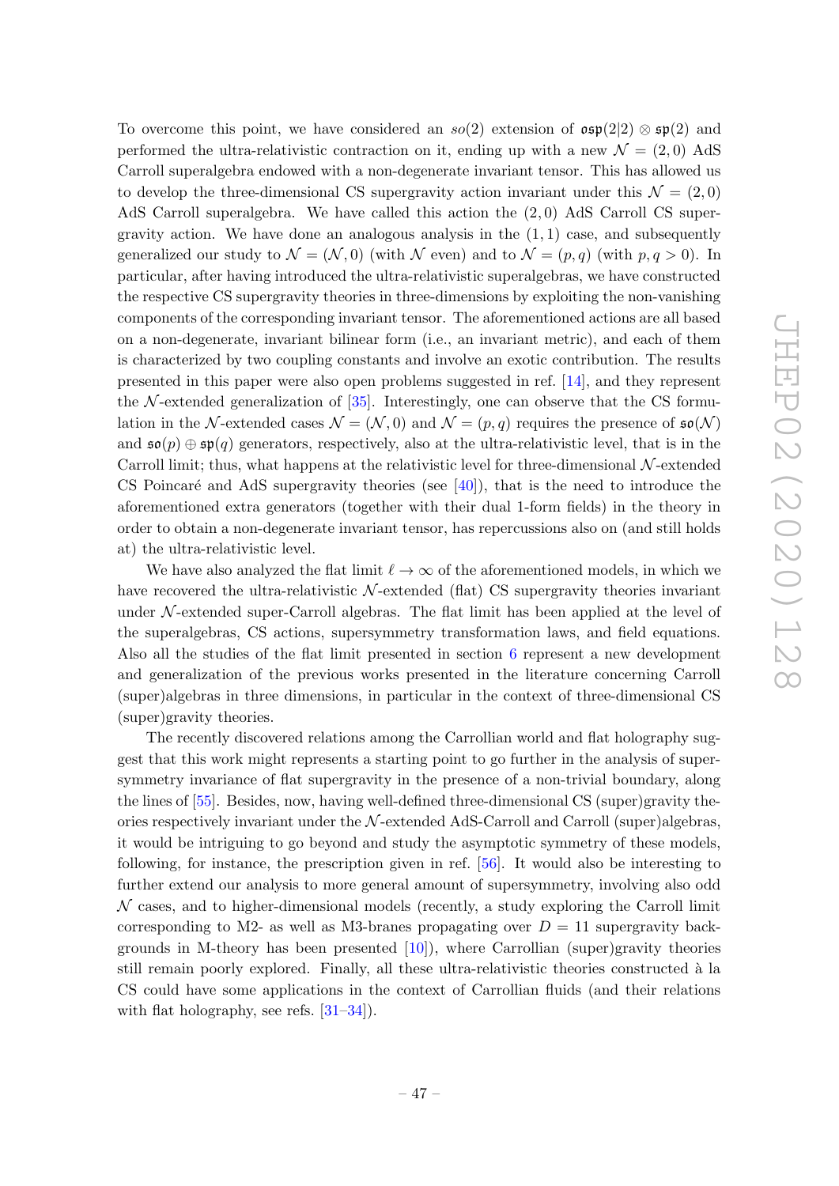To overcome this point, we have considered an $so(2)$ extension of $\mathfrak{osp}(2|2) \otimes \mathfrak{sp}(2)$ and performed the ultra-relativistic contraction on it, ending up with a new $\mathcal{N} = (2, 0)$ AdS Carroll superalgebra endowed with a non-degenerate invariant tensor. This has allowed us to develop the three-dimensional CS supergravity action invariant under this $\mathcal{N} = (2, 0)$ AdS Carroll superalgebra. We have called this action the $(2, 0)$ AdS Carroll CS supergravity action. We have done an analogous analysis in the $(1, 1)$ case, and subsequently generalized our study to $\mathcal{N} = (\mathcal{N}, 0)$ (with $\mathcal{N}$ even) and to $\mathcal{N} = (p, q)$ (with $p, q > 0$). In particular, after having introduced the ultra-relativistic superalgebras, we have constructed the respective CS supergravity theories in three-dimensions by exploiting the non-vanishing components of the corresponding invariant tensor. The aforementioned actions are all based on a non-degenerate, invariant bilinear form (i.e., an invariant metric), and each of them is characterized by two coupling constants and involve an exotic contribution. The results presented in this paper were also open problems suggested in ref. [14], and they represent the $\mathcal{N}$-extended generalization of [35]. Interestingly, one can observe that the CS formulation in the $\mathcal{N}$-extended cases $\mathcal{N} = (\mathcal{N}, 0)$ and $\mathcal{N} = (p, q)$ requires the presence of $\mathfrak{so}(\mathcal{N})$ and $\mathfrak{so}(p) \oplus \mathfrak{sp}(q)$ generators, respectively, also at the ultra-relativistic level, that is in the Carroll limit; thus, what happens at the relativistic level for three-dimensional $\mathcal{N}$-extended CS Poincaré and AdS supergravity theories (see [40]), that is the need to introduce the aforementioned extra generators (together with their dual 1-form fields) in the theory in order to obtain a non-degenerate invariant tensor, has repercussions also on (and still holds at) the ultra-relativistic level.

We have also analyzed the flat limit $\ell \to \infty$ of the aforementioned models, in which we have recovered the ultra-relativistic $\mathcal{N}$-extended (flat) CS supergravity theories invariant under $\mathcal{N}$-extended super-Carroll algebras. The flat limit has been applied at the level of the superalgebras, CS actions, supersymmetry transformation laws, and field equations. Also all the studies of the flat limit presented in section 6 represent a new development and generalization of the previous works presented in the literature concerning Carroll (super)algebras in three dimensions, in particular in the context of three-dimensional CS (super)gravity theories.

The recently discovered relations among the Carrollian world and flat holography suggest that this work might represents a starting point to go further in the analysis of supersymmetry invariance of flat supergravity in the presence of a non-trivial boundary, along the lines of [55]. Besides, now, having well-defined three-dimensional CS (super)gravity theories respectively invariant under the $\mathcal{N}$-extended AdS-Carroll and Carroll (super)algebras, it would be intriguing to go beyond and study the asymptotic symmetry of these models, following, for instance, the prescription given in ref. [56]. It would also be interesting to further extend our analysis to more general amount of supersymmetry, involving also odd $\mathcal{N}$ cases, and to higher-dimensional models (recently, a study exploring the Carroll limit corresponding to M2- as well as M3-branes propagating over $D = 11$ supergravity backgrounds in M-theory has been presented [10]), where Carrollian (super)gravity theories still remain poorly explored. Finally, all these ultra-relativistic theories constructed à la CS could have some applications in the context of Carrollian fluids (and their relations with flat holography, see refs. [31–34]).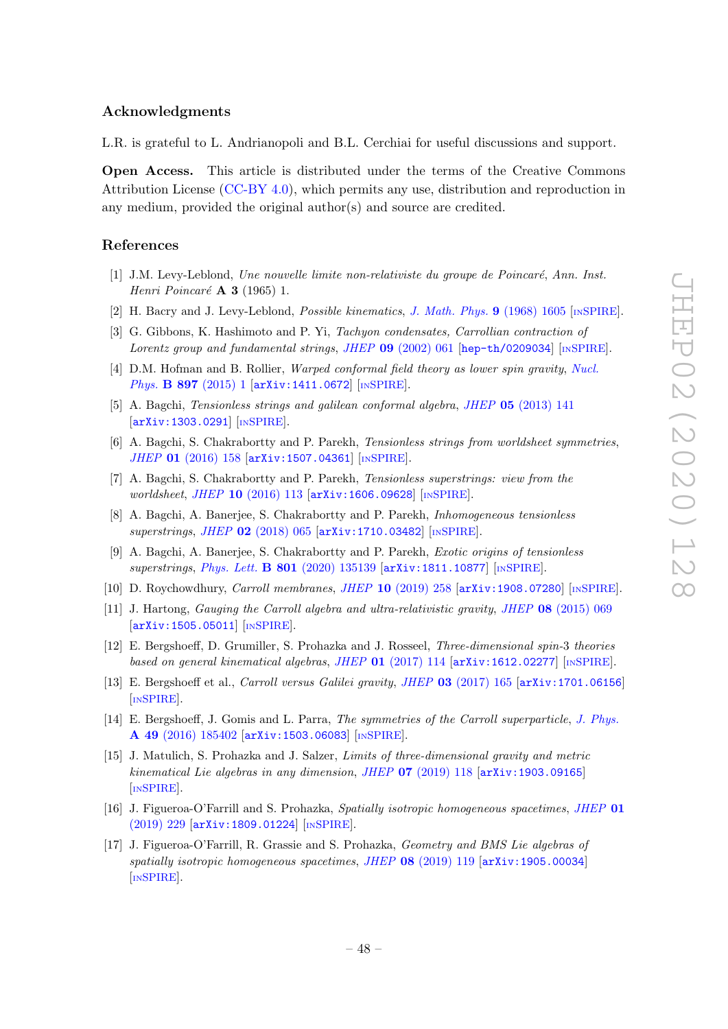## Acknowledgments

L.R. is grateful to L. Andrianopoli and B.L. Cerchiai for useful discussions and support.

**Open Access.** This article is distributed under the terms of the Creative Commons Attribution License (CC-BY 4.0), which permits any use, distribution and reproduction in any medium, provided the original author(s) and source are credited.

## References

[1] J.M. Levy-Leblond, *Une nouvelle limite non-relativiste du groupe de Poincaré*, Ann. Inst. Henri Poincaré **A 3** (1965) 1.

[2] H. Bacry and J. Levy-Leblond, *Possible kinematics*, *J. Math. Phys.* **9** (1968) 1605 [INSPIRE].

[3] G. Gibbons, K. Hashimoto and P. Yi, *Tachyon condensates, Carrollian contraction of Lorentz group and fundamental strings*, *JHEP* **09** (2002) 061 [hep-th/0209034] [INSPIRE].

[4] D.M. Hofman and B. Rollier, *Warped conformal field theory as lower spin gravity*, *Nucl. Phys.* **B 897** (2015) 1 [arXiv:1411.0672] [INSPIRE].

[5] A. Bagchi, *Tensionless strings and galilean conformal algebra*, *JHEP* **05** (2013) 141 [arXiv:1303.0291] [INSPIRE].

[6] A. Bagchi, S. Chakrabortty and P. Parekh, *Tensionless strings from worldsheet symmetries*, *JHEP* **01** (2016) 158 [arXiv:1507.04361] [INSPIRE].

[7] A. Bagchi, S. Chakrabortty and P. Parekh, *Tensionless superstrings: view from the worldsheet*, *JHEP* **10** (2016) 113 [arXiv:1606.09628] [INSPIRE].

[8] A. Bagchi, A. Banerjee, S. Chakrabortty and P. Parekh, *Inhomogeneous tensionless superstrings*, *JHEP* **02** (2018) 065 [arXiv:1710.03482] [INSPIRE].

[9] A. Bagchi, A. Banerjee, S. Chakrabortty and P. Parekh, *Exotic origins of tensionless superstrings*, *Phys. Lett.* **B 801** (2020) 135139 [arXiv:1811.10877] [INSPIRE].

[10] D. Roychowdhury, *Carroll membranes*, *JHEP* **10** (2019) 258 [arXiv:1908.07280] [INSPIRE].

[11] J. Hartong, *Gauging the Carroll algebra and ultra-relativistic gravity*, *JHEP* **08** (2015) 069 [arXiv:1505.05011] [INSPIRE].

[12] E. Bergshoeff, D. Grumiller, S. Prohazka and J. Rosseel, *Three-dimensional spin-3 theories based on general kinematical algebras*, *JHEP* **01** (2017) 114 [arXiv:1612.02277] [INSPIRE].

[13] E. Bergshoeff et al., *Carroll versus Galilei gravity*, *JHEP* **03** (2017) 165 [arXiv:1701.06156] [INSPIRE].

[14] E. Bergshoeff, J. Gomis and L. Parra, *The symmetries of the Carroll superparticle*, *J. Phys.* **A 49** (2016) 185402 [arXiv:1503.06083] [INSPIRE].

[15] J. Matulich, S. Prohazka and J. Salzer, *Limits of three-dimensional gravity and metric kinematical Lie algebras in any dimension*, *JHEP* **07** (2019) 118 [arXiv:1903.09165] [INSPIRE].

[16] J. Figueroa-O'Farrill and S. Prohazka, *Spatially isotropic homogeneous spacetimes*, *JHEP* **01** (2019) 229 [arXiv:1809.01224] [INSPIRE].

[17] J. Figueroa-O'Farrill, R. Grassie and S. Prohazka, *Geometry and BMS Lie algebras of spatially isotropic homogeneous spacetimes*, *JHEP* **08** (2019) 119 [arXiv:1905.00034] [INSPIRE].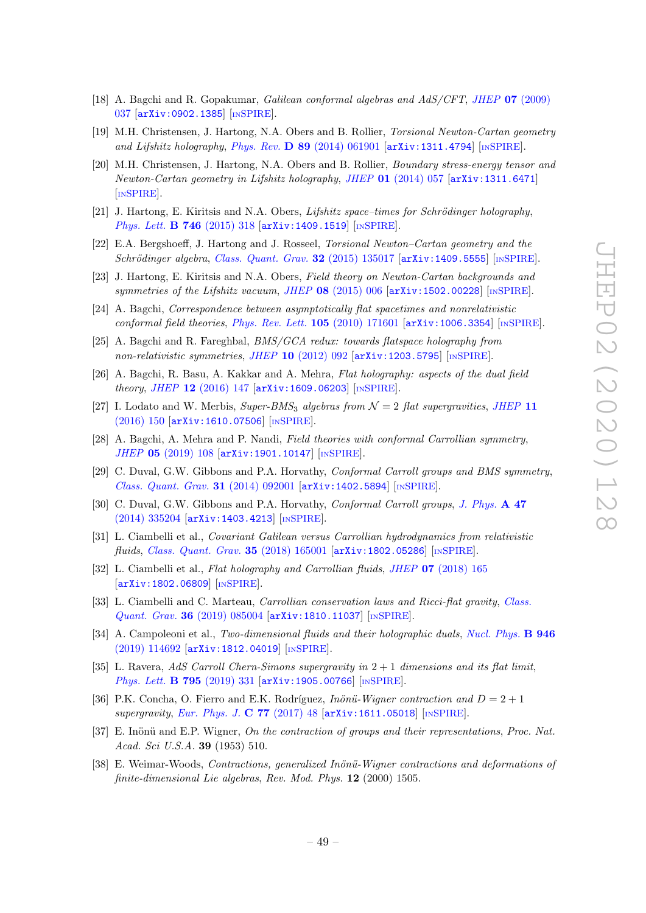[18] A. Bagchi and R. Gopakumar, *Galilean conformal algebras and AdS/CFT*, *JHEP* **07** (2009) 037 [arXiv:0902.1385] [INSPIRE].

[19] M.H. Christensen, J. Hartong, N.A. Obers and B. Rollier, *Torsional Newton-Cartan geometry and Lifshitz holography*, *Phys. Rev.* **D 89** (2014) 061901 [arXiv:1311.4794] [INSPIRE].

[20] M.H. Christensen, J. Hartong, N.A. Obers and B. Rollier, *Boundary stress-energy tensor and Newton-Cartan geometry in Lifshitz holography*, *JHEP* **01** (2014) 057 [arXiv:1311.6471] [INSPIRE].

[21] J. Hartong, E. Kiritsis and N.A. Obers, *Lifshitz space–times for Schrödinger holography*, *Phys. Lett.* **B 746** (2015) 318 [arXiv:1409.1519] [INSPIRE].

[22] E.A. Bergshoeff, J. Hartong and J. Rosseel, *Torsional Newton–Cartan geometry and the Schrödinger algebra*, *Class. Quant. Grav.* **32** (2015) 135017 [arXiv:1409.5555] [INSPIRE].

[23] J. Hartong, E. Kiritsis and N.A. Obers, *Field theory on Newton-Cartan backgrounds and symmetries of the Lifshitz vacuum*, *JHEP* **08** (2015) 006 [arXiv:1502.00228] [INSPIRE].

[24] A. Bagchi, *Correspondence between asymptotically flat spacetimes and nonrelativistic conformal field theories*, *Phys. Rev. Lett.* **105** (2010) 171601 [arXiv:1006.3354] [INSPIRE].

[25] A. Bagchi and R. Fareghbal, *BMS/GCA redux: towards flatspace holography from non-relativistic symmetries*, *JHEP* **10** (2012) 092 [arXiv:1203.5795] [INSPIRE].

[26] A. Bagchi, R. Basu, A. Kakkar and A. Mehra, *Flat holography: aspects of the dual field theory*, *JHEP* **12** (2016) 147 [arXiv:1609.06203] [INSPIRE].

[27] I. Lodato and W. Merbis, *Super-BMS$_3$ algebras from $\mathcal{N}=2$ flat supergravities*, *JHEP* **11** (2016) 150 [arXiv:1610.07506] [INSPIRE].

[28] A. Bagchi, A. Mehra and P. Nandi, *Field theories with conformal Carrollian symmetry*, *JHEP* **05** (2019) 108 [arXiv:1901.10147] [INSPIRE].

[29] C. Duval, G.W. Gibbons and P.A. Horvathy, *Conformal Carroll groups and BMS symmetry*, *Class. Quant. Grav.* **31** (2014) 092001 [arXiv:1402.5894] [INSPIRE].

[30] C. Duval, G.W. Gibbons and P.A. Horvathy, *Conformal Carroll groups*, *J. Phys.* **A 47** (2014) 335204 [arXiv:1403.4213] [INSPIRE].

[31] L. Ciambelli et al., *Covariant Galilean versus Carrollian hydrodynamics from relativistic fluids*, *Class. Quant. Grav.* **35** (2018) 165001 [arXiv:1802.05286] [INSPIRE].

[32] L. Ciambelli et al., *Flat holography and Carrollian fluids*, *JHEP* **07** (2018) 165 [arXiv:1802.06809] [INSPIRE].

[33] L. Ciambelli and C. Marteau, *Carrollian conservation laws and Ricci-flat gravity*, *Class. Quant. Grav.* **36** (2019) 085004 [arXiv:1810.11037] [INSPIRE].

[34] A. Campoleoni et al., *Two-dimensional fluids and their holographic duals*, *Nucl. Phys.* **B 946** (2019) 114692 [arXiv:1812.04019] [INSPIRE].

[35] L. Ravera, *AdS Carroll Chern-Simons supergravity in 2 + 1 dimensions and its flat limit*, *Phys. Lett.* **B 795** (2019) 331 [arXiv:1905.00766] [INSPIRE].

[36] P.K. Concha, O. Fierro and E.K. Rodríguez, *Inönü-Wigner contraction and D = 2 + 1 supergravity*, *Eur. Phys. J.* **C 77** (2017) 48 [arXiv:1611.05018] [INSPIRE].

[37] E. Inönü and E.P. Wigner, *On the contraction of groups and their representations*, *Proc. Nat. Acad. Sci U.S.A.* **39** (1953) 510.

[38] E. Weimar-Woods, *Contractions, generalized Inönü-Wigner contractions and deformations of finite-dimensional Lie algebras*, *Rev. Mod. Phys.* **12** (2000) 1505.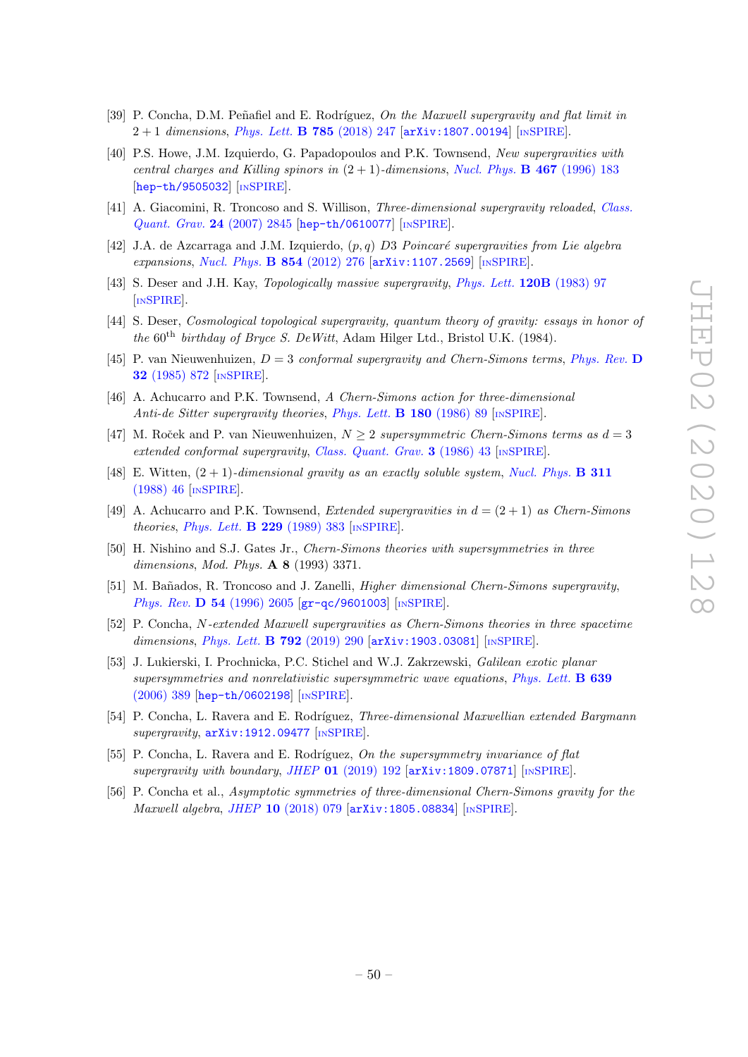[39] P. Concha, D.M. Peñafiel and E. Rodríguez, *On the Maxwell supergravity and flat limit in* $2+1$ *dimensions*, *Phys. Lett.* **B 785** (2018) 247 [arXiv:1807.00194] [INSPIRE].

[40] P.S. Howe, J.M. Izquierdo, G. Papadopoulos and P.K. Townsend, *New supergravities with central charges and Killing spinors in* $(2+1)$*-dimensions*, *Nucl. Phys.* **B 467** (1996) 183 [hep-th/9505032] [INSPIRE].

[41] A. Giacomini, R. Troncoso and S. Willison, *Three-dimensional supergravity reloaded*, *Class. Quant. Grav.* **24** (2007) 2845 [hep-th/0610077] [INSPIRE].

[42] J.A. de Azcarraga and J.M. Izquierdo, $(p,q)$ *D3 Poincaré supergravities from Lie algebra expansions*, *Nucl. Phys.* **B 854** (2012) 276 [arXiv:1107.2569] [INSPIRE].

[43] S. Deser and J.H. Kay, *Topologically massive supergravity*, *Phys. Lett.* **120B** (1983) 97 [INSPIRE].

[44] S. Deser, *Cosmological topological supergravity, quantum theory of gravity: essays in honor of the* $60^{\text{th}}$ *birthday of Bryce S. DeWitt*, Adam Hilger Ltd., Bristol U.K. (1984).

[45] P. van Nieuwenhuizen, $D=3$ *conformal supergravity and Chern-Simons terms*, *Phys. Rev.* **D 32** (1985) 872 [INSPIRE].

[46] A. Achucarro and P.K. Townsend, *A Chern-Simons action for three-dimensional Anti-de Sitter supergravity theories*, *Phys. Lett.* **B 180** (1986) 89 [INSPIRE].

[47] M. Roček and P. van Nieuwenhuizen, $N \geq 2$ *supersymmetric Chern-Simons terms as* $d=3$ *extended conformal supergravity*, *Class. Quant. Grav.* **3** (1986) 43 [INSPIRE].

[48] E. Witten, $(2+1)$*-dimensional gravity as an exactly soluble system*, *Nucl. Phys.* **B 311** (1988) 46 [INSPIRE].

[49] A. Achucarro and P.K. Townsend, *Extended supergravities in* $d=(2+1)$ *as Chern-Simons theories*, *Phys. Lett.* **B 229** (1989) 383 [INSPIRE].

[50] H. Nishino and S.J. Gates Jr., *Chern-Simons theories with supersymmetries in three dimensions*, *Mod. Phys.* **A 8** (1993) 3371.

[51] M. Bañados, R. Troncoso and J. Zanelli, *Higher dimensional Chern-Simons supergravity*, *Phys. Rev.* **D 54** (1996) 2605 [gr-qc/9601003] [INSPIRE].

[52] P. Concha, *N-extended Maxwell supergravities as Chern-Simons theories in three spacetime dimensions*, *Phys. Lett.* **B 792** (2019) 290 [arXiv:1903.03081] [INSPIRE].

[53] J. Lukierski, I. Prochnicka, P.C. Stichel and W.J. Zakrzewski, *Galilean exotic planar supersymmetries and nonrelativistic supersymmetric wave equations*, *Phys. Lett.* **B 639** (2006) 389 [hep-th/0602198] [INSPIRE].

[54] P. Concha, L. Ravera and E. Rodríguez, *Three-dimensional Maxwellian extended Bargmann supergravity*, arXiv:1912.09477 [INSPIRE].

[55] P. Concha, L. Ravera and E. Rodríguez, *On the supersymmetry invariance of flat supergravity with boundary*, *JHEP* **01** (2019) 192 [arXiv:1809.07871] [INSPIRE].

[56] P. Concha et al., *Asymptotic symmetries of three-dimensional Chern-Simons gravity for the Maxwell algebra*, *JHEP* **10** (2018) 079 [arXiv:1805.08834] [INSPIRE].